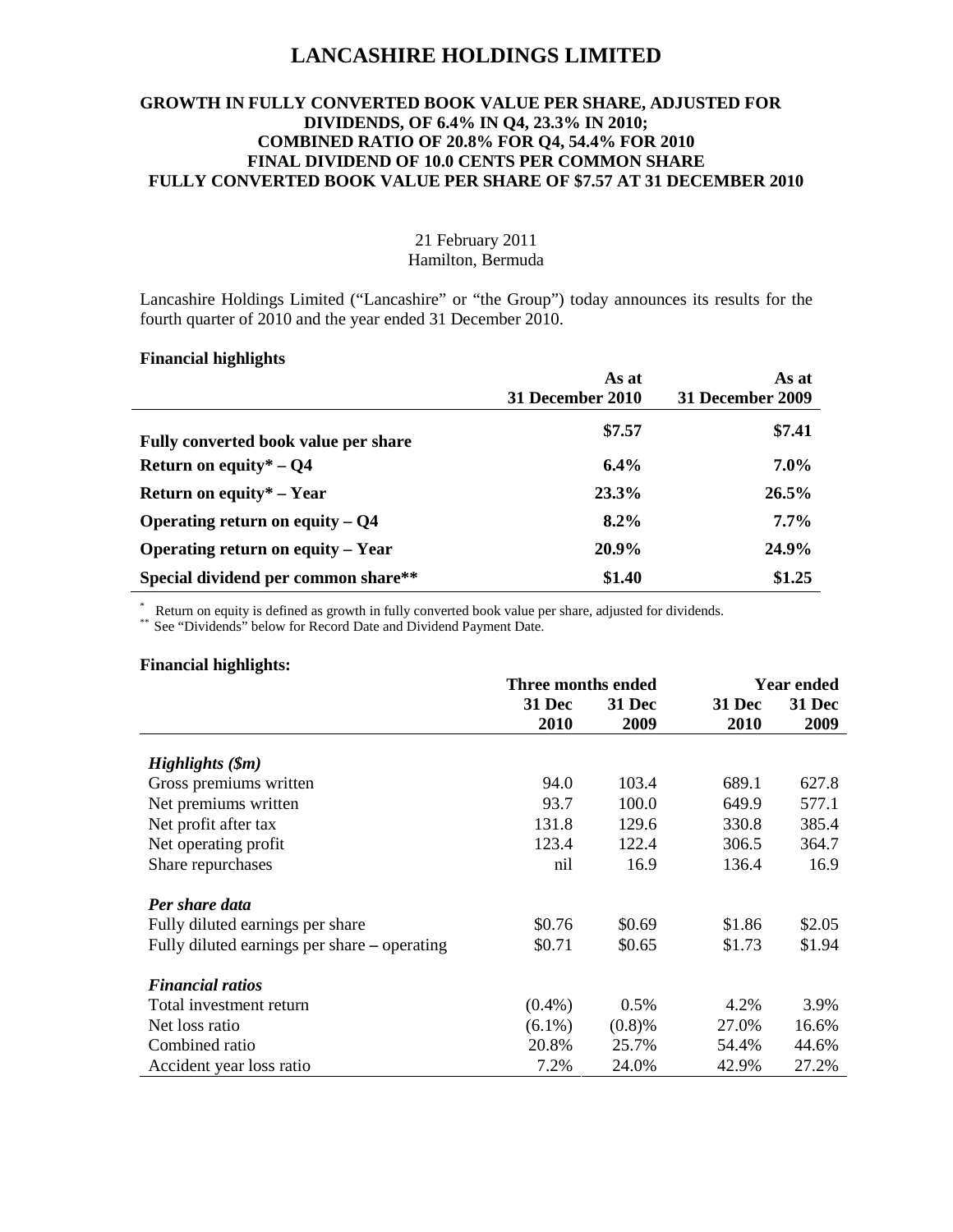# LANCASHIRE HOLDINGS LIMITED

**GROWTH IN FULLY CONVERTED BOOK VALUE PER SHARE, ADJUSTED FOR DIVIDENDS, OF 6.4% IN Q4, 23.3% IN 2010;**
**COMBINED RATIO OF 20.8% FOR Q4, 54.4% FOR 2010**
**FINAL DIVIDEND OF 10.0 CENTS PER COMMON SHARE**
**FULLY CONVERTED BOOK VALUE PER SHARE OF $7.57 AT 31 DECEMBER 2010**

21 February 2011
Hamilton, Bermuda

Lancashire Holdings Limited ("Lancashire" or "the Group") today announces its results for the fourth quarter of 2010 and the year ended 31 December 2010.

**Financial highlights**

| | As at 31 December 2010 | As at 31 December 2009 |
|---|---|---|
| **Fully converted book value per share** | **$7.57** | **$7.41** |
| **Return on equity* – Q4** | **6.4%** | **7.0%** |
| **Return on equity* – Year** | **23.3%** | **26.5%** |
| **Operating return on equity – Q4** | **8.2%** | **7.7%** |
| **Operating return on equity – Year** | **20.9%** | **24.9%** |
| **Special dividend per common share**** | **$1.40** | **$1.25** |

\* Return on equity is defined as growth in fully converted book value per share, adjusted for dividends.
** See "Dividends" below for Record Date and Dividend Payment Date.

**Financial highlights:**

| | Three months ended | | Year ended | |
|---|---|---|---|---|
| | 31 Dec 2010 | 31 Dec 2009 | 31 Dec 2010 | 31 Dec 2009 |
| ***Highlights ($m)*** | | | | |
| Gross premiums written | 94.0 | 103.4 | 689.1 | 627.8 |
| Net premiums written | 93.7 | 100.0 | 649.9 | 577.1 |
| Net profit after tax | 131.8 | 129.6 | 330.8 | 385.4 |
| Net operating profit | 123.4 | 122.4 | 306.5 | 364.7 |
| Share repurchases | nil | 16.9 | 136.4 | 16.9 |
| ***Per share data*** | | | | |
| Fully diluted earnings per share | $0.76 | $0.69 | $1.86 | $2.05 |
| Fully diluted earnings per share – operating | $0.71 | $0.65 | $1.73 | $1.94 |
| ***Financial ratios*** | | | | |
| Total investment return | (0.4%) | 0.5% | 4.2% | 3.9% |
| Net loss ratio | (6.1%) | (0.8)% | 27.0% | 16.6% |
| Combined ratio | 20.8% | 25.7% | 54.4% | 44.6% |
| Accident year loss ratio | 7.2% | 24.0% | 42.9% | 27.2% |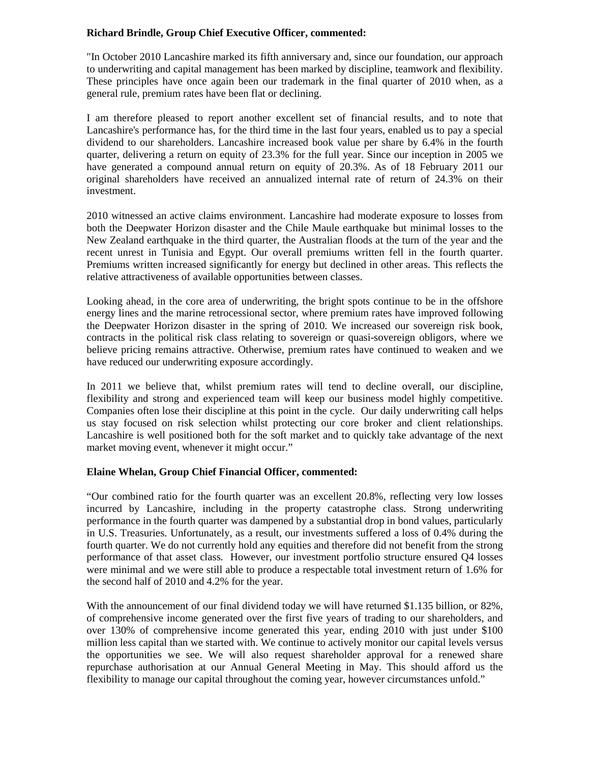**Richard Brindle, Group Chief Executive Officer, commented:**

"In October 2010 Lancashire marked its fifth anniversary and, since our foundation, our approach to underwriting and capital management has been marked by discipline, teamwork and flexibility. These principles have once again been our trademark in the final quarter of 2010 when, as a general rule, premium rates have been flat or declining.

I am therefore pleased to report another excellent set of financial results, and to note that Lancashire's performance has, for the third time in the last four years, enabled us to pay a special dividend to our shareholders. Lancashire increased book value per share by 6.4% in the fourth quarter, delivering a return on equity of 23.3% for the full year. Since our inception in 2005 we have generated a compound annual return on equity of 20.3%. As of 18 February 2011 our original shareholders have received an annualized internal rate of return of 24.3% on their investment.

2010 witnessed an active claims environment. Lancashire had moderate exposure to losses from both the Deepwater Horizon disaster and the Chile Maule earthquake but minimal losses to the New Zealand earthquake in the third quarter, the Australian floods at the turn of the year and the recent unrest in Tunisia and Egypt. Our overall premiums written fell in the fourth quarter. Premiums written increased significantly for energy but declined in other areas. This reflects the relative attractiveness of available opportunities between classes.

Looking ahead, in the core area of underwriting, the bright spots continue to be in the offshore energy lines and the marine retrocessional sector, where premium rates have improved following the Deepwater Horizon disaster in the spring of 2010. We increased our sovereign risk book, contracts in the political risk class relating to sovereign or quasi-sovereign obligors, where we believe pricing remains attractive. Otherwise, premium rates have continued to weaken and we have reduced our underwriting exposure accordingly.

In 2011 we believe that, whilst premium rates will tend to decline overall, our discipline, flexibility and strong and experienced team will keep our business model highly competitive. Companies often lose their discipline at this point in the cycle. Our daily underwriting call helps us stay focused on risk selection whilst protecting our core broker and client relationships. Lancashire is well positioned both for the soft market and to quickly take advantage of the next market moving event, whenever it might occur."

**Elaine Whelan, Group Chief Financial Officer, commented:**

"Our combined ratio for the fourth quarter was an excellent 20.8%, reflecting very low losses incurred by Lancashire, including in the property catastrophe class. Strong underwriting performance in the fourth quarter was dampened by a substantial drop in bond values, particularly in U.S. Treasuries. Unfortunately, as a result, our investments suffered a loss of 0.4% during the fourth quarter. We do not currently hold any equities and therefore did not benefit from the strong performance of that asset class. However, our investment portfolio structure ensured Q4 losses were minimal and we were still able to produce a respectable total investment return of 1.6% for the second half of 2010 and 4.2% for the year.

With the announcement of our final dividend today we will have returned $1.135 billion, or 82%, of comprehensive income generated over the first five years of trading to our shareholders, and over 130% of comprehensive income generated this year, ending 2010 with just under $100 million less capital than we started with. We continue to actively monitor our capital levels versus the opportunities we see. We will also request shareholder approval for a renewed share repurchase authorisation at our Annual General Meeting in May. This should afford us the flexibility to manage our capital throughout the coming year, however circumstances unfold."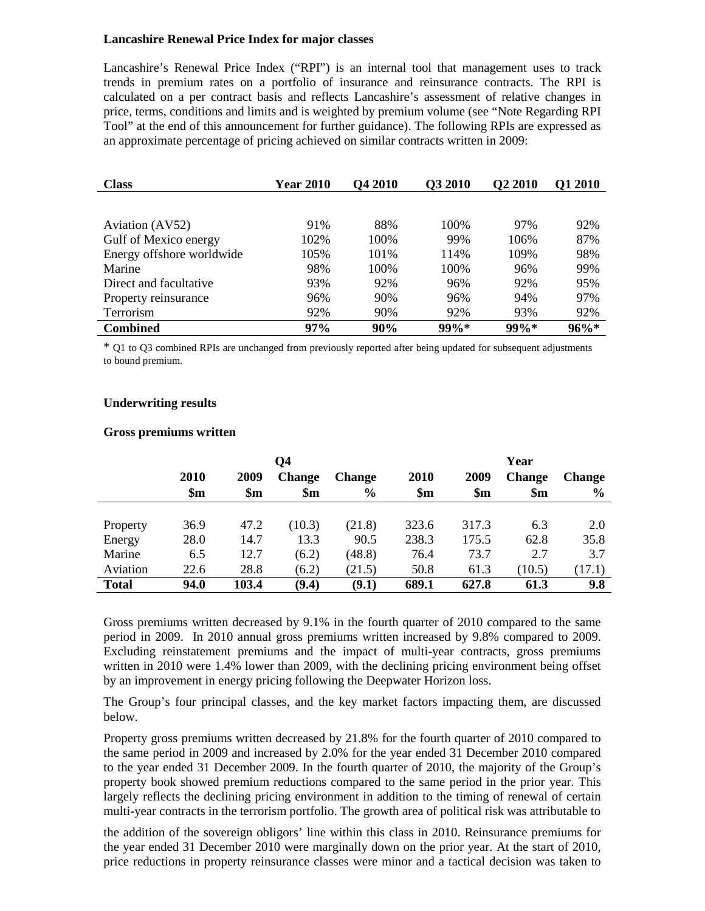**Lancashire Renewal Price Index for major classes**

Lancashire's Renewal Price Index ("RPI") is an internal tool that management uses to track trends in premium rates on a portfolio of insurance and reinsurance contracts. The RPI is calculated on a per contract basis and reflects Lancashire's assessment of relative changes in price, terms, conditions and limits and is weighted by premium volume (see "Note Regarding RPI Tool" at the end of this announcement for further guidance). The following RPIs are expressed as an approximate percentage of pricing achieved on similar contracts written in 2009:

| Class | Year 2010 | Q4 2010 | Q3 2010 | Q2 2010 | Q1 2010 |
|---|---|---|---|---|---|
| Aviation (AV52) | 91% | 88% | 100% | 97% | 92% |
| Gulf of Mexico energy | 102% | 100% | 99% | 106% | 87% |
| Energy offshore worldwide | 105% | 101% | 114% | 109% | 98% |
| Marine | 98% | 100% | 100% | 96% | 99% |
| Direct and facultative | 93% | 92% | 96% | 92% | 95% |
| Property reinsurance | 96% | 90% | 96% | 94% | 97% |
| Terrorism | 92% | 90% | 92% | 93% | 92% |
| **Combined** | **97%** | **90%** | **99%*** | **99%*** | **96%*** |

* Q1 to Q3 combined RPIs are unchanged from previously reported after being updated for subsequent adjustments to bound premium.

**Underwriting results**

**Gross premiums written**

| | Q4 | | | | Year | | | |
|---|---|---|---|---|---|---|---|---|
| | 2010 $m | 2009 $m | Change $m | Change % | 2010 $m | 2009 $m | Change $m | Change % |
| Property | 36.9 | 47.2 | (10.3) | (21.8) | 323.6 | 317.3 | 6.3 | 2.0 |
| Energy | 28.0 | 14.7 | 13.3 | 90.5 | 238.3 | 175.5 | 62.8 | 35.8 |
| Marine | 6.5 | 12.7 | (6.2) | (48.8) | 76.4 | 73.7 | 2.7 | 3.7 |
| Aviation | 22.6 | 28.8 | (6.2) | (21.5) | 50.8 | 61.3 | (10.5) | (17.1) |
| **Total** | **94.0** | **103.4** | **(9.4)** | **(9.1)** | **689.1** | **627.8** | **61.3** | **9.8** |

Gross premiums written decreased by 9.1% in the fourth quarter of 2010 compared to the same period in 2009. In 2010 annual gross premiums written increased by 9.8% compared to 2009. Excluding reinstatement premiums and the impact of multi-year contracts, gross premiums written in 2010 were 1.4% lower than 2009, with the declining pricing environment being offset by an improvement in energy pricing following the Deepwater Horizon loss.

The Group's four principal classes, and the key market factors impacting them, are discussed below.

Property gross premiums written decreased by 21.8% for the fourth quarter of 2010 compared to the same period in 2009 and increased by 2.0% for the year ended 31 December 2010 compared to the year ended 31 December 2009. In the fourth quarter of 2010, the majority of the Group's property book showed premium reductions compared to the same period in the prior year. This largely reflects the declining pricing environment in addition to the timing of renewal of certain multi-year contracts in the terrorism portfolio. The growth area of political risk was attributable to the addition of the sovereign obligors' line within this class in 2010. Reinsurance premiums for the year ended 31 December 2010 were marginally down on the prior year. At the start of 2010, price reductions in property reinsurance classes were minor and a tactical decision was taken to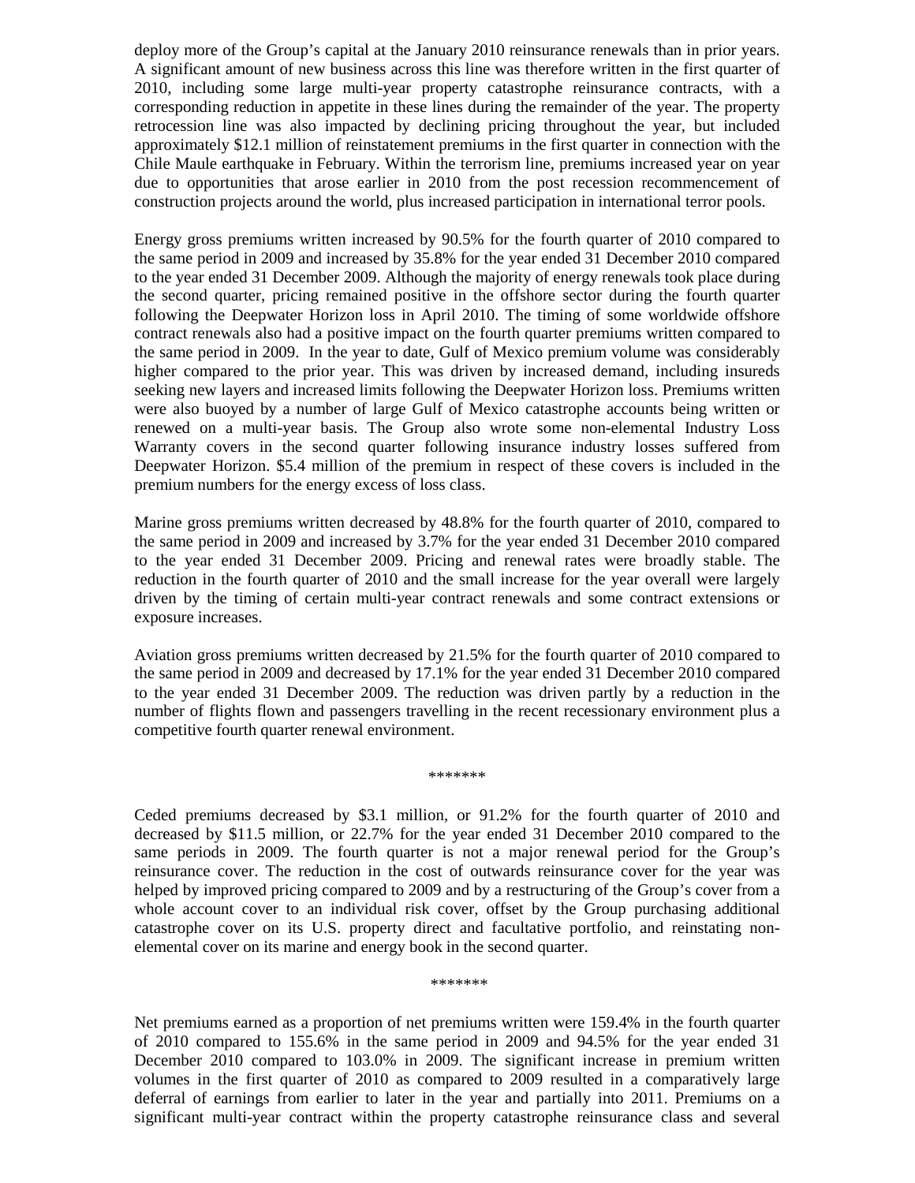deploy more of the Group's capital at the January 2010 reinsurance renewals than in prior years. A significant amount of new business across this line was therefore written in the first quarter of 2010, including some large multi-year property catastrophe reinsurance contracts, with a corresponding reduction in appetite in these lines during the remainder of the year. The property retrocession line was also impacted by declining pricing throughout the year, but included approximately $12.1 million of reinstatement premiums in the first quarter in connection with the Chile Maule earthquake in February. Within the terrorism line, premiums increased year on year due to opportunities that arose earlier in 2010 from the post recession recommencement of construction projects around the world, plus increased participation in international terror pools.

Energy gross premiums written increased by 90.5% for the fourth quarter of 2010 compared to the same period in 2009 and increased by 35.8% for the year ended 31 December 2010 compared to the year ended 31 December 2009. Although the majority of energy renewals took place during the second quarter, pricing remained positive in the offshore sector during the fourth quarter following the Deepwater Horizon loss in April 2010. The timing of some worldwide offshore contract renewals also had a positive impact on the fourth quarter premiums written compared to the same period in 2009. In the year to date, Gulf of Mexico premium volume was considerably higher compared to the prior year. This was driven by increased demand, including insureds seeking new layers and increased limits following the Deepwater Horizon loss. Premiums written were also buoyed by a number of large Gulf of Mexico catastrophe accounts being written or renewed on a multi-year basis. The Group also wrote some non-elemental Industry Loss Warranty covers in the second quarter following insurance industry losses suffered from Deepwater Horizon. $5.4 million of the premium in respect of these covers is included in the premium numbers for the energy excess of loss class.

Marine gross premiums written decreased by 48.8% for the fourth quarter of 2010, compared to the same period in 2009 and increased by 3.7% for the year ended 31 December 2010 compared to the year ended 31 December 2009. Pricing and renewal rates were broadly stable. The reduction in the fourth quarter of 2010 and the small increase for the year overall were largely driven by the timing of certain multi-year contract renewals and some contract extensions or exposure increases.

Aviation gross premiums written decreased by 21.5% for the fourth quarter of 2010 compared to the same period in 2009 and decreased by 17.1% for the year ended 31 December 2010 compared to the year ended 31 December 2009. The reduction was driven partly by a reduction in the number of flights flown and passengers travelling in the recent recessionary environment plus a competitive fourth quarter renewal environment.

*******

Ceded premiums decreased by $3.1 million, or 91.2% for the fourth quarter of 2010 and decreased by $11.5 million, or 22.7% for the year ended 31 December 2010 compared to the same periods in 2009. The fourth quarter is not a major renewal period for the Group's reinsurance cover. The reduction in the cost of outwards reinsurance cover for the year was helped by improved pricing compared to 2009 and by a restructuring of the Group's cover from a whole account cover to an individual risk cover, offset by the Group purchasing additional catastrophe cover on its U.S. property direct and facultative portfolio, and reinstating non-elemental cover on its marine and energy book in the second quarter.

*******

Net premiums earned as a proportion of net premiums written were 159.4% in the fourth quarter of 2010 compared to 155.6% in the same period in 2009 and 94.5% for the year ended 31 December 2010 compared to 103.0% in 2009. The significant increase in premium written volumes in the first quarter of 2010 as compared to 2009 resulted in a comparatively large deferral of earnings from earlier to later in the year and partially into 2011. Premiums on a significant multi-year contract within the property catastrophe reinsurance class and several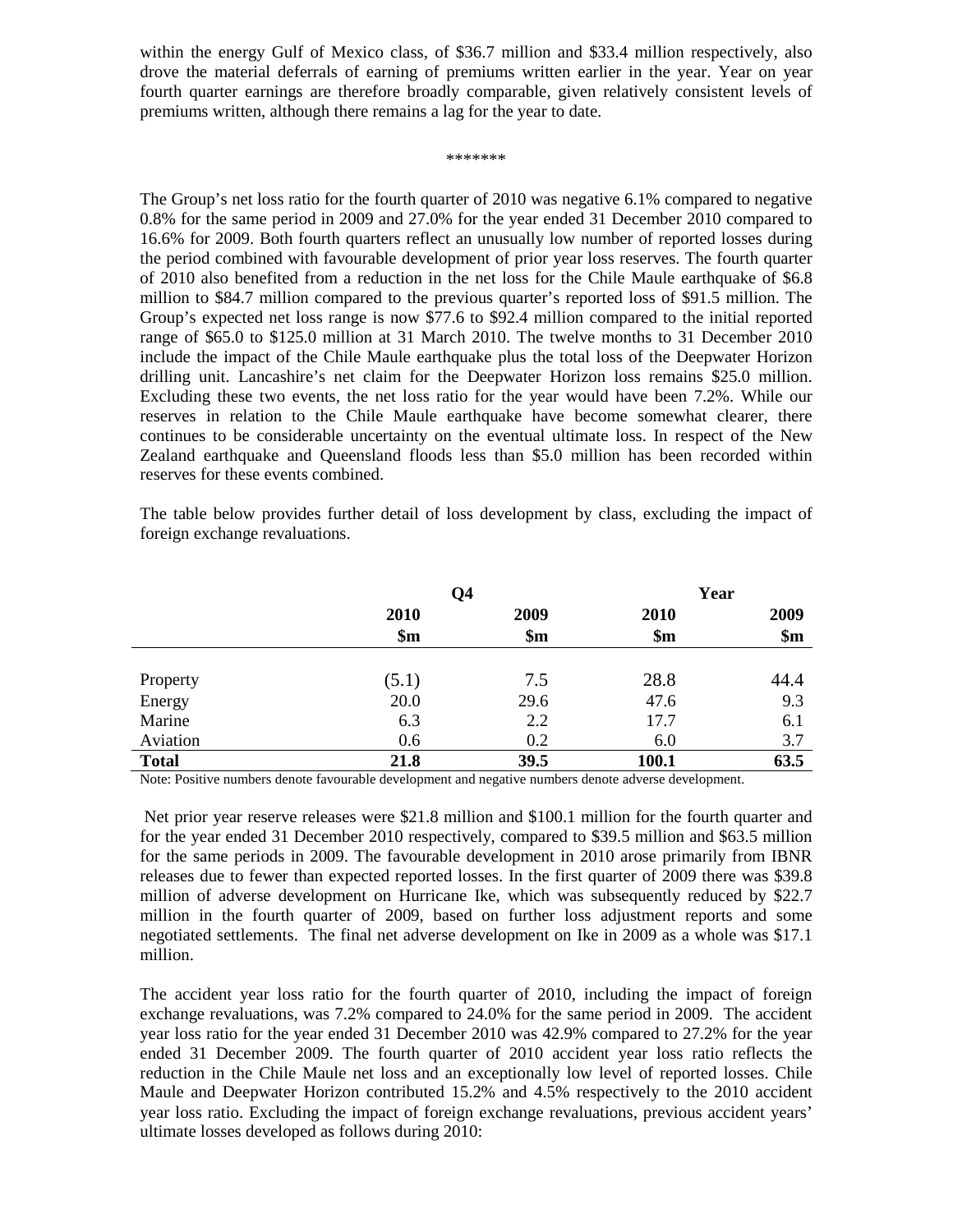within the energy Gulf of Mexico class, of $36.7 million and $33.4 million respectively, also drove the material deferrals of earning of premiums written earlier in the year. Year on year fourth quarter earnings are therefore broadly comparable, given relatively consistent levels of premiums written, although there remains a lag for the year to date.

*******

The Group's net loss ratio for the fourth quarter of 2010 was negative 6.1% compared to negative 0.8% for the same period in 2009 and 27.0% for the year ended 31 December 2010 compared to 16.6% for 2009. Both fourth quarters reflect an unusually low number of reported losses during the period combined with favourable development of prior year loss reserves. The fourth quarter of 2010 also benefited from a reduction in the net loss for the Chile Maule earthquake of $6.8 million to $84.7 million compared to the previous quarter's reported loss of $91.5 million. The Group's expected net loss range is now $77.6 to $92.4 million compared to the initial reported range of $65.0 to $125.0 million at 31 March 2010. The twelve months to 31 December 2010 include the impact of the Chile Maule earthquake plus the total loss of the Deepwater Horizon drilling unit. Lancashire's net claim for the Deepwater Horizon loss remains $25.0 million. Excluding these two events, the net loss ratio for the year would have been 7.2%. While our reserves in relation to the Chile Maule earthquake have become somewhat clearer, there continues to be considerable uncertainty on the eventual ultimate loss. In respect of the New Zealand earthquake and Queensland floods less than $5.0 million has been recorded within reserves for these events combined.

The table below provides further detail of loss development by class, excluding the impact of foreign exchange revaluations.

| | Q4 | | Year | |
|---|---|---|---|---|
| | 2010 | 2009 | 2010 | 2009 |
| | $m | $m | $m | $m |
| Property | (5.1) | 7.5 | 28.8 | 44.4 |
| Energy | 20.0 | 29.6 | 47.6 | 9.3 |
| Marine | 6.3 | 2.2 | 17.7 | 6.1 |
| Aviation | 0.6 | 0.2 | 6.0 | 3.7 |
| **Total** | **21.8** | **39.5** | **100.1** | **63.5** |

Note: Positive numbers denote favourable development and negative numbers denote adverse development.

Net prior year reserve releases were $21.8 million and $100.1 million for the fourth quarter and for the year ended 31 December 2010 respectively, compared to $39.5 million and $63.5 million for the same periods in 2009. The favourable development in 2010 arose primarily from IBNR releases due to fewer than expected reported losses. In the first quarter of 2009 there was $39.8 million of adverse development on Hurricane Ike, which was subsequently reduced by $22.7 million in the fourth quarter of 2009, based on further loss adjustment reports and some negotiated settlements. The final net adverse development on Ike in 2009 as a whole was $17.1 million.

The accident year loss ratio for the fourth quarter of 2010, including the impact of foreign exchange revaluations, was 7.2% compared to 24.0% for the same period in 2009. The accident year loss ratio for the year ended 31 December 2010 was 42.9% compared to 27.2% for the year ended 31 December 2009. The fourth quarter of 2010 accident year loss ratio reflects the reduction in the Chile Maule net loss and an exceptionally low level of reported losses. Chile Maule and Deepwater Horizon contributed 15.2% and 4.5% respectively to the 2010 accident year loss ratio. Excluding the impact of foreign exchange revaluations, previous accident years' ultimate losses developed as follows during 2010: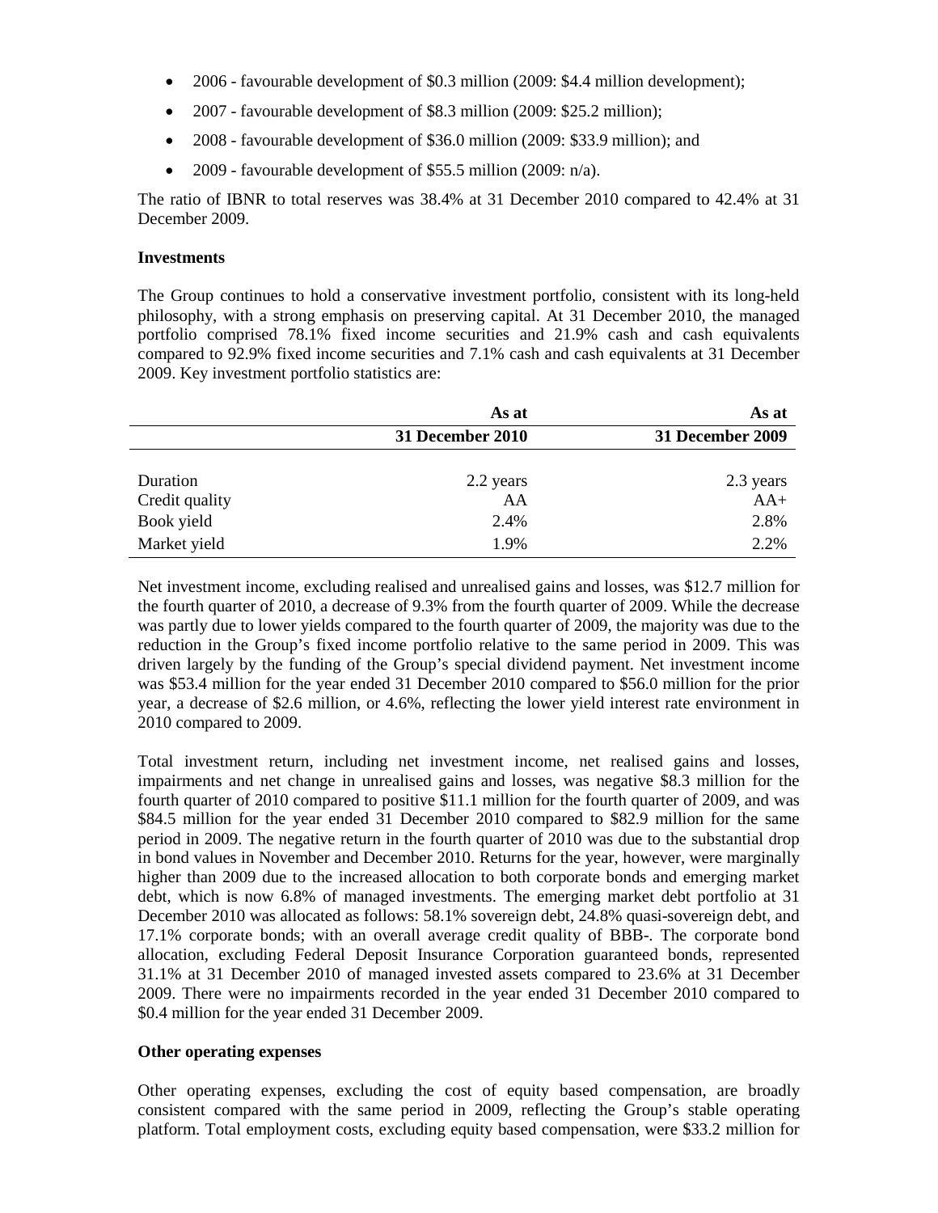- 2006 - favourable development of \$0.3 million (2009: \$4.4 million development);
- 2007 - favourable development of \$8.3 million (2009: \$25.2 million);
- 2008 - favourable development of \$36.0 million (2009: \$33.9 million); and
- 2009 - favourable development of \$55.5 million (2009: n/a).

The ratio of IBNR to total reserves was 38.4% at 31 December 2010 compared to 42.4% at 31 December 2009.

**Investments**

The Group continues to hold a conservative investment portfolio, consistent with its long-held philosophy, with a strong emphasis on preserving capital. At 31 December 2010, the managed portfolio comprised 78.1% fixed income securities and 21.9% cash and cash equivalents compared to 92.9% fixed income securities and 7.1% cash and cash equivalents at 31 December 2009. Key investment portfolio statistics are:

| | As at 31 December 2010 | As at 31 December 2009 |
|---|---|---|
| Duration | 2.2 years | 2.3 years |
| Credit quality | AA | AA+ |
| Book yield | 2.4% | 2.8% |
| Market yield | 1.9% | 2.2% |

Net investment income, excluding realised and unrealised gains and losses, was \$12.7 million for the fourth quarter of 2010, a decrease of 9.3% from the fourth quarter of 2009. While the decrease was partly due to lower yields compared to the fourth quarter of 2009, the majority was due to the reduction in the Group's fixed income portfolio relative to the same period in 2009. This was driven largely by the funding of the Group's special dividend payment. Net investment income was \$53.4 million for the year ended 31 December 2010 compared to \$56.0 million for the prior year, a decrease of \$2.6 million, or 4.6%, reflecting the lower yield interest rate environment in 2010 compared to 2009.

Total investment return, including net investment income, net realised gains and losses, impairments and net change in unrealised gains and losses, was negative \$8.3 million for the fourth quarter of 2010 compared to positive \$11.1 million for the fourth quarter of 2009, and was \$84.5 million for the year ended 31 December 2010 compared to \$82.9 million for the same period in 2009. The negative return in the fourth quarter of 2010 was due to the substantial drop in bond values in November and December 2010. Returns for the year, however, were marginally higher than 2009 due to the increased allocation to both corporate bonds and emerging market debt, which is now 6.8% of managed investments. The emerging market debt portfolio at 31 December 2010 was allocated as follows: 58.1% sovereign debt, 24.8% quasi-sovereign debt, and 17.1% corporate bonds; with an overall average credit quality of BBB-. The corporate bond allocation, excluding Federal Deposit Insurance Corporation guaranteed bonds, represented 31.1% at 31 December 2010 of managed invested assets compared to 23.6% at 31 December 2009. There were no impairments recorded in the year ended 31 December 2010 compared to \$0.4 million for the year ended 31 December 2009.

**Other operating expenses**

Other operating expenses, excluding the cost of equity based compensation, are broadly consistent compared with the same period in 2009, reflecting the Group's stable operating platform. Total employment costs, excluding equity based compensation, were \$33.2 million for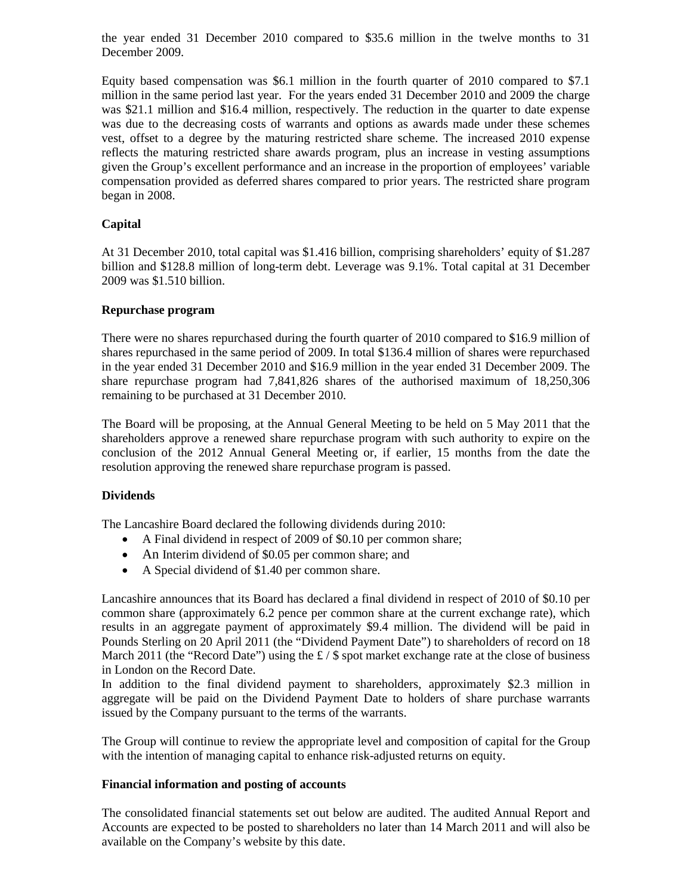the year ended 31 December 2010 compared to $35.6 million in the twelve months to 31 December 2009.

Equity based compensation was $6.1 million in the fourth quarter of 2010 compared to $7.1 million in the same period last year. For the years ended 31 December 2010 and 2009 the charge was $21.1 million and $16.4 million, respectively. The reduction in the quarter to date expense was due to the decreasing costs of warrants and options as awards made under these schemes vest, offset to a degree by the maturing restricted share scheme. The increased 2010 expense reflects the maturing restricted share awards program, plus an increase in vesting assumptions given the Group's excellent performance and an increase in the proportion of employees' variable compensation provided as deferred shares compared to prior years. The restricted share program began in 2008.

**Capital**

At 31 December 2010, total capital was $1.416 billion, comprising shareholders' equity of $1.287 billion and $128.8 million of long-term debt. Leverage was 9.1%. Total capital at 31 December 2009 was $1.510 billion.

**Repurchase program**

There were no shares repurchased during the fourth quarter of 2010 compared to $16.9 million of shares repurchased in the same period of 2009. In total $136.4 million of shares were repurchased in the year ended 31 December 2010 and $16.9 million in the year ended 31 December 2009. The share repurchase program had 7,841,826 shares of the authorised maximum of 18,250,306 remaining to be purchased at 31 December 2010.

The Board will be proposing, at the Annual General Meeting to be held on 5 May 2011 that the shareholders approve a renewed share repurchase program with such authority to expire on the conclusion of the 2012 Annual General Meeting or, if earlier, 15 months from the date the resolution approving the renewed share repurchase program is passed.

**Dividends**

The Lancashire Board declared the following dividends during 2010:

- A Final dividend in respect of 2009 of $0.10 per common share;
- An Interim dividend of $0.05 per common share; and
- A Special dividend of $1.40 per common share.

Lancashire announces that its Board has declared a final dividend in respect of 2010 of $0.10 per common share (approximately 6.2 pence per common share at the current exchange rate), which results in an aggregate payment of approximately $9.4 million. The dividend will be paid in Pounds Sterling on 20 April 2011 (the "Dividend Payment Date") to shareholders of record on 18 March 2011 (the "Record Date") using the £ / $ spot market exchange rate at the close of business in London on the Record Date.

In addition to the final dividend payment to shareholders, approximately $2.3 million in aggregate will be paid on the Dividend Payment Date to holders of share purchase warrants issued by the Company pursuant to the terms of the warrants.

The Group will continue to review the appropriate level and composition of capital for the Group with the intention of managing capital to enhance risk-adjusted returns on equity.

**Financial information and posting of accounts**

The consolidated financial statements set out below are audited. The audited Annual Report and Accounts are expected to be posted to shareholders no later than 14 March 2011 and will also be available on the Company's website by this date.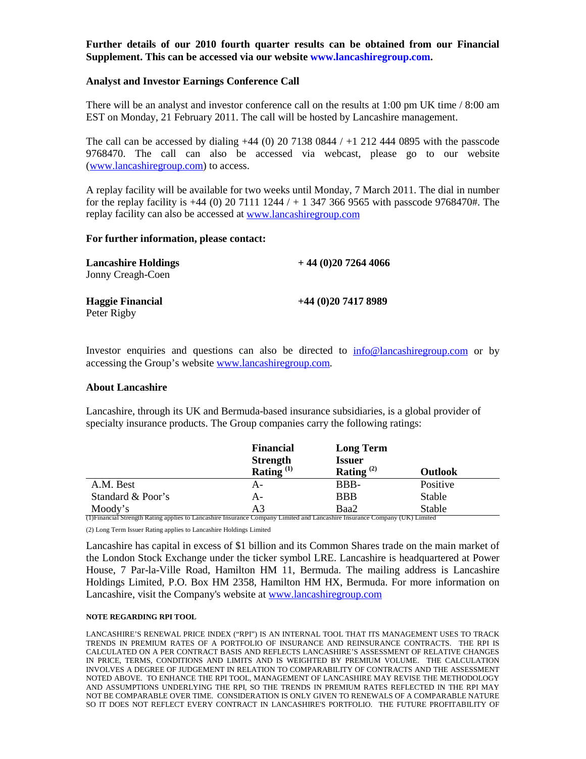**Further details of our 2010 fourth quarter results can be obtained from our Financial Supplement. This can be accessed via our website www.lancashiregroup.com.**

**Analyst and Investor Earnings Conference Call**

There will be an analyst and investor conference call on the results at 1:00 pm UK time / 8:00 am EST on Monday, 21 February 2011. The call will be hosted by Lancashire management.

The call can be accessed by dialing +44 (0) 20 7138 0844 / +1 212 444 0895 with the passcode 9768470. The call can also be accessed via webcast, please go to our website (www.lancashiregroup.com) to access.

A replay facility will be available for two weeks until Monday, 7 March 2011. The dial in number for the replay facility is +44 (0) 20 7111 1244 / + 1 347 366 9565 with passcode 9768470#. The replay facility can also be accessed at www.lancashiregroup.com

**For further information, please contact:**

**Lancashire Holdings** **+ 44 (0)20 7264 4066**
Jonny Creagh-Coen

**Haggie Financial** **+44 (0)20 7417 8989**
Peter Rigby

Investor enquiries and questions can also be directed to info@lancashiregroup.com or by accessing the Group's website www.lancashiregroup.com.

**About Lancashire**

Lancashire, through its UK and Bermuda-based insurance subsidiaries, is a global provider of specialty insurance products. The Group companies carry the following ratings:

| | Financial Strength Rating (1) | Long Term Issuer Rating (2) | Outlook |
|---|---|---|---|
| A.M. Best | A- | BBB- | Positive |
| Standard & Poor's | A- | BBB | Stable |
| Moody's | A3 | Baa2 | Stable |

(1)Financial Strength Rating applies to Lancashire Insurance Company Limited and Lancashire Insurance Company (UK) Limited

(2) Long Term Issuer Rating applies to Lancashire Holdings Limited

Lancashire has capital in excess of $1 billion and its Common Shares trade on the main market of the London Stock Exchange under the ticker symbol LRE. Lancashire is headquartered at Power House, 7 Par-la-Ville Road, Hamilton HM 11, Bermuda. The mailing address is Lancashire Holdings Limited, P.O. Box HM 2358, Hamilton HM HX, Bermuda. For more information on Lancashire, visit the Company's website at www.lancashiregroup.com

**NOTE REGARDING RPI TOOL**

LANCASHIRE'S RENEWAL PRICE INDEX ("RPI") IS AN INTERNAL TOOL THAT ITS MANAGEMENT USES TO TRACK TRENDS IN PREMIUM RATES OF A PORTFOLIO OF INSURANCE AND REINSURANCE CONTRACTS. THE RPI IS CALCULATED ON A PER CONTRACT BASIS AND REFLECTS LANCASHIRE'S ASSESSMENT OF RELATIVE CHANGES IN PRICE, TERMS, CONDITIONS AND LIMITS AND IS WEIGHTED BY PREMIUM VOLUME. THE CALCULATION INVOLVES A DEGREE OF JUDGEMENT IN RELATION TO COMPARABILITY OF CONTRACTS AND THE ASSESSMENT NOTED ABOVE. TO ENHANCE THE RPI TOOL, MANAGEMENT OF LANCASHIRE MAY REVISE THE METHODOLOGY AND ASSUMPTIONS UNDERLYING THE RPI, SO THE TRENDS IN PREMIUM RATES REFLECTED IN THE RPI MAY NOT BE COMPARABLE OVER TIME. CONSIDERATION IS ONLY GIVEN TO RENEWALS OF A COMPARABLE NATURE SO IT DOES NOT REFLECT EVERY CONTRACT IN LANCASHIRE'S PORTFOLIO. THE FUTURE PROFITABILITY OF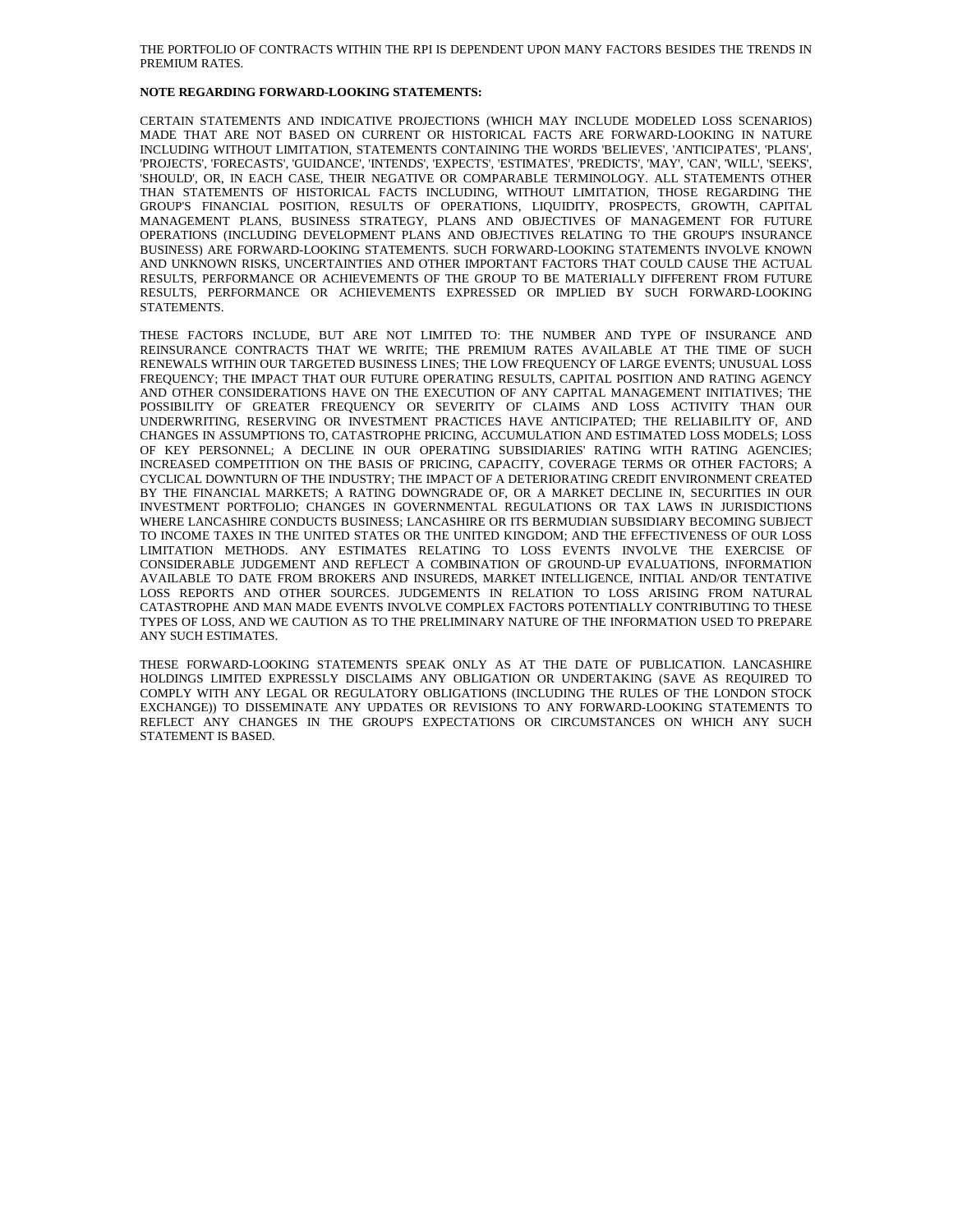THE PORTFOLIO OF CONTRACTS WITHIN THE RPI IS DEPENDENT UPON MANY FACTORS BESIDES THE TRENDS IN PREMIUM RATES.

**NOTE REGARDING FORWARD-LOOKING STATEMENTS:**

CERTAIN STATEMENTS AND INDICATIVE PROJECTIONS (WHICH MAY INCLUDE MODELED LOSS SCENARIOS) MADE THAT ARE NOT BASED ON CURRENT OR HISTORICAL FACTS ARE FORWARD-LOOKING IN NATURE INCLUDING WITHOUT LIMITATION, STATEMENTS CONTAINING THE WORDS 'BELIEVES', 'ANTICIPATES', 'PLANS', 'PROJECTS', 'FORECASTS', 'GUIDANCE', 'INTENDS', 'EXPECTS', 'ESTIMATES', 'PREDICTS', 'MAY', 'CAN', 'WILL', 'SEEKS', 'SHOULD', OR, IN EACH CASE, THEIR NEGATIVE OR COMPARABLE TERMINOLOGY. ALL STATEMENTS OTHER THAN STATEMENTS OF HISTORICAL FACTS INCLUDING, WITHOUT LIMITATION, THOSE REGARDING THE GROUP'S FINANCIAL POSITION, RESULTS OF OPERATIONS, LIQUIDITY, PROSPECTS, GROWTH, CAPITAL MANAGEMENT PLANS, BUSINESS STRATEGY, PLANS AND OBJECTIVES OF MANAGEMENT FOR FUTURE OPERATIONS (INCLUDING DEVELOPMENT PLANS AND OBJECTIVES RELATING TO THE GROUP'S INSURANCE BUSINESS) ARE FORWARD-LOOKING STATEMENTS. SUCH FORWARD-LOOKING STATEMENTS INVOLVE KNOWN AND UNKNOWN RISKS, UNCERTAINTIES AND OTHER IMPORTANT FACTORS THAT COULD CAUSE THE ACTUAL RESULTS, PERFORMANCE OR ACHIEVEMENTS OF THE GROUP TO BE MATERIALLY DIFFERENT FROM FUTURE RESULTS, PERFORMANCE OR ACHIEVEMENTS EXPRESSED OR IMPLIED BY SUCH FORWARD-LOOKING STATEMENTS.

THESE FACTORS INCLUDE, BUT ARE NOT LIMITED TO: THE NUMBER AND TYPE OF INSURANCE AND REINSURANCE CONTRACTS THAT WE WRITE; THE PREMIUM RATES AVAILABLE AT THE TIME OF SUCH RENEWALS WITHIN OUR TARGETED BUSINESS LINES; THE LOW FREQUENCY OF LARGE EVENTS; UNUSUAL LOSS FREQUENCY; THE IMPACT THAT OUR FUTURE OPERATING RESULTS, CAPITAL POSITION AND RATING AGENCY AND OTHER CONSIDERATIONS HAVE ON THE EXECUTION OF ANY CAPITAL MANAGEMENT INITIATIVES; THE POSSIBILITY OF GREATER FREQUENCY OR SEVERITY OF CLAIMS AND LOSS ACTIVITY THAN OUR UNDERWRITING, RESERVING OR INVESTMENT PRACTICES HAVE ANTICIPATED; THE RELIABILITY OF, AND CHANGES IN ASSUMPTIONS TO, CATASTROPHE PRICING, ACCUMULATION AND ESTIMATED LOSS MODELS; LOSS OF KEY PERSONNEL; A DECLINE IN OUR OPERATING SUBSIDIARIES' RATING WITH RATING AGENCIES; INCREASED COMPETITION ON THE BASIS OF PRICING, CAPACITY, COVERAGE TERMS OR OTHER FACTORS; A CYCLICAL DOWNTURN OF THE INDUSTRY; THE IMPACT OF A DETERIORATING CREDIT ENVIRONMENT CREATED BY THE FINANCIAL MARKETS; A RATING DOWNGRADE OF, OR A MARKET DECLINE IN, SECURITIES IN OUR INVESTMENT PORTFOLIO; CHANGES IN GOVERNMENTAL REGULATIONS OR TAX LAWS IN JURISDICTIONS WHERE LANCASHIRE CONDUCTS BUSINESS; LANCASHIRE OR ITS BERMUDIAN SUBSIDIARY BECOMING SUBJECT TO INCOME TAXES IN THE UNITED STATES OR THE UNITED KINGDOM; AND THE EFFECTIVENESS OF OUR LOSS LIMITATION METHODS. ANY ESTIMATES RELATING TO LOSS EVENTS INVOLVE THE EXERCISE OF CONSIDERABLE JUDGEMENT AND REFLECT A COMBINATION OF GROUND-UP EVALUATIONS, INFORMATION AVAILABLE TO DATE FROM BROKERS AND INSUREDS, MARKET INTELLIGENCE, INITIAL AND/OR TENTATIVE LOSS REPORTS AND OTHER SOURCES. JUDGEMENTS IN RELATION TO LOSS ARISING FROM NATURAL CATASTROPHE AND MAN MADE EVENTS INVOLVE COMPLEX FACTORS POTENTIALLY CONTRIBUTING TO THESE TYPES OF LOSS, AND WE CAUTION AS TO THE PRELIMINARY NATURE OF THE INFORMATION USED TO PREPARE ANY SUCH ESTIMATES.

THESE FORWARD-LOOKING STATEMENTS SPEAK ONLY AS AT THE DATE OF PUBLICATION. LANCASHIRE HOLDINGS LIMITED EXPRESSLY DISCLAIMS ANY OBLIGATION OR UNDERTAKING (SAVE AS REQUIRED TO COMPLY WITH ANY LEGAL OR REGULATORY OBLIGATIONS (INCLUDING THE RULES OF THE LONDON STOCK EXCHANGE)) TO DISSEMINATE ANY UPDATES OR REVISIONS TO ANY FORWARD-LOOKING STATEMENTS TO REFLECT ANY CHANGES IN THE GROUP'S EXPECTATIONS OR CIRCUMSTANCES ON WHICH ANY SUCH STATEMENT IS BASED.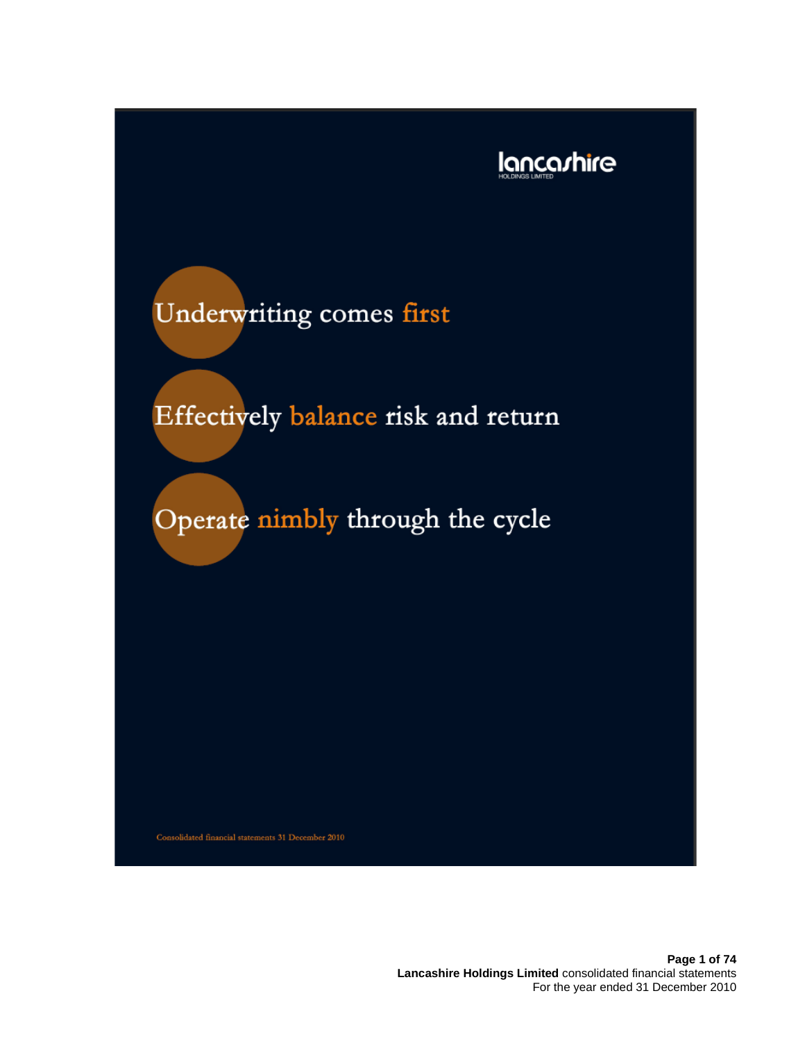lancashire

HOLDINGS LIMITED

# Underwriting comes first

# Effectively balance risk and return

# Operate nimbly through the cycle

Consolidated financial statements 31 December 2010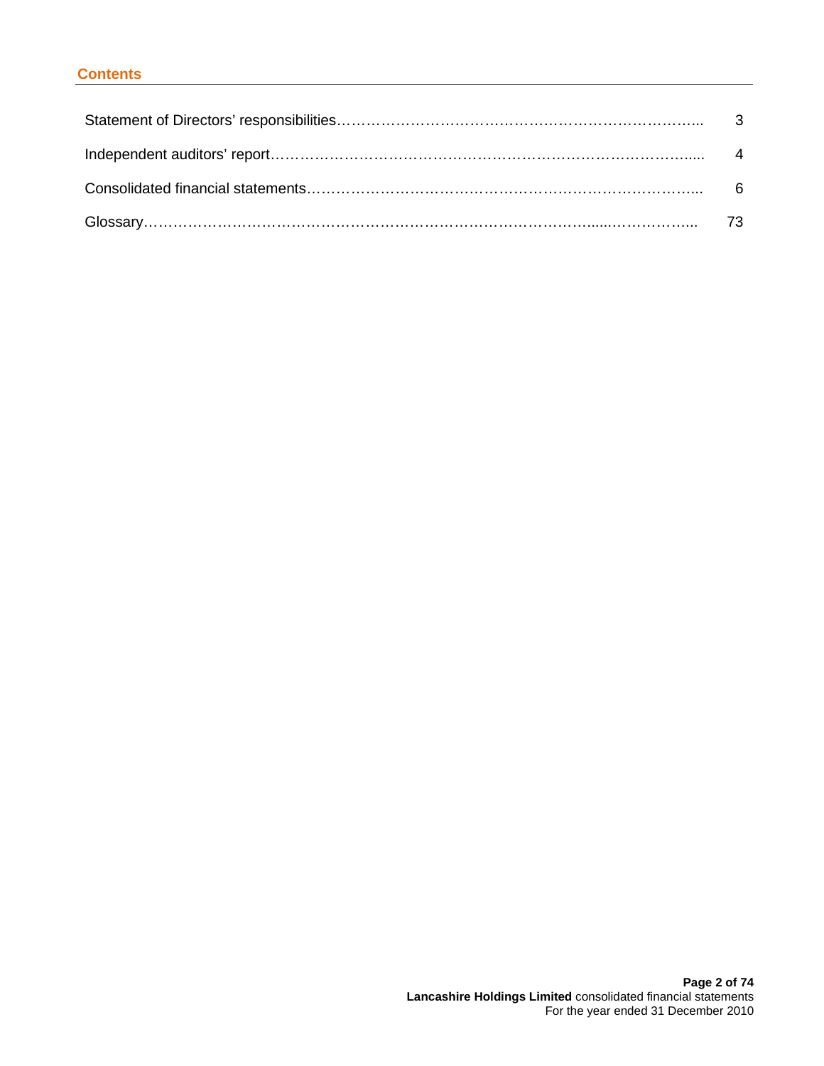## Contents

| | |
|---|---|
| Statement of Directors' responsibilities | 3 |
| Independent auditors' report | 4 |
| Consolidated financial statements | 6 |
| Glossary | 73 |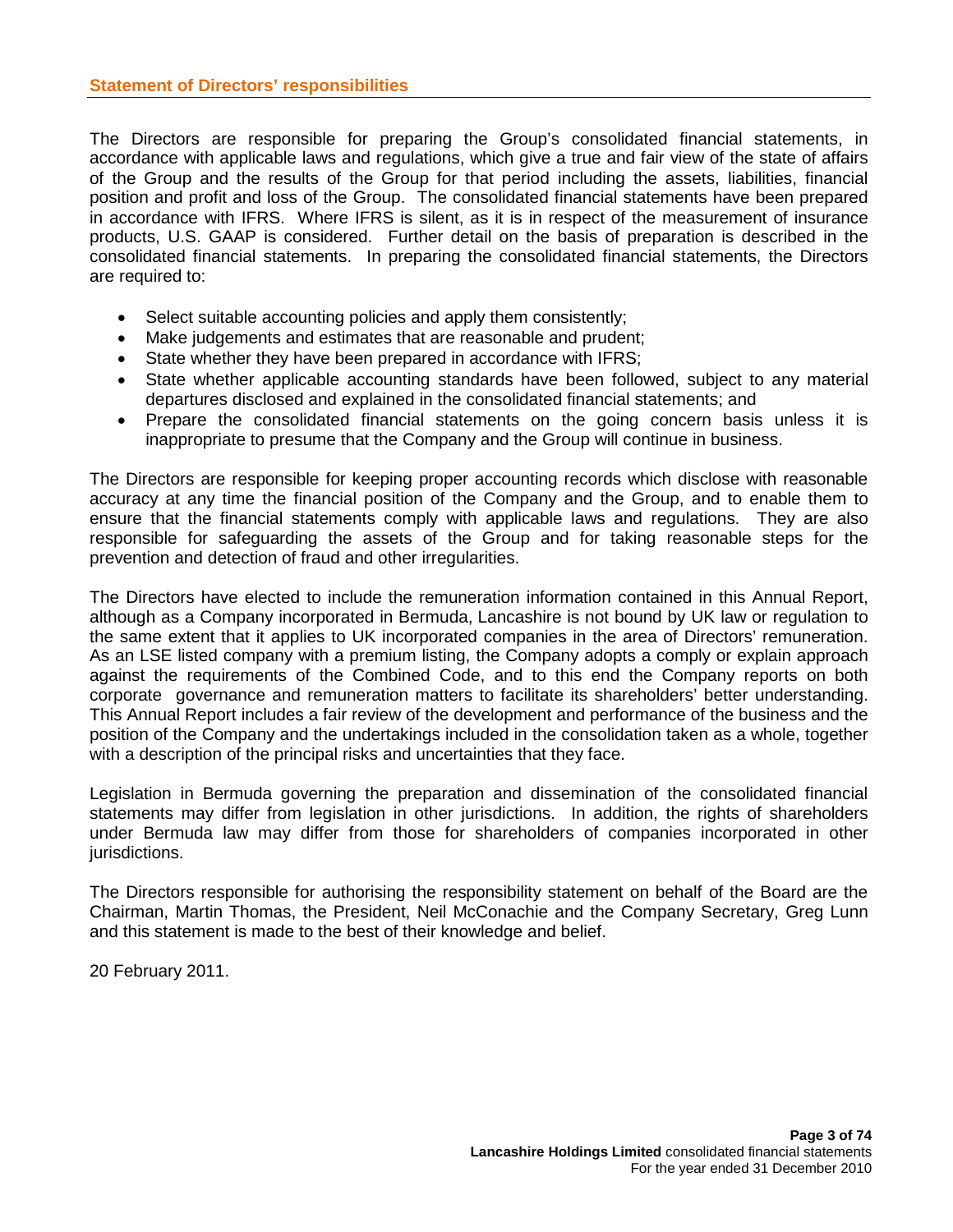## Statement of Directors' responsibilities

The Directors are responsible for preparing the Group's consolidated financial statements, in accordance with applicable laws and regulations, which give a true and fair view of the state of affairs of the Group and the results of the Group for that period including the assets, liabilities, financial position and profit and loss of the Group. The consolidated financial statements have been prepared in accordance with IFRS. Where IFRS is silent, as it is in respect of the measurement of insurance products, U.S. GAAP is considered. Further detail on the basis of preparation is described in the consolidated financial statements. In preparing the consolidated financial statements, the Directors are required to:

- Select suitable accounting policies and apply them consistently;
- Make judgements and estimates that are reasonable and prudent;
- State whether they have been prepared in accordance with IFRS;
- State whether applicable accounting standards have been followed, subject to any material departures disclosed and explained in the consolidated financial statements; and
- Prepare the consolidated financial statements on the going concern basis unless it is inappropriate to presume that the Company and the Group will continue in business.

The Directors are responsible for keeping proper accounting records which disclose with reasonable accuracy at any time the financial position of the Company and the Group, and to enable them to ensure that the financial statements comply with applicable laws and regulations. They are also responsible for safeguarding the assets of the Group and for taking reasonable steps for the prevention and detection of fraud and other irregularities.

The Directors have elected to include the remuneration information contained in this Annual Report, although as a Company incorporated in Bermuda, Lancashire is not bound by UK law or regulation to the same extent that it applies to UK incorporated companies in the area of Directors' remuneration. As an LSE listed company with a premium listing, the Company adopts a comply or explain approach against the requirements of the Combined Code, and to this end the Company reports on both corporate governance and remuneration matters to facilitate its shareholders' better understanding. This Annual Report includes a fair review of the development and performance of the business and the position of the Company and the undertakings included in the consolidation taken as a whole, together with a description of the principal risks and uncertainties that they face.

Legislation in Bermuda governing the preparation and dissemination of the consolidated financial statements may differ from legislation in other jurisdictions. In addition, the rights of shareholders under Bermuda law may differ from those for shareholders of companies incorporated in other jurisdictions.

The Directors responsible for authorising the responsibility statement on behalf of the Board are the Chairman, Martin Thomas, the President, Neil McConachie and the Company Secretary, Greg Lunn and this statement is made to the best of their knowledge and belief.

20 February 2011.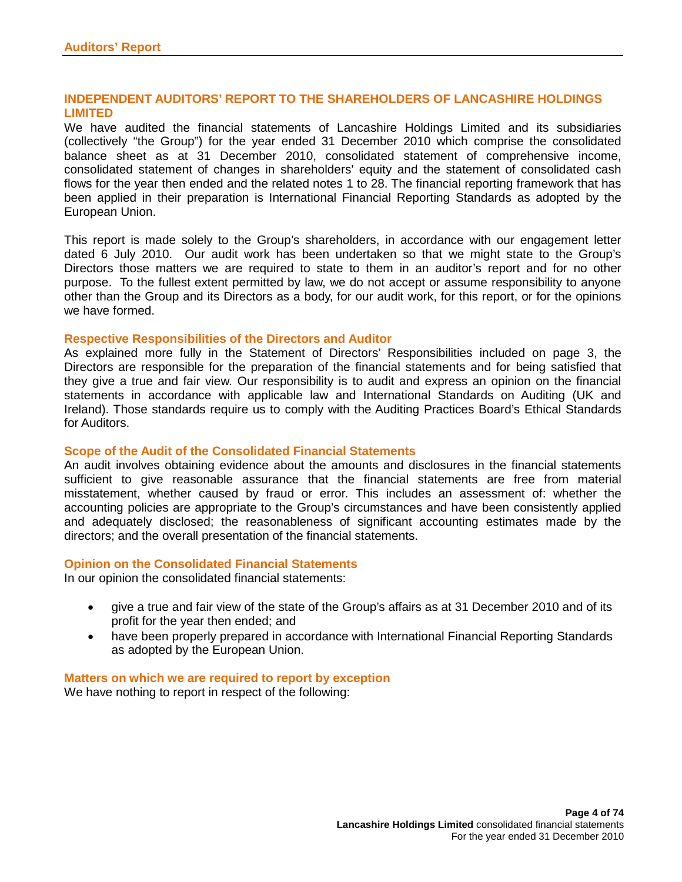## INDEPENDENT AUDITORS' REPORT TO THE SHAREHOLDERS OF LANCASHIRE HOLDINGS LIMITED

We have audited the financial statements of Lancashire Holdings Limited and its subsidiaries (collectively "the Group") for the year ended 31 December 2010 which comprise the consolidated balance sheet as at 31 December 2010, consolidated statement of comprehensive income, consolidated statement of changes in shareholders' equity and the statement of consolidated cash flows for the year then ended and the related notes 1 to 28. The financial reporting framework that has been applied in their preparation is International Financial Reporting Standards as adopted by the European Union.

This report is made solely to the Group's shareholders, in accordance with our engagement letter dated 6 July 2010. Our audit work has been undertaken so that we might state to the Group's Directors those matters we are required to state to them in an auditor's report and for no other purpose. To the fullest extent permitted by law, we do not accept or assume responsibility to anyone other than the Group and its Directors as a body, for our audit work, for this report, or for the opinions we have formed.

### Respective Responsibilities of the Directors and Auditor

As explained more fully in the Statement of Directors' Responsibilities included on page 3, the Directors are responsible for the preparation of the financial statements and for being satisfied that they give a true and fair view. Our responsibility is to audit and express an opinion on the financial statements in accordance with applicable law and International Standards on Auditing (UK and Ireland). Those standards require us to comply with the Auditing Practices Board's Ethical Standards for Auditors.

### Scope of the Audit of the Consolidated Financial Statements

An audit involves obtaining evidence about the amounts and disclosures in the financial statements sufficient to give reasonable assurance that the financial statements are free from material misstatement, whether caused by fraud or error. This includes an assessment of: whether the accounting policies are appropriate to the Group's circumstances and have been consistently applied and adequately disclosed; the reasonableness of significant accounting estimates made by the directors; and the overall presentation of the financial statements.

### Opinion on the Consolidated Financial Statements

In our opinion the consolidated financial statements:

- give a true and fair view of the state of the Group's affairs as at 31 December 2010 and of its profit for the year then ended; and
- have been properly prepared in accordance with International Financial Reporting Standards as adopted by the European Union.

### Matters on which we are required to report by exception

We have nothing to report in respect of the following: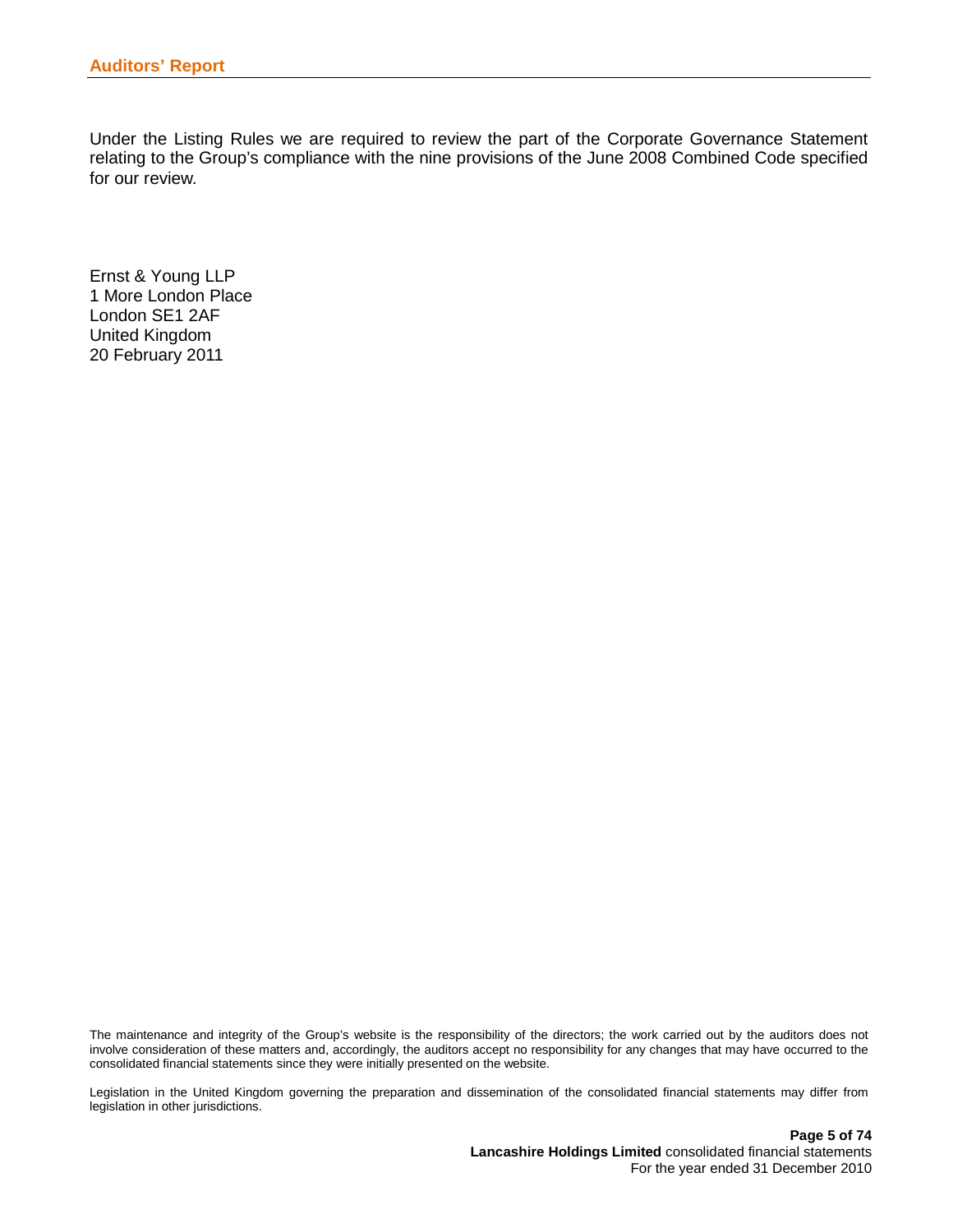## Auditors' Report

Under the Listing Rules we are required to review the part of the Corporate Governance Statement relating to the Group's compliance with the nine provisions of the June 2008 Combined Code specified for our review.

Ernst & Young LLP
1 More London Place
London SE1 2AF
United Kingdom
20 February 2011

The maintenance and integrity of the Group's website is the responsibility of the directors; the work carried out by the auditors does not involve consideration of these matters and, accordingly, the auditors accept no responsibility for any changes that may have occurred to the consolidated financial statements since they were initially presented on the website.

Legislation in the United Kingdom governing the preparation and dissemination of the consolidated financial statements may differ from legislation in other jurisdictions.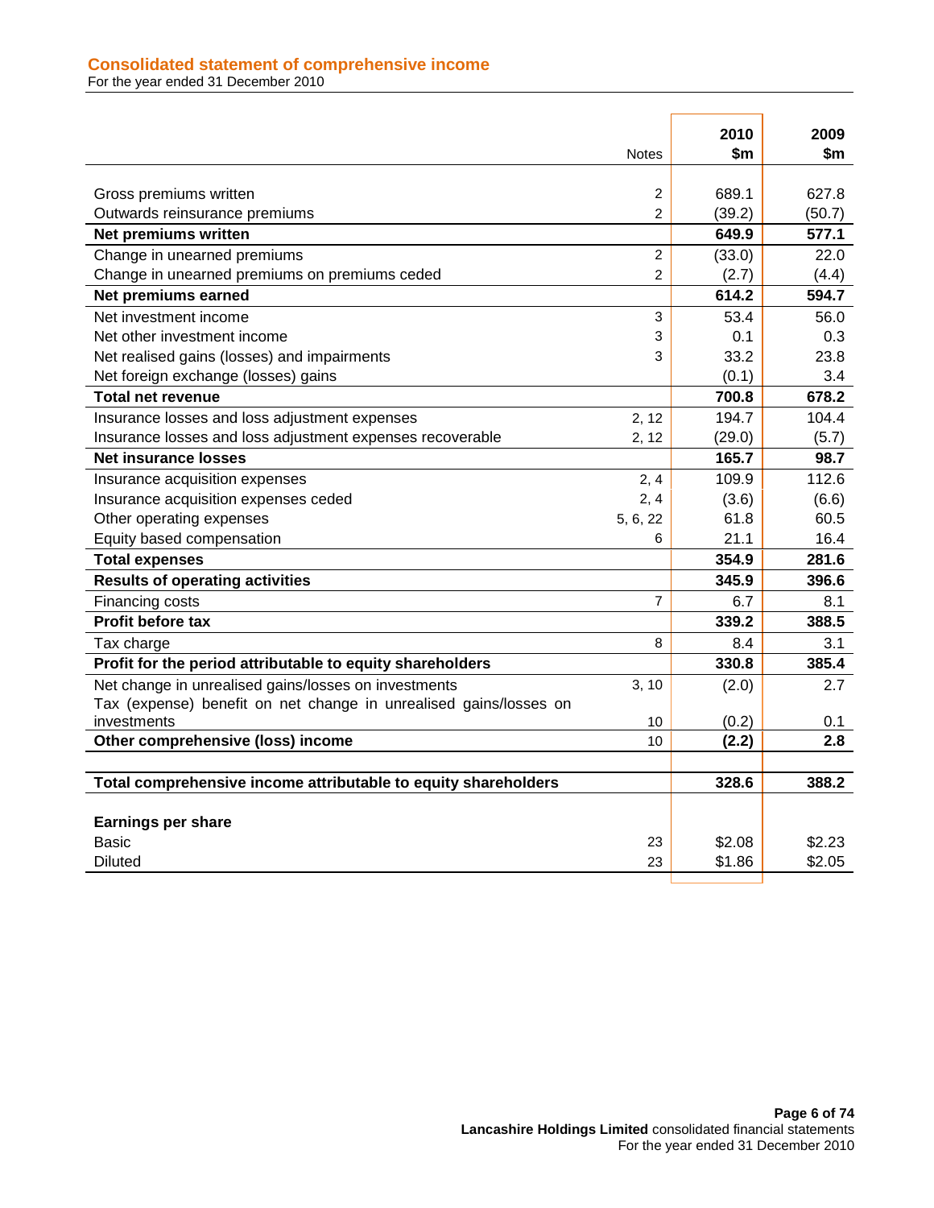## Consolidated statement of comprehensive income

For the year ended 31 December 2010

| | Notes | 2010 $m | 2009 $m |
|---|---|---|---|
| Gross premiums written | 2 | 689.1 | 627.8 |
| Outwards reinsurance premiums | 2 | (39.2) | (50.7) |
| **Net premiums written** | | **649.9** | **577.1** |
| Change in unearned premiums | 2 | (33.0) | 22.0 |
| Change in unearned premiums on premiums ceded | 2 | (2.7) | (4.4) |
| **Net premiums earned** | | **614.2** | **594.7** |
| Net investment income | 3 | 53.4 | 56.0 |
| Net other investment income | 3 | 0.1 | 0.3 |
| Net realised gains (losses) and impairments | 3 | 33.2 | 23.8 |
| Net foreign exchange (losses) gains | | (0.1) | 3.4 |
| **Total net revenue** | | **700.8** | **678.2** |
| Insurance losses and loss adjustment expenses | 2, 12 | 194.7 | 104.4 |
| Insurance losses and loss adjustment expenses recoverable | 2, 12 | (29.0) | (5.7) |
| **Net insurance losses** | | **165.7** | **98.7** |
| Insurance acquisition expenses | 2, 4 | 109.9 | 112.6 |
| Insurance acquisition expenses ceded | 2, 4 | (3.6) | (6.6) |
| Other operating expenses | 5, 6, 22 | 61.8 | 60.5 |
| Equity based compensation | 6 | 21.1 | 16.4 |
| **Total expenses** | | **354.9** | **281.6** |
| **Results of operating activities** | | **345.9** | **396.6** |
| Financing costs | 7 | 6.7 | 8.1 |
| **Profit before tax** | | **339.2** | **388.5** |
| Tax charge | 8 | 8.4 | 3.1 |
| **Profit for the period attributable to equity shareholders** | | **330.8** | **385.4** |
| Net change in unrealised gains/losses on investments | 3, 10 | (2.0) | 2.7 |
| Tax (expense) benefit on net change in unrealised gains/losses on investments | 10 | (0.2) | 0.1 |
| **Other comprehensive (loss) income** | 10 | **(2.2)** | **2.8** |
| | | | |
| **Total comprehensive income attributable to equity shareholders** | | **328.6** | **388.2** |
| | | | |
| **Earnings per share** | | | |
| Basic | 23 | $2.08 | $2.23 |
| Diluted | 23 | $1.86 | $2.05 |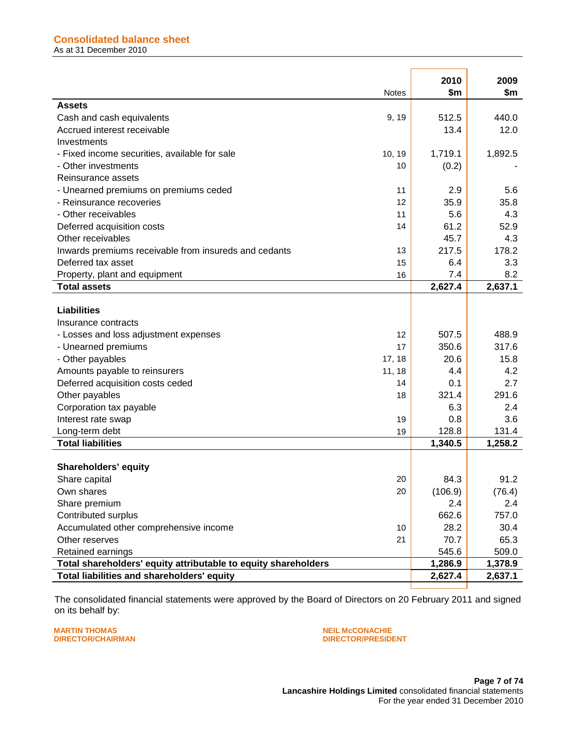## Consolidated balance sheet

As at 31 December 2010

| | Notes | 2010 $m | 2009 $m |
|---|---|---|---|
| **Assets** | | | |
| Cash and cash equivalents | 9, 19 | 512.5 | 440.0 |
| Accrued interest receivable | | 13.4 | 12.0 |
| Investments | | | |
| - Fixed income securities, available for sale | 10, 19 | 1,719.1 | 1,892.5 |
| - Other investments | 10 | (0.2) | - |
| Reinsurance assets | | | |
| - Unearned premiums on premiums ceded | 11 | 2.9 | 5.6 |
| - Reinsurance recoveries | 12 | 35.9 | 35.8 |
| - Other receivables | 11 | 5.6 | 4.3 |
| Deferred acquisition costs | 14 | 61.2 | 52.9 |
| Other receivables | | 45.7 | 4.3 |
| Inwards premiums receivable from insureds and cedants | 13 | 217.5 | 178.2 |
| Deferred tax asset | 15 | 6.4 | 3.3 |
| Property, plant and equipment | 16 | 7.4 | 8.2 |
| **Total assets** | | **2,627.4** | **2,637.1** |
| | | | |
| **Liabilities** | | | |
| Insurance contracts | | | |
| - Losses and loss adjustment expenses | 12 | 507.5 | 488.9 |
| - Unearned premiums | 17 | 350.6 | 317.6 |
| - Other payables | 17, 18 | 20.6 | 15.8 |
| Amounts payable to reinsurers | 11, 18 | 4.4 | 4.2 |
| Deferred acquisition costs ceded | 14 | 0.1 | 2.7 |
| Other payables | 18 | 321.4 | 291.6 |
| Corporation tax payable | | 6.3 | 2.4 |
| Interest rate swap | 19 | 0.8 | 3.6 |
| Long-term debt | 19 | 128.8 | 131.4 |
| **Total liabilities** | | **1,340.5** | **1,258.2** |
| | | | |
| **Shareholders' equity** | | | |
| Share capital | 20 | 84.3 | 91.2 |
| Own shares | 20 | (106.9) | (76.4) |
| Share premium | | 2.4 | 2.4 |
| Contributed surplus | | 662.6 | 757.0 |
| Accumulated other comprehensive income | 10 | 28.2 | 30.4 |
| Other reserves | 21 | 70.7 | 65.3 |
| Retained earnings | | 545.6 | 509.0 |
| **Total shareholders' equity attributable to equity shareholders** | | **1,286.9** | **1,378.9** |
| **Total liabilities and shareholders' equity** | | **2,627.4** | **2,637.1** |

The consolidated financial statements were approved by the Board of Directors on 20 February 2011 and signed on its behalf by:

**MARTIN THOMAS**
**DIRECTOR/CHAIRMAN**

**NEIL McCONACHIE**
**DIRECTOR/PRESIDENT**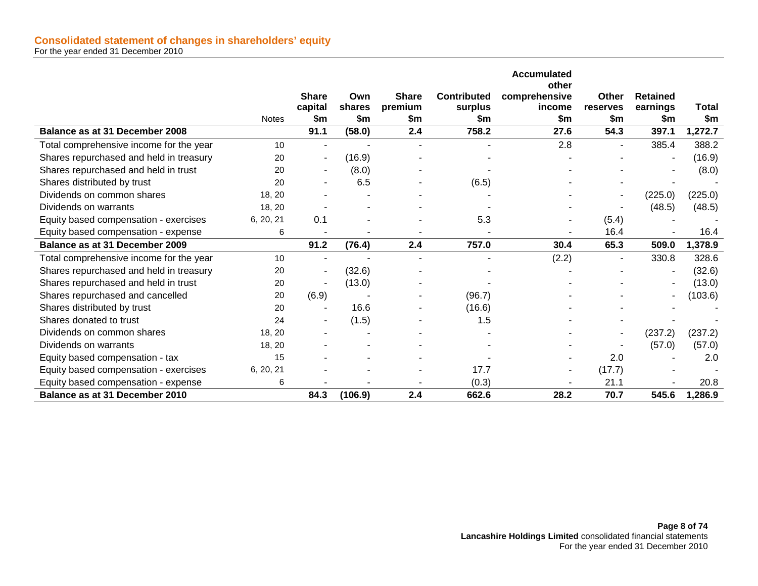## Consolidated statement of changes in shareholders' equity

For the year ended 31 December 2010

| | Notes | Share capital $m | Own shares $m | Share premium $m | Contributed surplus $m | Accumulated other comprehensive income $m | Other reserves $m | Retained earnings $m | Total $m |
|---|---|---|---|---|---|---|---|---|---|
| **Balance as at 31 December 2008** | | **91.1** | **(58.0)** | **2.4** | **758.2** | **27.6** | **54.3** | **397.1** | **1,272.7** |
| Total comprehensive income for the year | 10 | - | - | - | - | 2.8 | - | 385.4 | 388.2 |
| Shares repurchased and held in treasury | 20 | - | (16.9) | - | - | - | - | - | (16.9) |
| Shares repurchased and held in trust | 20 | - | (8.0) | - | - | - | - | - | (8.0) |
| Shares distributed by trust | 20 | - | 6.5 | - | (6.5) | - | - | - | - |
| Dividends on common shares | 18, 20 | - | - | - | - | - | - | (225.0) | (225.0) |
| Dividends on warrants | 18, 20 | - | - | - | - | - | - | (48.5) | (48.5) |
| Equity based compensation - exercises | 6, 20, 21 | 0.1 | - | - | 5.3 | - | (5.4) | - | - |
| Equity based compensation - expense | 6 | - | - | - | - | - | 16.4 | - | 16.4 |
| **Balance as at 31 December 2009** | | **91.2** | **(76.4)** | **2.4** | **757.0** | **30.4** | **65.3** | **509.0** | **1,378.9** |
| Total comprehensive income for the year | 10 | - | - | - | - | (2.2) | - | 330.8 | 328.6 |
| Shares repurchased and held in treasury | 20 | - | (32.6) | - | - | - | - | - | (32.6) |
| Shares repurchased and held in trust | 20 | - | (13.0) | - | - | - | - | - | (13.0) |
| Shares repurchased and cancelled | 20 | (6.9) | - | - | (96.7) | - | - | - | (103.6) |
| Shares distributed by trust | 20 | - | 16.6 | - | (16.6) | - | - | - | - |
| Shares donated to trust | 24 | - | (1.5) | - | 1.5 | - | - | - | - |
| Dividends on common shares | 18, 20 | - | - | - | - | - | - | (237.2) | (237.2) |
| Dividends on warrants | 18, 20 | - | - | - | - | - | - | (57.0) | (57.0) |
| Equity based compensation - tax | 15 | - | - | - | - | - | 2.0 | - | 2.0 |
| Equity based compensation - exercises | 6, 20, 21 | - | - | - | 17.7 | - | (17.7) | - | - |
| Equity based compensation - expense | 6 | - | - | - | (0.3) | - | 21.1 | - | 20.8 |
| **Balance as at 31 December 2010** | | **84.3** | **(106.9)** | **2.4** | **662.6** | **28.2** | **70.7** | **545.6** | **1,286.9** |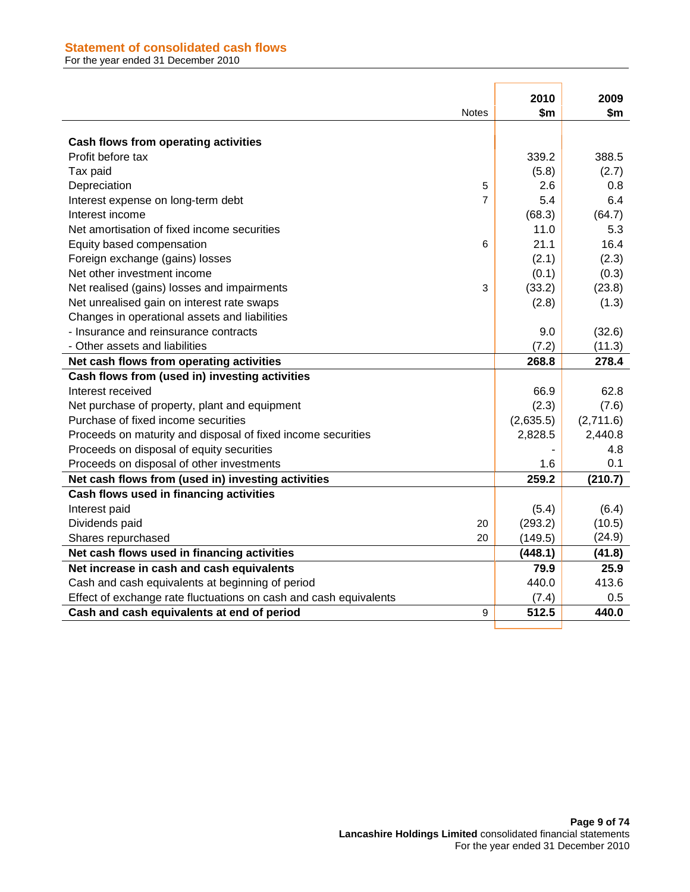## Statement of consolidated cash flows

For the year ended 31 December 2010

| | Notes | 2010 $m | 2009 $m |
|---|---|---|---|
| **Cash flows from operating activities** | | | |
| Profit before tax | | 339.2 | 388.5 |
| Tax paid | | (5.8) | (2.7) |
| Depreciation | 5 | 2.6 | 0.8 |
| Interest expense on long-term debt | 7 | 5.4 | 6.4 |
| Interest income | | (68.3) | (64.7) |
| Net amortisation of fixed income securities | | 11.0 | 5.3 |
| Equity based compensation | 6 | 21.1 | 16.4 |
| Foreign exchange (gains) losses | | (2.1) | (2.3) |
| Net other investment income | | (0.1) | (0.3) |
| Net realised (gains) losses and impairments | 3 | (33.2) | (23.8) |
| Net unrealised gain on interest rate swaps | | (2.8) | (1.3) |
| Changes in operational assets and liabilities | | | |
| - Insurance and reinsurance contracts | | 9.0 | (32.6) |
| - Other assets and liabilities | | (7.2) | (11.3) |
| **Net cash flows from operating activities** | | **268.8** | **278.4** |
| **Cash flows from (used in) investing activities** | | | |
| Interest received | | 66.9 | 62.8 |
| Net purchase of property, plant and equipment | | (2.3) | (7.6) |
| Purchase of fixed income securities | | (2,635.5) | (2,711.6) |
| Proceeds on maturity and disposal of fixed income securities | | 2,828.5 | 2,440.8 |
| Proceeds on disposal of equity securities | | - | 4.8 |
| Proceeds on disposal of other investments | | 1.6 | 0.1 |
| **Net cash flows from (used in) investing activities** | | **259.2** | **(210.7)** |
| **Cash flows used in financing activities** | | | |
| Interest paid | | (5.4) | (6.4) |
| Dividends paid | 20 | (293.2) | (10.5) |
| Shares repurchased | 20 | (149.5) | (24.9) |
| **Net cash flows used in financing activities** | | **(448.1)** | **(41.8)** |
| **Net increase in cash and cash equivalents** | | **79.9** | **25.9** |
| Cash and cash equivalents at beginning of period | | 440.0 | 413.6 |
| Effect of exchange rate fluctuations on cash and cash equivalents | | (7.4) | 0.5 |
| **Cash and cash equivalents at end of period** | 9 | **512.5** | **440.0** |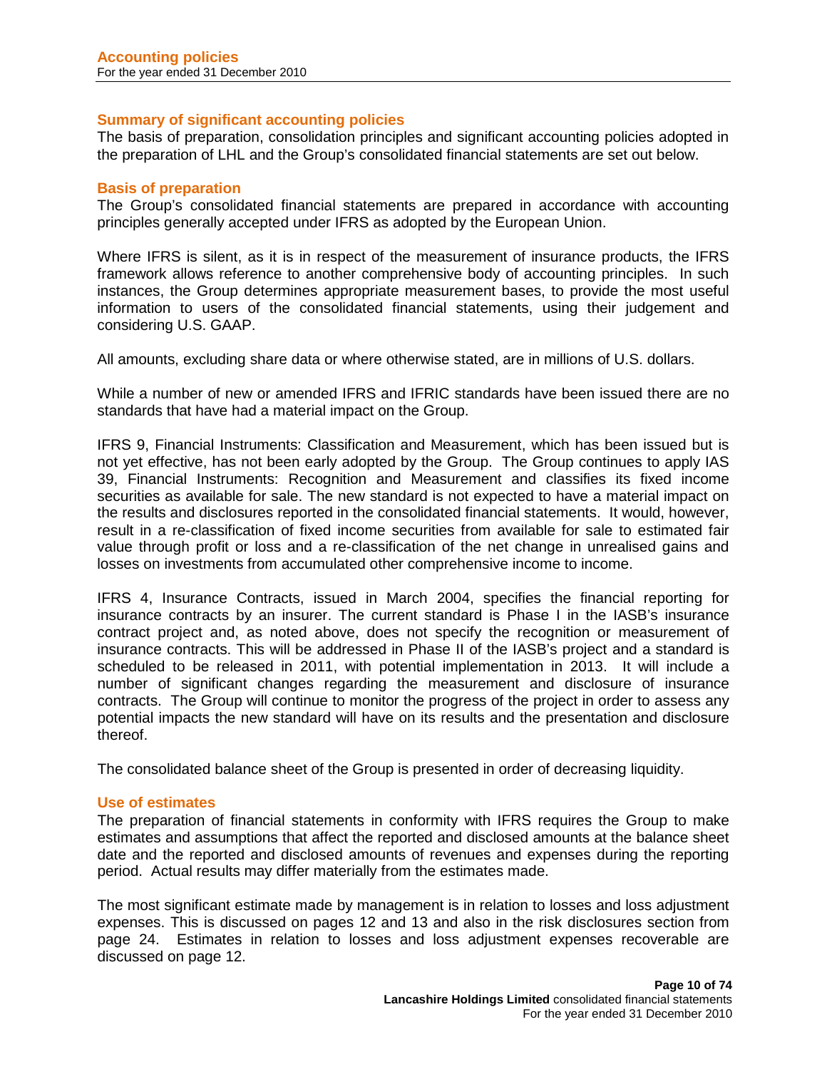# Accounting policies

For the year ended 31 December 2010

## Summary of significant accounting policies

The basis of preparation, consolidation principles and significant accounting policies adopted in the preparation of LHL and the Group's consolidated financial statements are set out below.

## Basis of preparation

The Group's consolidated financial statements are prepared in accordance with accounting principles generally accepted under IFRS as adopted by the European Union.

Where IFRS is silent, as it is in respect of the measurement of insurance products, the IFRS framework allows reference to another comprehensive body of accounting principles. In such instances, the Group determines appropriate measurement bases, to provide the most useful information to users of the consolidated financial statements, using their judgement and considering U.S. GAAP.

All amounts, excluding share data or where otherwise stated, are in millions of U.S. dollars.

While a number of new or amended IFRS and IFRIC standards have been issued there are no standards that have had a material impact on the Group.

IFRS 9, Financial Instruments: Classification and Measurement, which has been issued but is not yet effective, has not been early adopted by the Group. The Group continues to apply IAS 39, Financial Instruments: Recognition and Measurement and classifies its fixed income securities as available for sale. The new standard is not expected to have a material impact on the results and disclosures reported in the consolidated financial statements. It would, however, result in a re-classification of fixed income securities from available for sale to estimated fair value through profit or loss and a re-classification of the net change in unrealised gains and losses on investments from accumulated other comprehensive income to income.

IFRS 4, Insurance Contracts, issued in March 2004, specifies the financial reporting for insurance contracts by an insurer. The current standard is Phase I in the IASB's insurance contract project and, as noted above, does not specify the recognition or measurement of insurance contracts. This will be addressed in Phase II of the IASB's project and a standard is scheduled to be released in 2011, with potential implementation in 2013. It will include a number of significant changes regarding the measurement and disclosure of insurance contracts. The Group will continue to monitor the progress of the project in order to assess any potential impacts the new standard will have on its results and the presentation and disclosure thereof.

The consolidated balance sheet of the Group is presented in order of decreasing liquidity.

## Use of estimates

The preparation of financial statements in conformity with IFRS requires the Group to make estimates and assumptions that affect the reported and disclosed amounts at the balance sheet date and the reported and disclosed amounts of revenues and expenses during the reporting period. Actual results may differ materially from the estimates made.

The most significant estimate made by management is in relation to losses and loss adjustment expenses. This is discussed on pages 12 and 13 and also in the risk disclosures section from page 24. Estimates in relation to losses and loss adjustment expenses recoverable are discussed on page 12.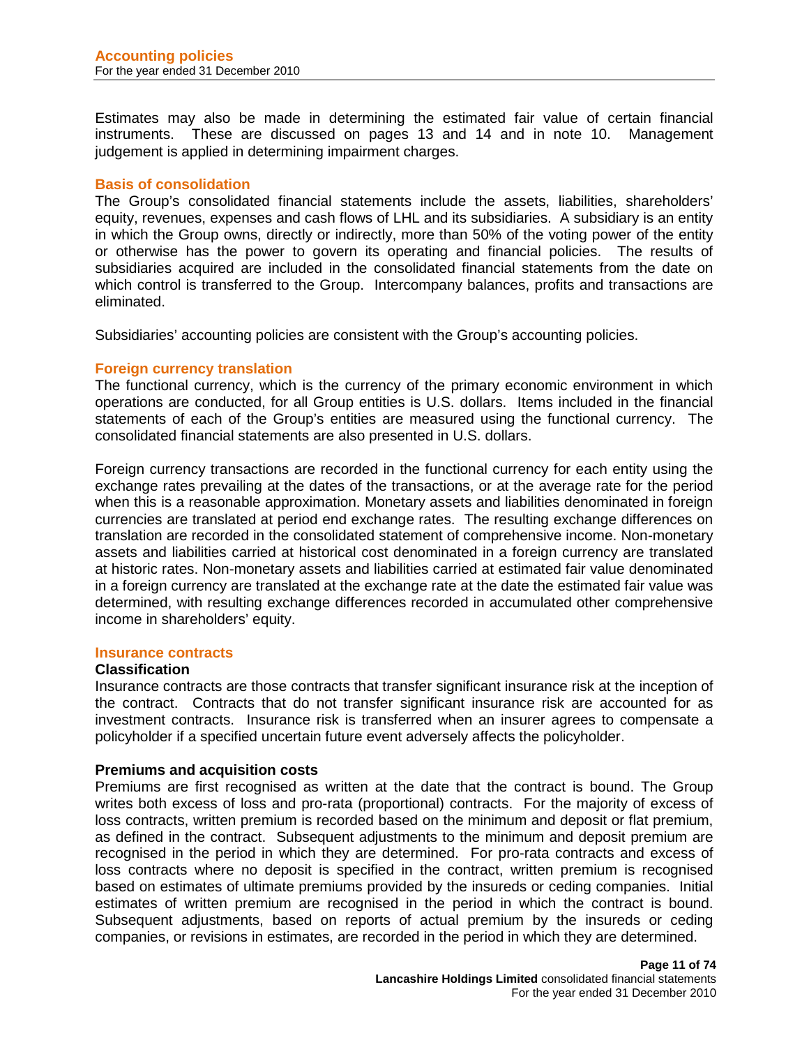Estimates may also be made in determining the estimated fair value of certain financial instruments. These are discussed on pages 13 and 14 and in note 10. Management judgement is applied in determining impairment charges.

## Basis of consolidation

The Group's consolidated financial statements include the assets, liabilities, shareholders' equity, revenues, expenses and cash flows of LHL and its subsidiaries. A subsidiary is an entity in which the Group owns, directly or indirectly, more than 50% of the voting power of the entity or otherwise has the power to govern its operating and financial policies. The results of subsidiaries acquired are included in the consolidated financial statements from the date on which control is transferred to the Group. Intercompany balances, profits and transactions are eliminated.

Subsidiaries' accounting policies are consistent with the Group's accounting policies.

## Foreign currency translation

The functional currency, which is the currency of the primary economic environment in which operations are conducted, for all Group entities is U.S. dollars. Items included in the financial statements of each of the Group's entities are measured using the functional currency. The consolidated financial statements are also presented in U.S. dollars.

Foreign currency transactions are recorded in the functional currency for each entity using the exchange rates prevailing at the dates of the transactions, or at the average rate for the period when this is a reasonable approximation. Monetary assets and liabilities denominated in foreign currencies are translated at period end exchange rates. The resulting exchange differences on translation are recorded in the consolidated statement of comprehensive income. Non-monetary assets and liabilities carried at historical cost denominated in a foreign currency are translated at historic rates. Non-monetary assets and liabilities carried at estimated fair value denominated in a foreign currency are translated at the exchange rate at the date the estimated fair value was determined, with resulting exchange differences recorded in accumulated other comprehensive income in shareholders' equity.

## Insurance contracts

### Classification

Insurance contracts are those contracts that transfer significant insurance risk at the inception of the contract. Contracts that do not transfer significant insurance risk are accounted for as investment contracts. Insurance risk is transferred when an insurer agrees to compensate a policyholder if a specified uncertain future event adversely affects the policyholder.

### Premiums and acquisition costs

Premiums are first recognised as written at the date that the contract is bound. The Group writes both excess of loss and pro-rata (proportional) contracts. For the majority of excess of loss contracts, written premium is recorded based on the minimum and deposit or flat premium, as defined in the contract. Subsequent adjustments to the minimum and deposit premium are recognised in the period in which they are determined. For pro-rata contracts and excess of loss contracts where no deposit is specified in the contract, written premium is recognised based on estimates of ultimate premiums provided by the insureds or ceding companies. Initial estimates of written premium are recognised in the period in which the contract is bound. Subsequent adjustments, based on reports of actual premium by the insureds or ceding companies, or revisions in estimates, are recorded in the period in which they are determined.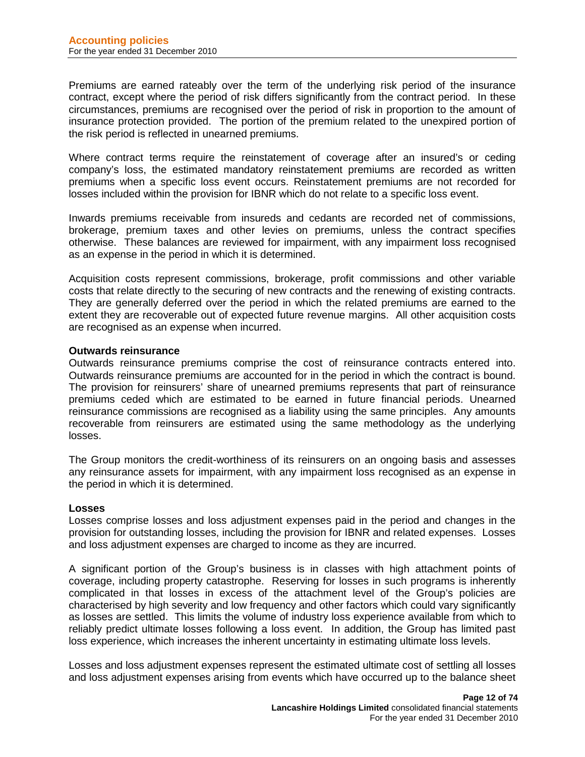Premiums are earned rateably over the term of the underlying risk period of the insurance contract, except where the period of risk differs significantly from the contract period. In these circumstances, premiums are recognised over the period of risk in proportion to the amount of insurance protection provided. The portion of the premium related to the unexpired portion of the risk period is reflected in unearned premiums.

Where contract terms require the reinstatement of coverage after an insured's or ceding company's loss, the estimated mandatory reinstatement premiums are recorded as written premiums when a specific loss event occurs. Reinstatement premiums are not recorded for losses included within the provision for IBNR which do not relate to a specific loss event.

Inwards premiums receivable from insureds and cedants are recorded net of commissions, brokerage, premium taxes and other levies on premiums, unless the contract specifies otherwise. These balances are reviewed for impairment, with any impairment loss recognised as an expense in the period in which it is determined.

Acquisition costs represent commissions, brokerage, profit commissions and other variable costs that relate directly to the securing of new contracts and the renewing of existing contracts. They are generally deferred over the period in which the related premiums are earned to the extent they are recoverable out of expected future revenue margins. All other acquisition costs are recognised as an expense when incurred.

**Outwards reinsurance**

Outwards reinsurance premiums comprise the cost of reinsurance contracts entered into. Outwards reinsurance premiums are accounted for in the period in which the contract is bound. The provision for reinsurers' share of unearned premiums represents that part of reinsurance premiums ceded which are estimated to be earned in future financial periods. Unearned reinsurance commissions are recognised as a liability using the same principles. Any amounts recoverable from reinsurers are estimated using the same methodology as the underlying losses.

The Group monitors the credit-worthiness of its reinsurers on an ongoing basis and assesses any reinsurance assets for impairment, with any impairment loss recognised as an expense in the period in which it is determined.

**Losses**

Losses comprise losses and loss adjustment expenses paid in the period and changes in the provision for outstanding losses, including the provision for IBNR and related expenses. Losses and loss adjustment expenses are charged to income as they are incurred.

A significant portion of the Group's business is in classes with high attachment points of coverage, including property catastrophe. Reserving for losses in such programs is inherently complicated in that losses in excess of the attachment level of the Group's policies are characterised by high severity and low frequency and other factors which could vary significantly as losses are settled. This limits the volume of industry loss experience available from which to reliably predict ultimate losses following a loss event. In addition, the Group has limited past loss experience, which increases the inherent uncertainty in estimating ultimate loss levels.

Losses and loss adjustment expenses represent the estimated ultimate cost of settling all losses and loss adjustment expenses arising from events which have occurred up to the balance sheet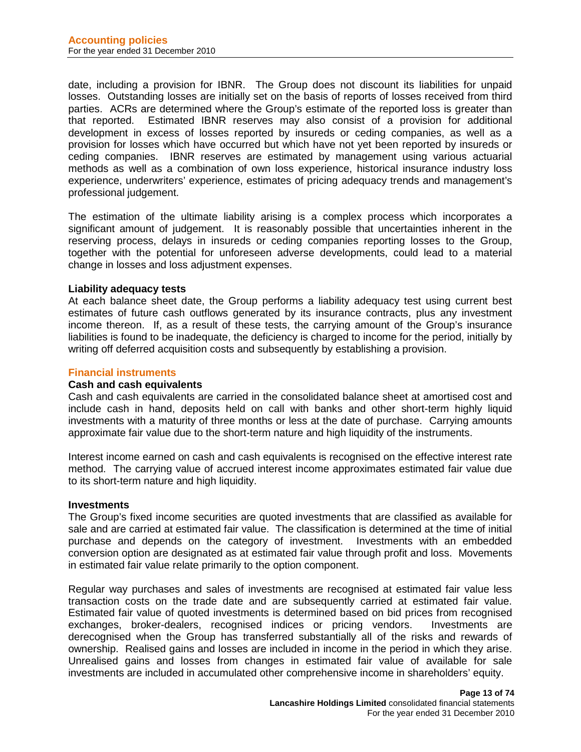date, including a provision for IBNR. The Group does not discount its liabilities for unpaid losses. Outstanding losses are initially set on the basis of reports of losses received from third parties. ACRs are determined where the Group's estimate of the reported loss is greater than that reported. Estimated IBNR reserves may also consist of a provision for additional development in excess of losses reported by insureds or ceding companies, as well as a provision for losses which have occurred but which have not yet been reported by insureds or ceding companies. IBNR reserves are estimated by management using various actuarial methods as well as a combination of own loss experience, historical insurance industry loss experience, underwriters' experience, estimates of pricing adequacy trends and management's professional judgement.

The estimation of the ultimate liability arising is a complex process which incorporates a significant amount of judgement. It is reasonably possible that uncertainties inherent in the reserving process, delays in insureds or ceding companies reporting losses to the Group, together with the potential for unforeseen adverse developments, could lead to a material change in losses and loss adjustment expenses.

**Liability adequacy tests**

At each balance sheet date, the Group performs a liability adequacy test using current best estimates of future cash outflows generated by its insurance contracts, plus any investment income thereon. If, as a result of these tests, the carrying amount of the Group's insurance liabilities is found to be inadequate, the deficiency is charged to income for the period, initially by writing off deferred acquisition costs and subsequently by establishing a provision.

## Financial instruments

**Cash and cash equivalents**

Cash and cash equivalents are carried in the consolidated balance sheet at amortised cost and include cash in hand, deposits held on call with banks and other short-term highly liquid investments with a maturity of three months or less at the date of purchase. Carrying amounts approximate fair value due to the short-term nature and high liquidity of the instruments.

Interest income earned on cash and cash equivalents is recognised on the effective interest rate method. The carrying value of accrued interest income approximates estimated fair value due to its short-term nature and high liquidity.

**Investments**

The Group's fixed income securities are quoted investments that are classified as available for sale and are carried at estimated fair value. The classification is determined at the time of initial purchase and depends on the category of investment. Investments with an embedded conversion option are designated as at estimated fair value through profit and loss. Movements in estimated fair value relate primarily to the option component.

Regular way purchases and sales of investments are recognised at estimated fair value less transaction costs on the trade date and are subsequently carried at estimated fair value. Estimated fair value of quoted investments is determined based on bid prices from recognised exchanges, broker-dealers, recognised indices or pricing vendors. Investments are derecognised when the Group has transferred substantially all of the risks and rewards of ownership. Realised gains and losses are included in income in the period in which they arise. Unrealised gains and losses from changes in estimated fair value of available for sale investments are included in accumulated other comprehensive income in shareholders' equity.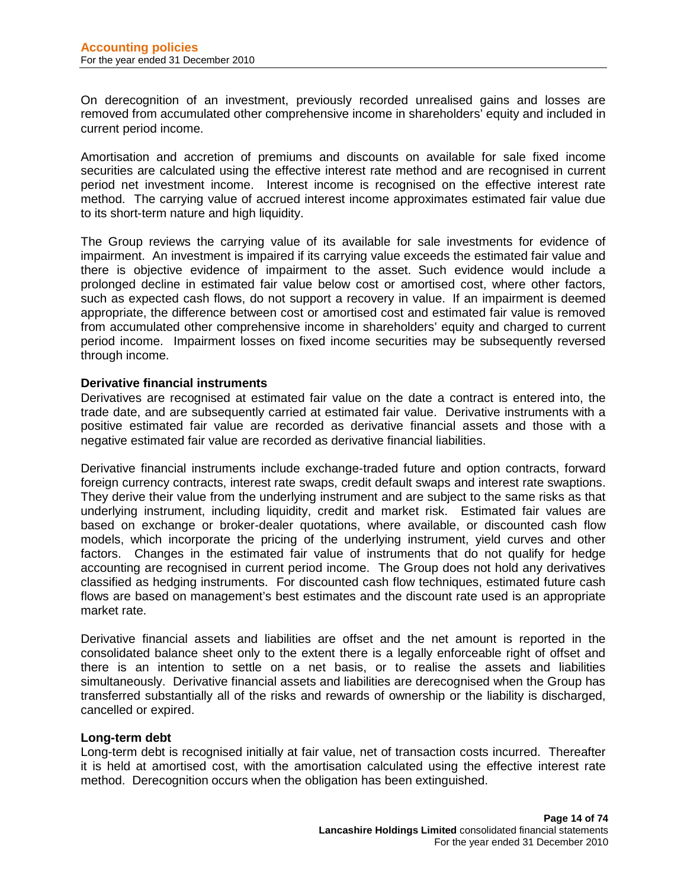On derecognition of an investment, previously recorded unrealised gains and losses are removed from accumulated other comprehensive income in shareholders' equity and included in current period income.

Amortisation and accretion of premiums and discounts on available for sale fixed income securities are calculated using the effective interest rate method and are recognised in current period net investment income. Interest income is recognised on the effective interest rate method. The carrying value of accrued interest income approximates estimated fair value due to its short-term nature and high liquidity.

The Group reviews the carrying value of its available for sale investments for evidence of impairment. An investment is impaired if its carrying value exceeds the estimated fair value and there is objective evidence of impairment to the asset. Such evidence would include a prolonged decline in estimated fair value below cost or amortised cost, where other factors, such as expected cash flows, do not support a recovery in value. If an impairment is deemed appropriate, the difference between cost or amortised cost and estimated fair value is removed from accumulated other comprehensive income in shareholders' equity and charged to current period income. Impairment losses on fixed income securities may be subsequently reversed through income.

### Derivative financial instruments

Derivatives are recognised at estimated fair value on the date a contract is entered into, the trade date, and are subsequently carried at estimated fair value. Derivative instruments with a positive estimated fair value are recorded as derivative financial assets and those with a negative estimated fair value are recorded as derivative financial liabilities.

Derivative financial instruments include exchange-traded future and option contracts, forward foreign currency contracts, interest rate swaps, credit default swaps and interest rate swaptions. They derive their value from the underlying instrument and are subject to the same risks as that underlying instrument, including liquidity, credit and market risk. Estimated fair values are based on exchange or broker-dealer quotations, where available, or discounted cash flow models, which incorporate the pricing of the underlying instrument, yield curves and other factors. Changes in the estimated fair value of instruments that do not qualify for hedge accounting are recognised in current period income. The Group does not hold any derivatives classified as hedging instruments. For discounted cash flow techniques, estimated future cash flows are based on management's best estimates and the discount rate used is an appropriate market rate.

Derivative financial assets and liabilities are offset and the net amount is reported in the consolidated balance sheet only to the extent there is a legally enforceable right of offset and there is an intention to settle on a net basis, or to realise the assets and liabilities simultaneously. Derivative financial assets and liabilities are derecognised when the Group has transferred substantially all of the risks and rewards of ownership or the liability is discharged, cancelled or expired.

### Long-term debt

Long-term debt is recognised initially at fair value, net of transaction costs incurred. Thereafter it is held at amortised cost, with the amortisation calculated using the effective interest rate method. Derecognition occurs when the obligation has been extinguished.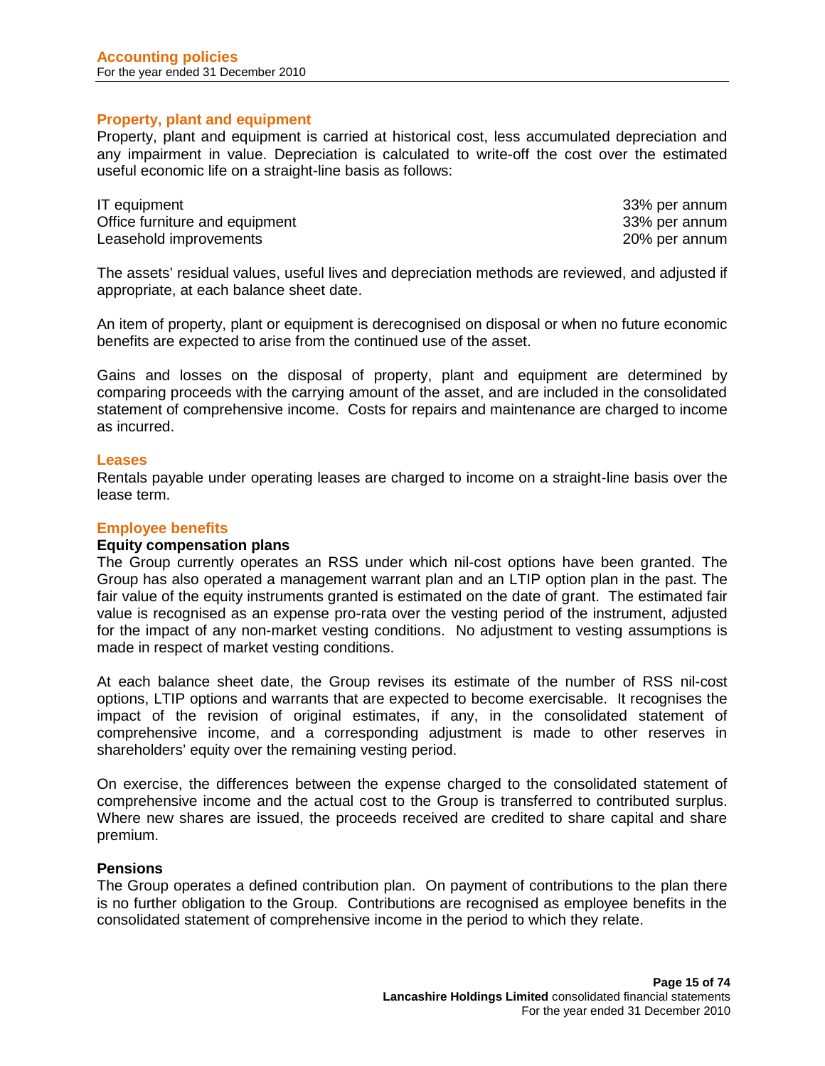## Property, plant and equipment

Property, plant and equipment is carried at historical cost, less accumulated depreciation and any impairment in value. Depreciation is calculated to write-off the cost over the estimated useful economic life on a straight-line basis as follows:

| | |
|---|---|
| IT equipment | 33% per annum |
| Office furniture and equipment | 33% per annum |
| Leasehold improvements | 20% per annum |

The assets' residual values, useful lives and depreciation methods are reviewed, and adjusted if appropriate, at each balance sheet date.

An item of property, plant or equipment is derecognised on disposal or when no future economic benefits are expected to arise from the continued use of the asset.

Gains and losses on the disposal of property, plant and equipment are determined by comparing proceeds with the carrying amount of the asset, and are included in the consolidated statement of comprehensive income. Costs for repairs and maintenance are charged to income as incurred.

## Leases

Rentals payable under operating leases are charged to income on a straight-line basis over the lease term.

## Employee benefits

### Equity compensation plans

The Group currently operates an RSS under which nil-cost options have been granted. The Group has also operated a management warrant plan and an LTIP option plan in the past. The fair value of the equity instruments granted is estimated on the date of grant. The estimated fair value is recognised as an expense pro-rata over the vesting period of the instrument, adjusted for the impact of any non-market vesting conditions. No adjustment to vesting assumptions is made in respect of market vesting conditions.

At each balance sheet date, the Group revises its estimate of the number of RSS nil-cost options, LTIP options and warrants that are expected to become exercisable. It recognises the impact of the revision of original estimates, if any, in the consolidated statement of comprehensive income, and a corresponding adjustment is made to other reserves in shareholders' equity over the remaining vesting period.

On exercise, the differences between the expense charged to the consolidated statement of comprehensive income and the actual cost to the Group is transferred to contributed surplus. Where new shares are issued, the proceeds received are credited to share capital and share premium.

### Pensions

The Group operates a defined contribution plan. On payment of contributions to the plan there is no further obligation to the Group. Contributions are recognised as employee benefits in the consolidated statement of comprehensive income in the period to which they relate.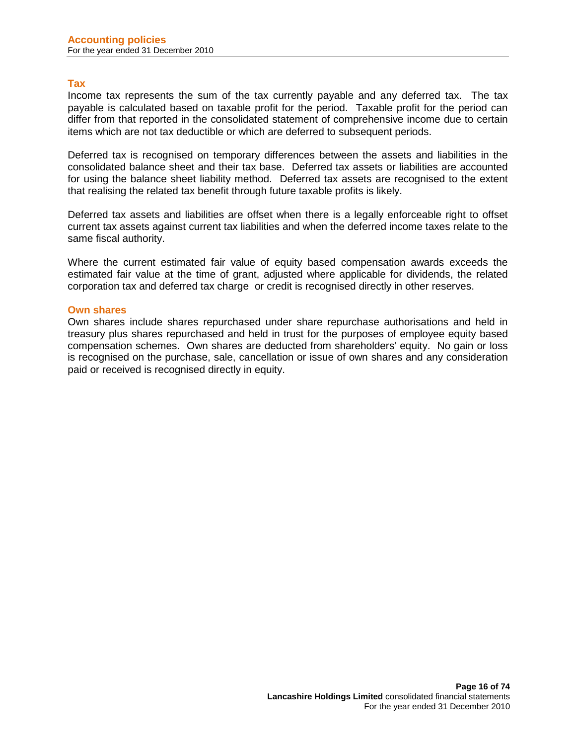## Tax

Income tax represents the sum of the tax currently payable and any deferred tax. The tax payable is calculated based on taxable profit for the period. Taxable profit for the period can differ from that reported in the consolidated statement of comprehensive income due to certain items which are not tax deductible or which are deferred to subsequent periods.

Deferred tax is recognised on temporary differences between the assets and liabilities in the consolidated balance sheet and their tax base. Deferred tax assets or liabilities are accounted for using the balance sheet liability method. Deferred tax assets are recognised to the extent that realising the related tax benefit through future taxable profits is likely.

Deferred tax assets and liabilities are offset when there is a legally enforceable right to offset current tax assets against current tax liabilities and when the deferred income taxes relate to the same fiscal authority.

Where the current estimated fair value of equity based compensation awards exceeds the estimated fair value at the time of grant, adjusted where applicable for dividends, the related corporation tax and deferred tax charge or credit is recognised directly in other reserves.

## Own shares

Own shares include shares repurchased under share repurchase authorisations and held in treasury plus shares repurchased and held in trust for the purposes of employee equity based compensation schemes. Own shares are deducted from shareholders' equity. No gain or loss is recognised on the purchase, sale, cancellation or issue of own shares and any consideration paid or received is recognised directly in equity.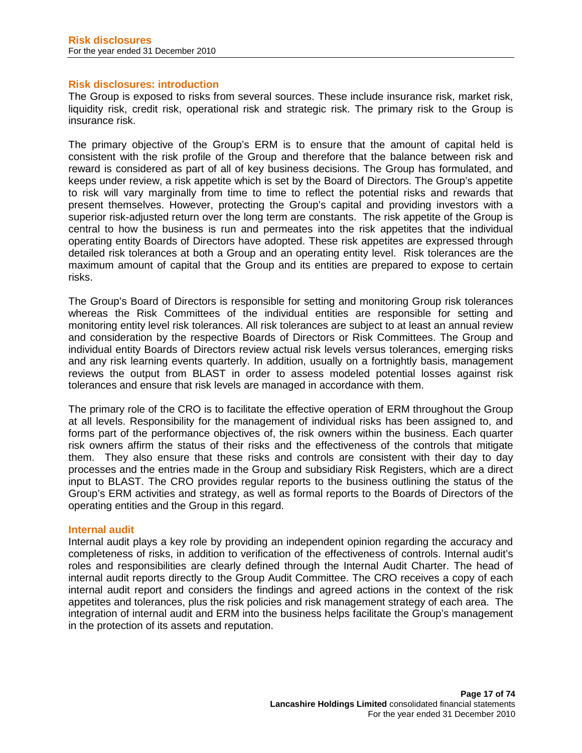## Risk disclosures: introduction

The Group is exposed to risks from several sources. These include insurance risk, market risk, liquidity risk, credit risk, operational risk and strategic risk. The primary risk to the Group is insurance risk.

The primary objective of the Group's ERM is to ensure that the amount of capital held is consistent with the risk profile of the Group and therefore that the balance between risk and reward is considered as part of all of key business decisions. The Group has formulated, and keeps under review, a risk appetite which is set by the Board of Directors. The Group's appetite to risk will vary marginally from time to time to reflect the potential risks and rewards that present themselves. However, protecting the Group's capital and providing investors with a superior risk-adjusted return over the long term are constants. The risk appetite of the Group is central to how the business is run and permeates into the risk appetites that the individual operating entity Boards of Directors have adopted. These risk appetites are expressed through detailed risk tolerances at both a Group and an operating entity level. Risk tolerances are the maximum amount of capital that the Group and its entities are prepared to expose to certain risks.

The Group's Board of Directors is responsible for setting and monitoring Group risk tolerances whereas the Risk Committees of the individual entities are responsible for setting and monitoring entity level risk tolerances. All risk tolerances are subject to at least an annual review and consideration by the respective Boards of Directors or Risk Committees. The Group and individual entity Boards of Directors review actual risk levels versus tolerances, emerging risks and any risk learning events quarterly. In addition, usually on a fortnightly basis, management reviews the output from BLAST in order to assess modeled potential losses against risk tolerances and ensure that risk levels are managed in accordance with them.

The primary role of the CRO is to facilitate the effective operation of ERM throughout the Group at all levels. Responsibility for the management of individual risks has been assigned to, and forms part of the performance objectives of, the risk owners within the business. Each quarter risk owners affirm the status of their risks and the effectiveness of the controls that mitigate them. They also ensure that these risks and controls are consistent with their day to day processes and the entries made in the Group and subsidiary Risk Registers, which are a direct input to BLAST. The CRO provides regular reports to the business outlining the status of the Group's ERM activities and strategy, as well as formal reports to the Boards of Directors of the operating entities and the Group in this regard.

## Internal audit

Internal audit plays a key role by providing an independent opinion regarding the accuracy and completeness of risks, in addition to verification of the effectiveness of controls. Internal audit's roles and responsibilities are clearly defined through the Internal Audit Charter. The head of internal audit reports directly to the Group Audit Committee. The CRO receives a copy of each internal audit report and considers the findings and agreed actions in the context of the risk appetites and tolerances, plus the risk policies and risk management strategy of each area. The integration of internal audit and ERM into the business helps facilitate the Group's management in the protection of its assets and reputation.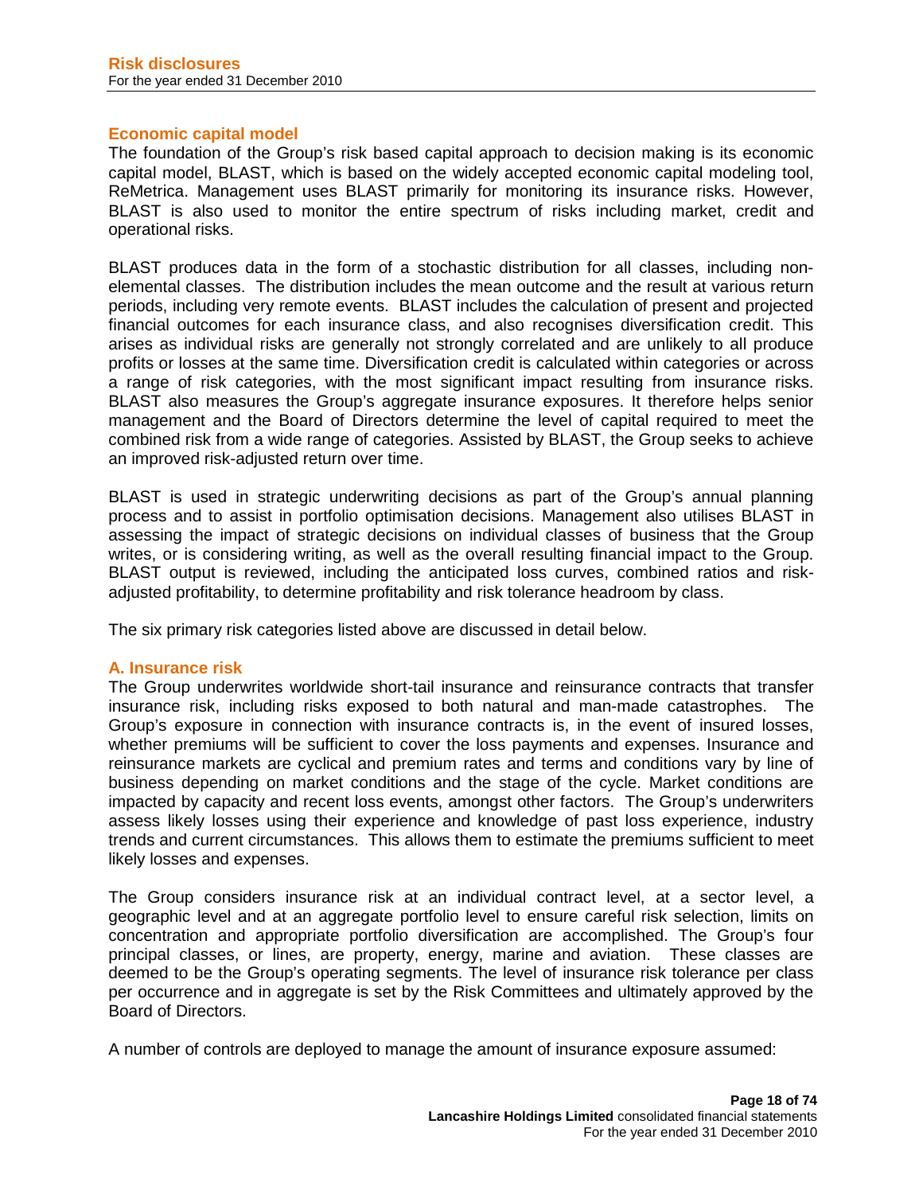## Economic capital model

The foundation of the Group's risk based capital approach to decision making is its economic capital model, BLAST, which is based on the widely accepted economic capital modeling tool, ReMetrica. Management uses BLAST primarily for monitoring its insurance risks. However, BLAST is also used to monitor the entire spectrum of risks including market, credit and operational risks.

BLAST produces data in the form of a stochastic distribution for all classes, including non-elemental classes. The distribution includes the mean outcome and the result at various return periods, including very remote events. BLAST includes the calculation of present and projected financial outcomes for each insurance class, and also recognises diversification credit. This arises as individual risks are generally not strongly correlated and are unlikely to all produce profits or losses at the same time. Diversification credit is calculated within categories or across a range of risk categories, with the most significant impact resulting from insurance risks. BLAST also measures the Group's aggregate insurance exposures. It therefore helps senior management and the Board of Directors determine the level of capital required to meet the combined risk from a wide range of categories. Assisted by BLAST, the Group seeks to achieve an improved risk-adjusted return over time.

BLAST is used in strategic underwriting decisions as part of the Group's annual planning process and to assist in portfolio optimisation decisions. Management also utilises BLAST in assessing the impact of strategic decisions on individual classes of business that the Group writes, or is considering writing, as well as the overall resulting financial impact to the Group. BLAST output is reviewed, including the anticipated loss curves, combined ratios and risk-adjusted profitability, to determine profitability and risk tolerance headroom by class.

The six primary risk categories listed above are discussed in detail below.

## A. Insurance risk

The Group underwrites worldwide short-tail insurance and reinsurance contracts that transfer insurance risk, including risks exposed to both natural and man-made catastrophes. The Group's exposure in connection with insurance contracts is, in the event of insured losses, whether premiums will be sufficient to cover the loss payments and expenses. Insurance and reinsurance markets are cyclical and premium rates and terms and conditions vary by line of business depending on market conditions and the stage of the cycle. Market conditions are impacted by capacity and recent loss events, amongst other factors. The Group's underwriters assess likely losses using their experience and knowledge of past loss experience, industry trends and current circumstances. This allows them to estimate the premiums sufficient to meet likely losses and expenses.

The Group considers insurance risk at an individual contract level, at a sector level, a geographic level and at an aggregate portfolio level to ensure careful risk selection, limits on concentration and appropriate portfolio diversification are accomplished. The Group's four principal classes, or lines, are property, energy, marine and aviation. These classes are deemed to be the Group's operating segments. The level of insurance risk tolerance per class per occurrence and in aggregate is set by the Risk Committees and ultimately approved by the Board of Directors.

A number of controls are deployed to manage the amount of insurance exposure assumed: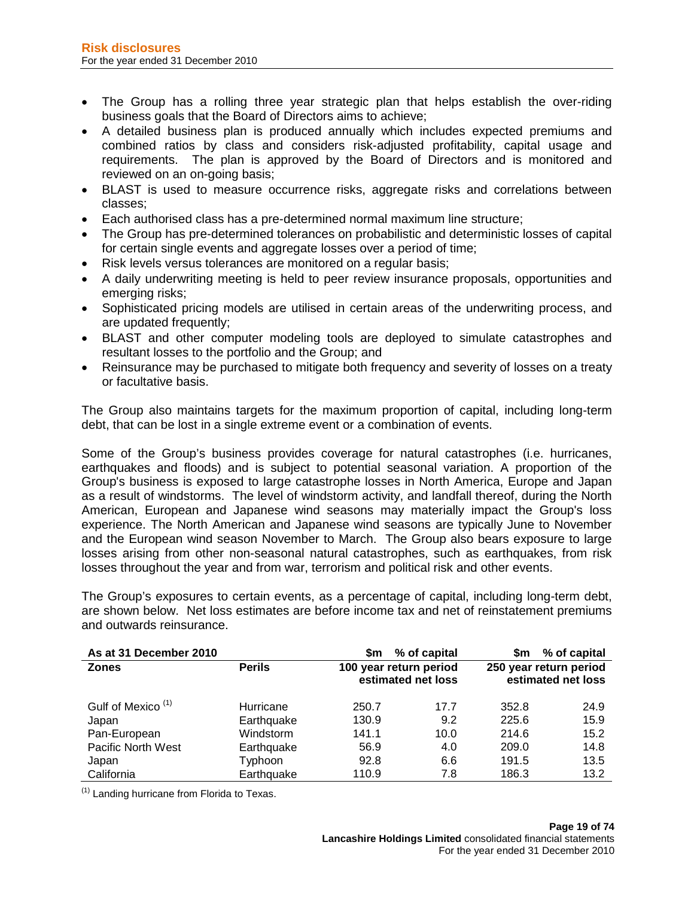- The Group has a rolling three year strategic plan that helps establish the over-riding business goals that the Board of Directors aims to achieve;
- A detailed business plan is produced annually which includes expected premiums and combined ratios by class and considers risk-adjusted profitability, capital usage and requirements. The plan is approved by the Board of Directors and is monitored and reviewed on an on-going basis;
- BLAST is used to measure occurrence risks, aggregate risks and correlations between classes;
- Each authorised class has a pre-determined normal maximum line structure;
- The Group has pre-determined tolerances on probabilistic and deterministic losses of capital for certain single events and aggregate losses over a period of time;
- Risk levels versus tolerances are monitored on a regular basis;
- A daily underwriting meeting is held to peer review insurance proposals, opportunities and emerging risks;
- Sophisticated pricing models are utilised in certain areas of the underwriting process, and are updated frequently;
- BLAST and other computer modeling tools are deployed to simulate catastrophes and resultant losses to the portfolio and the Group; and
- Reinsurance may be purchased to mitigate both frequency and severity of losses on a treaty or facultative basis.

The Group also maintains targets for the maximum proportion of capital, including long-term debt, that can be lost in a single extreme event or a combination of events.

Some of the Group's business provides coverage for natural catastrophes (i.e. hurricanes, earthquakes and floods) and is subject to potential seasonal variation. A proportion of the Group's business is exposed to large catastrophe losses in North America, Europe and Japan as a result of windstorms. The level of windstorm activity, and landfall thereof, during the North American, European and Japanese wind seasons may materially impact the Group's loss experience. The North American and Japanese wind seasons are typically June to November and the European wind season November to March. The Group also bears exposure to large losses arising from other non-seasonal natural catastrophes, such as earthquakes, from risk losses throughout the year and from war, terrorism and political risk and other events.

The Group's exposures to certain events, as a percentage of capital, including long-term debt, are shown below. Net loss estimates are before income tax and net of reinstatement premiums and outwards reinsurance.

| As at 31 December 2010 | | $m | % of capital | $m | % of capital |
|---|---|---|---|---|---|
| **Zones** | **Perils** | **100 year return period estimated net loss** | | **250 year return period estimated net loss** | |
| Gulf of Mexico [(1)] | Hurricane | 250.7 | 17.7 | 352.8 | 24.9 |
| Japan | Earthquake | 130.9 | 9.2 | 225.6 | 15.9 |
| Pan-European | Windstorm | 141.1 | 10.0 | 214.6 | 15.2 |
| Pacific North West | Earthquake | 56.9 | 4.0 | 209.0 | 14.8 |
| Japan | Typhoon | 92.8 | 6.6 | 191.5 | 13.5 |
| California | Earthquake | 110.9 | 7.8 | 186.3 | 13.2 |

[(1)] Landing hurricane from Florida to Texas.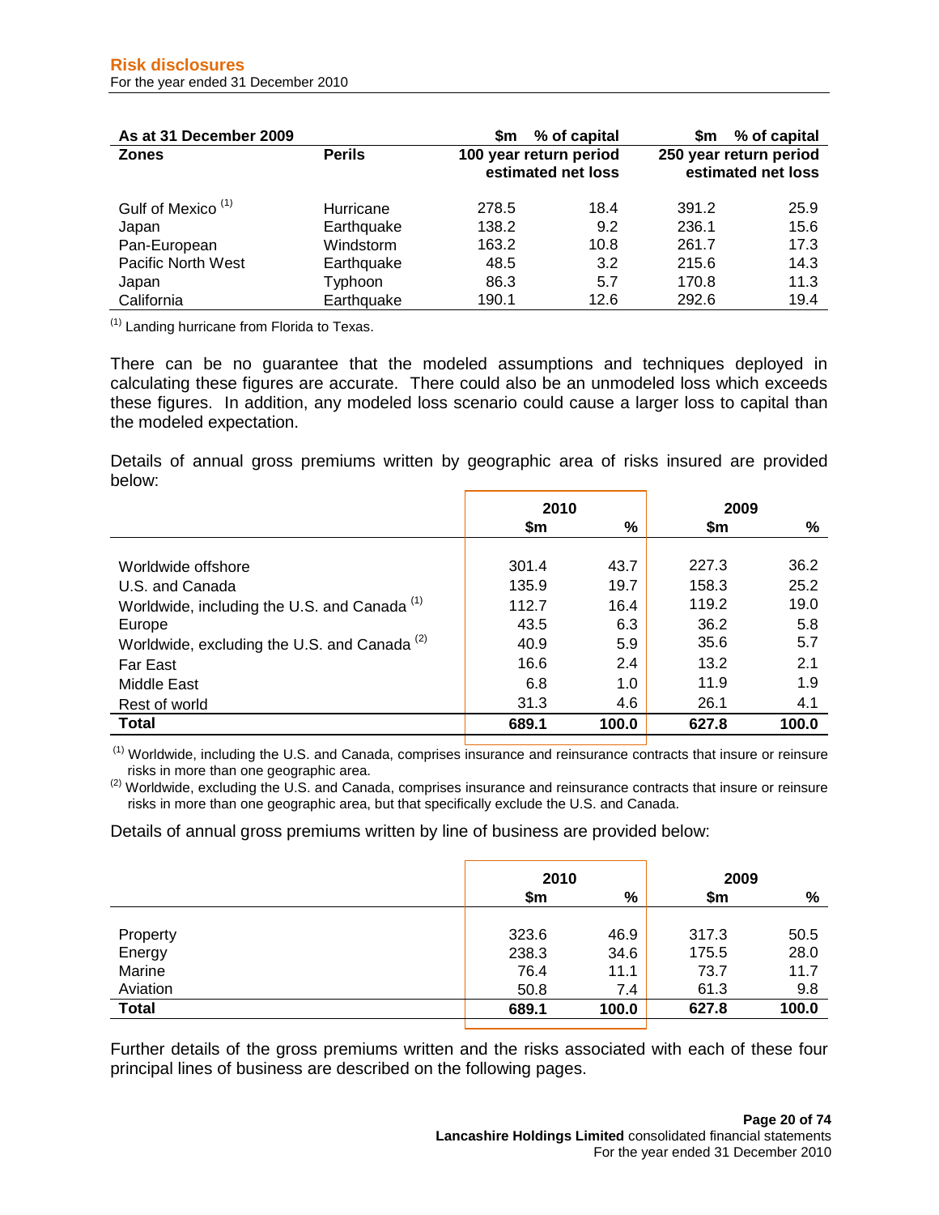| As at 31 December 2009 | | $m | % of capital | $m | % of capital |
|---|---|---|---|---|---|
| **Zones** | **Perils** | **100 year return period estimated net loss** | | **250 year return period estimated net loss** | |
| Gulf of Mexico [1] | Hurricane | 278.5 | 18.4 | 391.2 | 25.9 |
| Japan | Earthquake | 138.2 | 9.2 | 236.1 | 15.6 |
| Pan-European | Windstorm | 163.2 | 10.8 | 261.7 | 17.3 |
| Pacific North West | Earthquake | 48.5 | 3.2 | 215.6 | 14.3 |
| Japan | Typhoon | 86.3 | 5.7 | 170.8 | 11.3 |
| California | Earthquake | 190.1 | 12.6 | 292.6 | 19.4 |

[1] Landing hurricane from Florida to Texas.

There can be no guarantee that the modeled assumptions and techniques deployed in calculating these figures are accurate. There could also be an unmodeled loss which exceeds these figures. In addition, any modeled loss scenario could cause a larger loss to capital than the modeled expectation.

Details of annual gross premiums written by geographic area of risks insured are provided below:

| | 2010 | | 2009 | |
|---|---|---|---|---|
| | $m | % | $m | % |
| Worldwide offshore | 301.4 | 43.7 | 227.3 | 36.2 |
| U.S. and Canada | 135.9 | 19.7 | 158.3 | 25.2 |
| Worldwide, including the U.S. and Canada [1] | 112.7 | 16.4 | 119.2 | 19.0 |
| Europe | 43.5 | 6.3 | 36.2 | 5.8 |
| Worldwide, excluding the U.S. and Canada [2] | 40.9 | 5.9 | 35.6 | 5.7 |
| Far East | 16.6 | 2.4 | 13.2 | 2.1 |
| Middle East | 6.8 | 1.0 | 11.9 | 1.9 |
| Rest of world | 31.3 | 4.6 | 26.1 | 4.1 |
| **Total** | **689.1** | **100.0** | **627.8** | **100.0** |

[1] Worldwide, including the U.S. and Canada, comprises insurance and reinsurance contracts that insure or reinsure risks in more than one geographic area.

[2] Worldwide, excluding the U.S. and Canada, comprises insurance and reinsurance contracts that insure or reinsure risks in more than one geographic area, but that specifically exclude the U.S. and Canada.

Details of annual gross premiums written by line of business are provided below:

| | 2010 | | 2009 | |
|---|---|---|---|---|
| | $m | % | $m | % |
| Property | 323.6 | 46.9 | 317.3 | 50.5 |
| Energy | 238.3 | 34.6 | 175.5 | 28.0 |
| Marine | 76.4 | 11.1 | 73.7 | 11.7 |
| Aviation | 50.8 | 7.4 | 61.3 | 9.8 |
| **Total** | **689.1** | **100.0** | **627.8** | **100.0** |

Further details of the gross premiums written and the risks associated with each of these four principal lines of business are described on the following pages.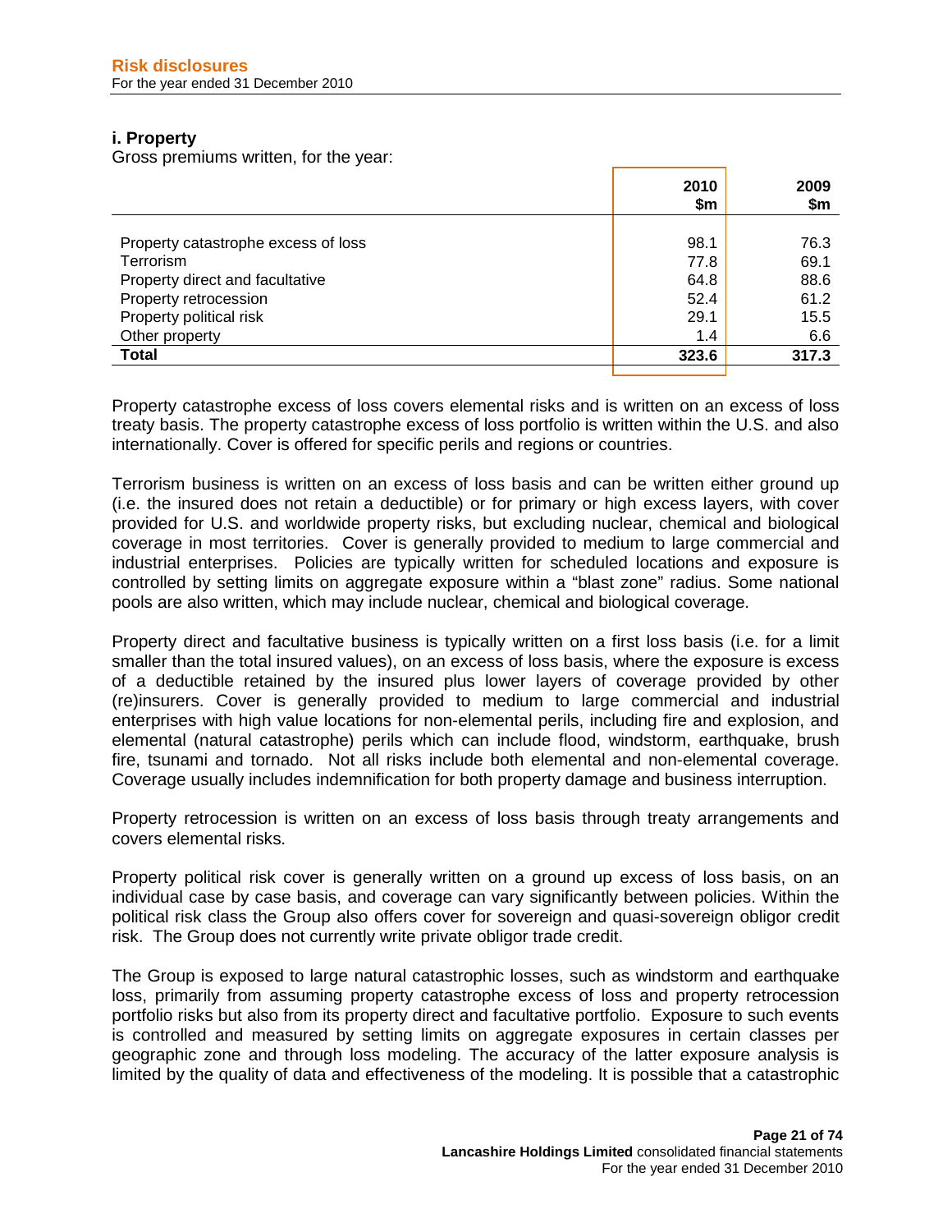### i. Property

Gross premiums written, for the year:

| | 2010 $m | 2009 $m |
|---|---|---|
| Property catastrophe excess of loss | 98.1 | 76.3 |
| Terrorism | 77.8 | 69.1 |
| Property direct and facultative | 64.8 | 88.6 |
| Property retrocession | 52.4 | 61.2 |
| Property political risk | 29.1 | 15.5 |
| Other property | 1.4 | 6.6 |
| **Total** | **323.6** | **317.3** |

Property catastrophe excess of loss covers elemental risks and is written on an excess of loss treaty basis. The property catastrophe excess of loss portfolio is written within the U.S. and also internationally. Cover is offered for specific perils and regions or countries.

Terrorism business is written on an excess of loss basis and can be written either ground up (i.e. the insured does not retain a deductible) or for primary or high excess layers, with cover provided for U.S. and worldwide property risks, but excluding nuclear, chemical and biological coverage in most territories. Cover is generally provided to medium to large commercial and industrial enterprises. Policies are typically written for scheduled locations and exposure is controlled by setting limits on aggregate exposure within a "blast zone" radius. Some national pools are also written, which may include nuclear, chemical and biological coverage.

Property direct and facultative business is typically written on a first loss basis (i.e. for a limit smaller than the total insured values), on an excess of loss basis, where the exposure is excess of a deductible retained by the insured plus lower layers of coverage provided by other (re)insurers. Cover is generally provided to medium to large commercial and industrial enterprises with high value locations for non-elemental perils, including fire and explosion, and elemental (natural catastrophe) perils which can include flood, windstorm, earthquake, brush fire, tsunami and tornado. Not all risks include both elemental and non-elemental coverage. Coverage usually includes indemnification for both property damage and business interruption.

Property retrocession is written on an excess of loss basis through treaty arrangements and covers elemental risks.

Property political risk cover is generally written on a ground up excess of loss basis, on an individual case by case basis, and coverage can vary significantly between policies. Within the political risk class the Group also offers cover for sovereign and quasi-sovereign obligor credit risk. The Group does not currently write private obligor trade credit.

The Group is exposed to large natural catastrophic losses, such as windstorm and earthquake loss, primarily from assuming property catastrophe excess of loss and property retrocession portfolio risks but also from its property direct and facultative portfolio. Exposure to such events is controlled and measured by setting limits on aggregate exposures in certain classes per geographic zone and through loss modeling. The accuracy of the latter exposure analysis is limited by the quality of data and effectiveness of the modeling. It is possible that a catastrophic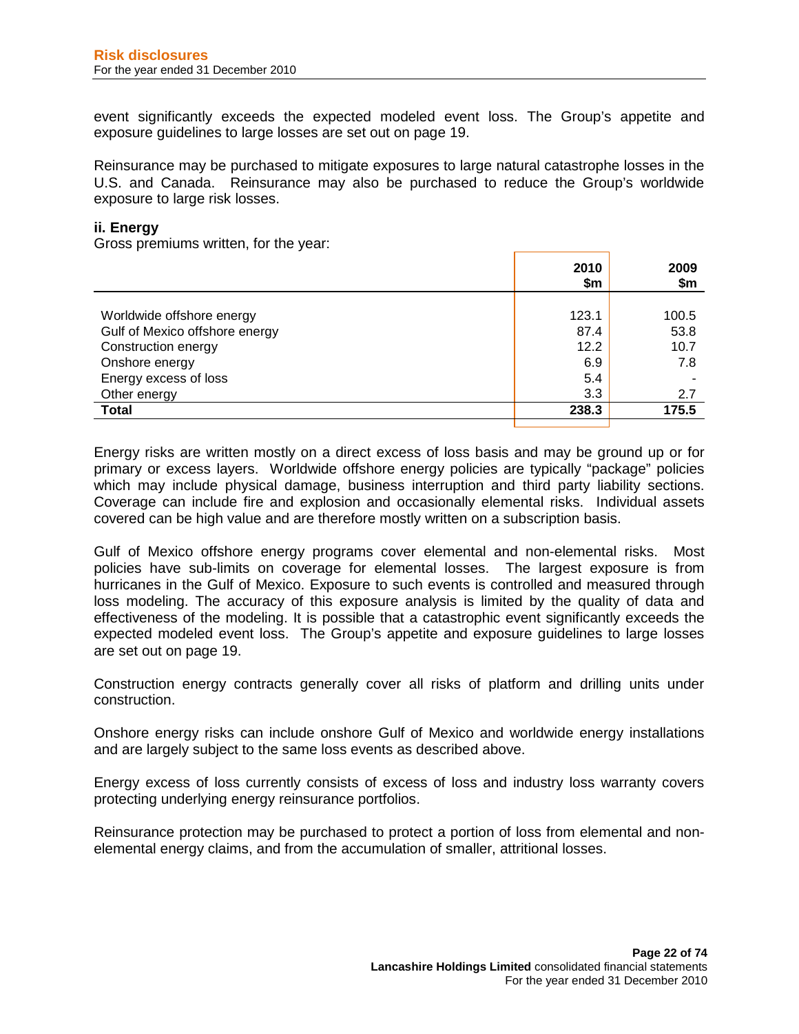event significantly exceeds the expected modeled event loss. The Group's appetite and exposure guidelines to large losses are set out on page 19.

Reinsurance may be purchased to mitigate exposures to large natural catastrophe losses in the U.S. and Canada. Reinsurance may also be purchased to reduce the Group's worldwide exposure to large risk losses.

**ii. Energy**

Gross premiums written, for the year:

| | 2010 $m | 2009 $m |
|---|---|---|
| Worldwide offshore energy | 123.1 | 100.5 |
| Gulf of Mexico offshore energy | 87.4 | 53.8 |
| Construction energy | 12.2 | 10.7 |
| Onshore energy | 6.9 | 7.8 |
| Energy excess of loss | 5.4 | - |
| Other energy | 3.3 | 2.7 |
| **Total** | **238.3** | **175.5** |

Energy risks are written mostly on a direct excess of loss basis and may be ground up or for primary or excess layers. Worldwide offshore energy policies are typically "package" policies which may include physical damage, business interruption and third party liability sections. Coverage can include fire and explosion and occasionally elemental risks. Individual assets covered can be high value and are therefore mostly written on a subscription basis.

Gulf of Mexico offshore energy programs cover elemental and non-elemental risks. Most policies have sub-limits on coverage for elemental losses. The largest exposure is from hurricanes in the Gulf of Mexico. Exposure to such events is controlled and measured through loss modeling. The accuracy of this exposure analysis is limited by the quality of data and effectiveness of the modeling. It is possible that a catastrophic event significantly exceeds the expected modeled event loss. The Group's appetite and exposure guidelines to large losses are set out on page 19.

Construction energy contracts generally cover all risks of platform and drilling units under construction.

Onshore energy risks can include onshore Gulf of Mexico and worldwide energy installations and are largely subject to the same loss events as described above.

Energy excess of loss currently consists of excess of loss and industry loss warranty covers protecting underlying energy reinsurance portfolios.

Reinsurance protection may be purchased to protect a portion of loss from elemental and non-elemental energy claims, and from the accumulation of smaller, attritional losses.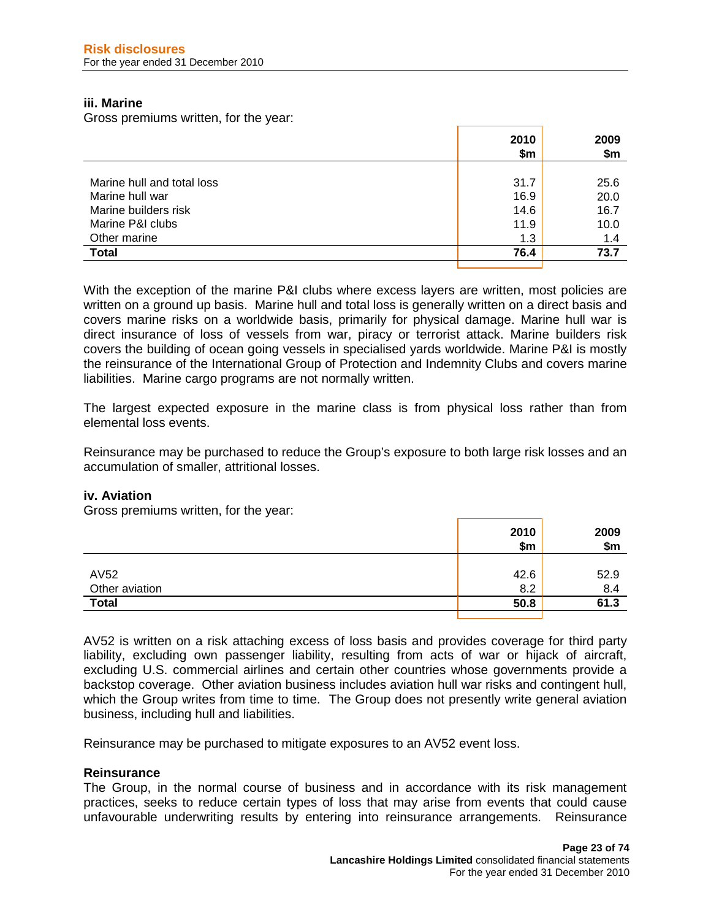### iii. Marine

Gross premiums written, for the year:

| | 2010 $m | 2009 $m |
|---|---|---|
| Marine hull and total loss | 31.7 | 25.6 |
| Marine hull war | 16.9 | 20.0 |
| Marine builders risk | 14.6 | 16.7 |
| Marine P&I clubs | 11.9 | 10.0 |
| Other marine | 1.3 | 1.4 |
| **Total** | **76.4** | **73.7** |

With the exception of the marine P&I clubs where excess layers are written, most policies are written on a ground up basis. Marine hull and total loss is generally written on a direct basis and covers marine risks on a worldwide basis, primarily for physical damage. Marine hull war is direct insurance of loss of vessels from war, piracy or terrorist attack. Marine builders risk covers the building of ocean going vessels in specialised yards worldwide. Marine P&I is mostly the reinsurance of the International Group of Protection and Indemnity Clubs and covers marine liabilities. Marine cargo programs are not normally written.

The largest expected exposure in the marine class is from physical loss rather than from elemental loss events.

Reinsurance may be purchased to reduce the Group's exposure to both large risk losses and an accumulation of smaller, attritional losses.

### iv. Aviation

Gross premiums written, for the year:

| | 2010 $m | 2009 $m |
|---|---|---|
| AV52 | 42.6 | 52.9 |
| Other aviation | 8.2 | 8.4 |
| **Total** | **50.8** | **61.3** |

AV52 is written on a risk attaching excess of loss basis and provides coverage for third party liability, excluding own passenger liability, resulting from acts of war or hijack of aircraft, excluding U.S. commercial airlines and certain other countries whose governments provide a backstop coverage. Other aviation business includes aviation hull war risks and contingent hull, which the Group writes from time to time. The Group does not presently write general aviation business, including hull and liabilities.

Reinsurance may be purchased to mitigate exposures to an AV52 event loss.

### Reinsurance

The Group, in the normal course of business and in accordance with its risk management practices, seeks to reduce certain types of loss that may arise from events that could cause unfavourable underwriting results by entering into reinsurance arrangements. Reinsurance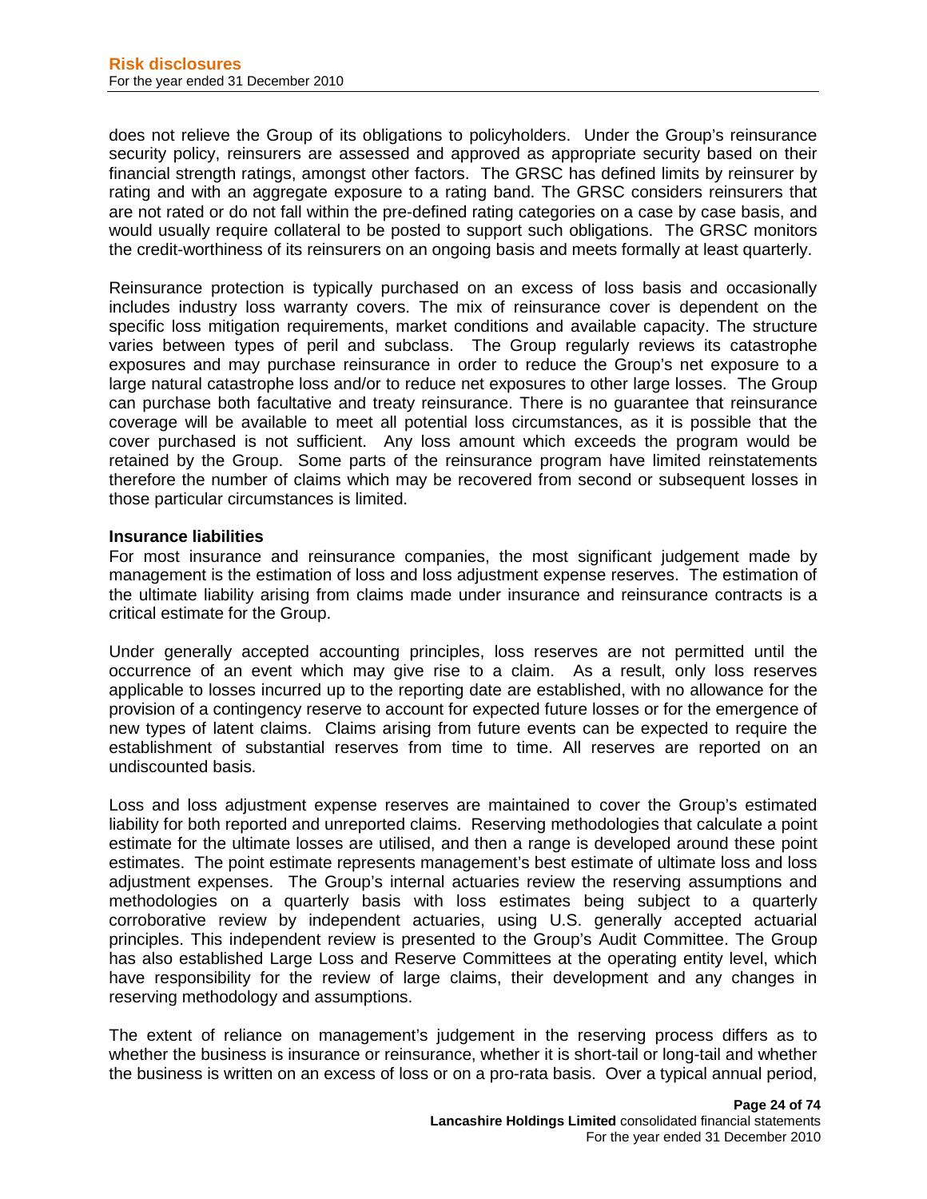does not relieve the Group of its obligations to policyholders. Under the Group's reinsurance security policy, reinsurers are assessed and approved as appropriate security based on their financial strength ratings, amongst other factors. The GRSC has defined limits by reinsurer by rating and with an aggregate exposure to a rating band. The GRSC considers reinsurers that are not rated or do not fall within the pre-defined rating categories on a case by case basis, and would usually require collateral to be posted to support such obligations. The GRSC monitors the credit-worthiness of its reinsurers on an ongoing basis and meets formally at least quarterly.

Reinsurance protection is typically purchased on an excess of loss basis and occasionally includes industry loss warranty covers. The mix of reinsurance cover is dependent on the specific loss mitigation requirements, market conditions and available capacity. The structure varies between types of peril and subclass. The Group regularly reviews its catastrophe exposures and may purchase reinsurance in order to reduce the Group's net exposure to a large natural catastrophe loss and/or to reduce net exposures to other large losses. The Group can purchase both facultative and treaty reinsurance. There is no guarantee that reinsurance coverage will be available to meet all potential loss circumstances, as it is possible that the cover purchased is not sufficient. Any loss amount which exceeds the program would be retained by the Group. Some parts of the reinsurance program have limited reinstatements therefore the number of claims which may be recovered from second or subsequent losses in those particular circumstances is limited.

**Insurance liabilities**

For most insurance and reinsurance companies, the most significant judgement made by management is the estimation of loss and loss adjustment expense reserves. The estimation of the ultimate liability arising from claims made under insurance and reinsurance contracts is a critical estimate for the Group.

Under generally accepted accounting principles, loss reserves are not permitted until the occurrence of an event which may give rise to a claim. As a result, only loss reserves applicable to losses incurred up to the reporting date are established, with no allowance for the provision of a contingency reserve to account for expected future losses or for the emergence of new types of latent claims. Claims arising from future events can be expected to require the establishment of substantial reserves from time to time. All reserves are reported on an undiscounted basis.

Loss and loss adjustment expense reserves are maintained to cover the Group's estimated liability for both reported and unreported claims. Reserving methodologies that calculate a point estimate for the ultimate losses are utilised, and then a range is developed around these point estimates. The point estimate represents management's best estimate of ultimate loss and loss adjustment expenses. The Group's internal actuaries review the reserving assumptions and methodologies on a quarterly basis with loss estimates being subject to a quarterly corroborative review by independent actuaries, using U.S. generally accepted actuarial principles. This independent review is presented to the Group's Audit Committee. The Group has also established Large Loss and Reserve Committees at the operating entity level, which have responsibility for the review of large claims, their development and any changes in reserving methodology and assumptions.

The extent of reliance on management's judgement in the reserving process differs as to whether the business is insurance or reinsurance, whether it is short-tail or long-tail and whether the business is written on an excess of loss or on a pro-rata basis. Over a typical annual period,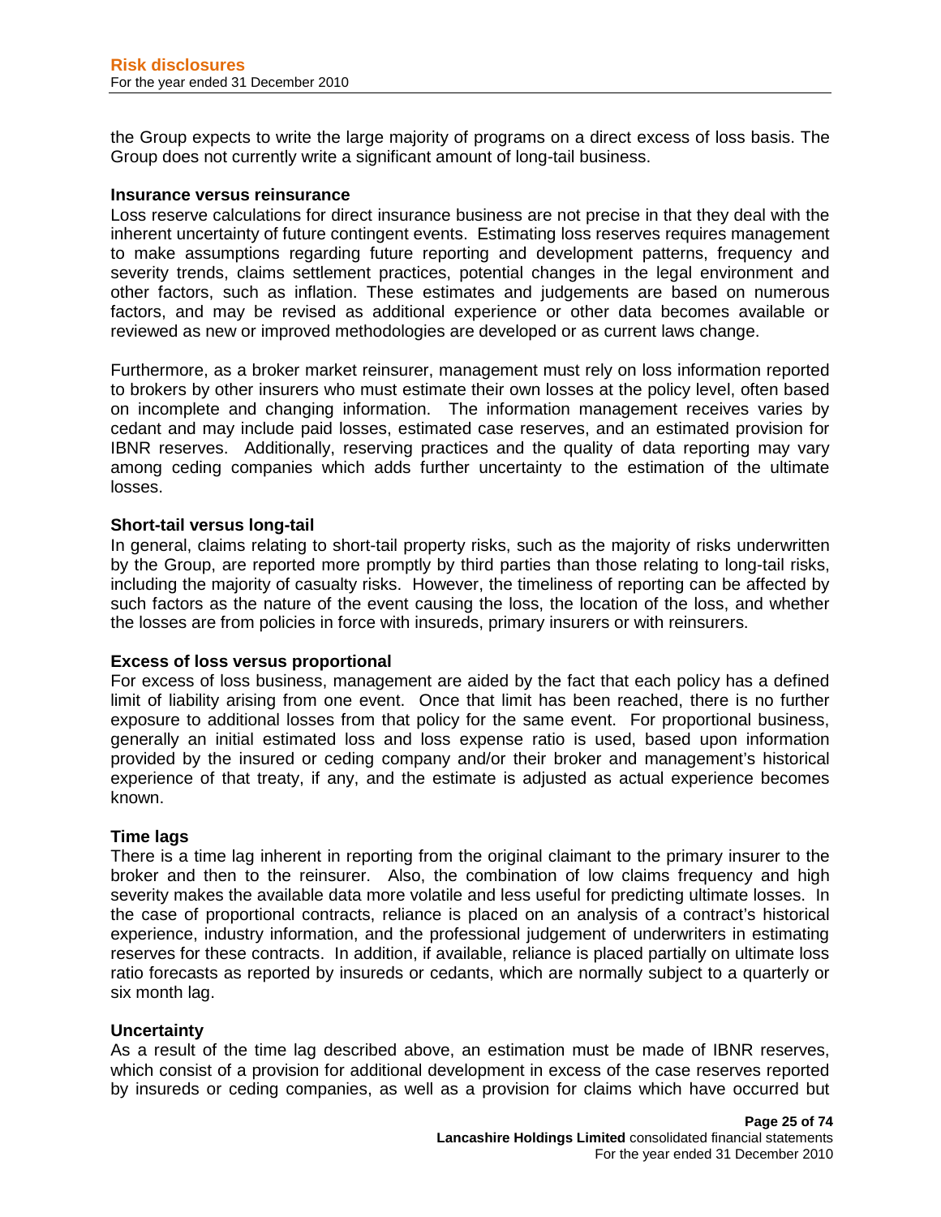the Group expects to write the large majority of programs on a direct excess of loss basis. The Group does not currently write a significant amount of long-tail business.

**Insurance versus reinsurance**

Loss reserve calculations for direct insurance business are not precise in that they deal with the inherent uncertainty of future contingent events. Estimating loss reserves requires management to make assumptions regarding future reporting and development patterns, frequency and severity trends, claims settlement practices, potential changes in the legal environment and other factors, such as inflation. These estimates and judgements are based on numerous factors, and may be revised as additional experience or other data becomes available or reviewed as new or improved methodologies are developed or as current laws change.

Furthermore, as a broker market reinsurer, management must rely on loss information reported to brokers by other insurers who must estimate their own losses at the policy level, often based on incomplete and changing information. The information management receives varies by cedant and may include paid losses, estimated case reserves, and an estimated provision for IBNR reserves. Additionally, reserving practices and the quality of data reporting may vary among ceding companies which adds further uncertainty to the estimation of the ultimate losses.

**Short-tail versus long-tail**

In general, claims relating to short-tail property risks, such as the majority of risks underwritten by the Group, are reported more promptly by third parties than those relating to long-tail risks, including the majority of casualty risks. However, the timeliness of reporting can be affected by such factors as the nature of the event causing the loss, the location of the loss, and whether the losses are from policies in force with insureds, primary insurers or with reinsurers.

**Excess of loss versus proportional**

For excess of loss business, management are aided by the fact that each policy has a defined limit of liability arising from one event. Once that limit has been reached, there is no further exposure to additional losses from that policy for the same event. For proportional business, generally an initial estimated loss and loss expense ratio is used, based upon information provided by the insured or ceding company and/or their broker and management's historical experience of that treaty, if any, and the estimate is adjusted as actual experience becomes known.

**Time lags**

There is a time lag inherent in reporting from the original claimant to the primary insurer to the broker and then to the reinsurer. Also, the combination of low claims frequency and high severity makes the available data more volatile and less useful for predicting ultimate losses. In the case of proportional contracts, reliance is placed on an analysis of a contract's historical experience, industry information, and the professional judgement of underwriters in estimating reserves for these contracts. In addition, if available, reliance is placed partially on ultimate loss ratio forecasts as reported by insureds or cedants, which are normally subject to a quarterly or six month lag.

**Uncertainty**

As a result of the time lag described above, an estimation must be made of IBNR reserves, which consist of a provision for additional development in excess of the case reserves reported by insureds or ceding companies, as well as a provision for claims which have occurred but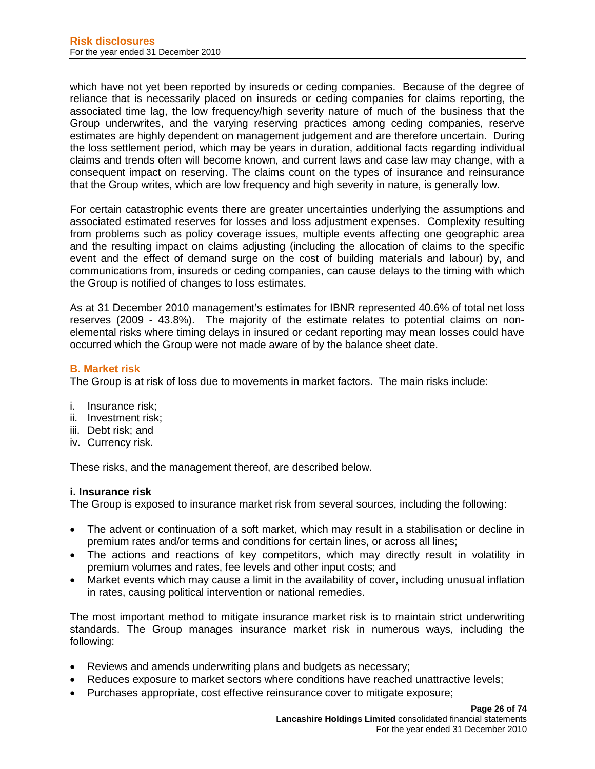which have not yet been reported by insureds or ceding companies. Because of the degree of reliance that is necessarily placed on insureds or ceding companies for claims reporting, the associated time lag, the low frequency/high severity nature of much of the business that the Group underwrites, and the varying reserving practices among ceding companies, reserve estimates are highly dependent on management judgement and are therefore uncertain. During the loss settlement period, which may be years in duration, additional facts regarding individual claims and trends often will become known, and current laws and case law may change, with a consequent impact on reserving. The claims count on the types of insurance and reinsurance that the Group writes, which are low frequency and high severity in nature, is generally low.

For certain catastrophic events there are greater uncertainties underlying the assumptions and associated estimated reserves for losses and loss adjustment expenses. Complexity resulting from problems such as policy coverage issues, multiple events affecting one geographic area and the resulting impact on claims adjusting (including the allocation of claims to the specific event and the effect of demand surge on the cost of building materials and labour) by, and communications from, insureds or ceding companies, can cause delays to the timing with which the Group is notified of changes to loss estimates.

As at 31 December 2010 management's estimates for IBNR represented 40.6% of total net loss reserves (2009 - 43.8%). The majority of the estimate relates to potential claims on non-elemental risks where timing delays in insured or cedant reporting may mean losses could have occurred which the Group were not made aware of by the balance sheet date.

## B. Market risk

The Group is at risk of loss due to movements in market factors. The main risks include:

i. Insurance risk;
ii. Investment risk;
iii. Debt risk; and
iv. Currency risk.

These risks, and the management thereof, are described below.

### i. Insurance risk

The Group is exposed to insurance market risk from several sources, including the following:

- The advent or continuation of a soft market, which may result in a stabilisation or decline in premium rates and/or terms and conditions for certain lines, or across all lines;
- The actions and reactions of key competitors, which may directly result in volatility in premium volumes and rates, fee levels and other input costs; and
- Market events which may cause a limit in the availability of cover, including unusual inflation in rates, causing political intervention or national remedies.

The most important method to mitigate insurance market risk is to maintain strict underwriting standards. The Group manages insurance market risk in numerous ways, including the following:

- Reviews and amends underwriting plans and budgets as necessary;
- Reduces exposure to market sectors where conditions have reached unattractive levels;
- Purchases appropriate, cost effective reinsurance cover to mitigate exposure;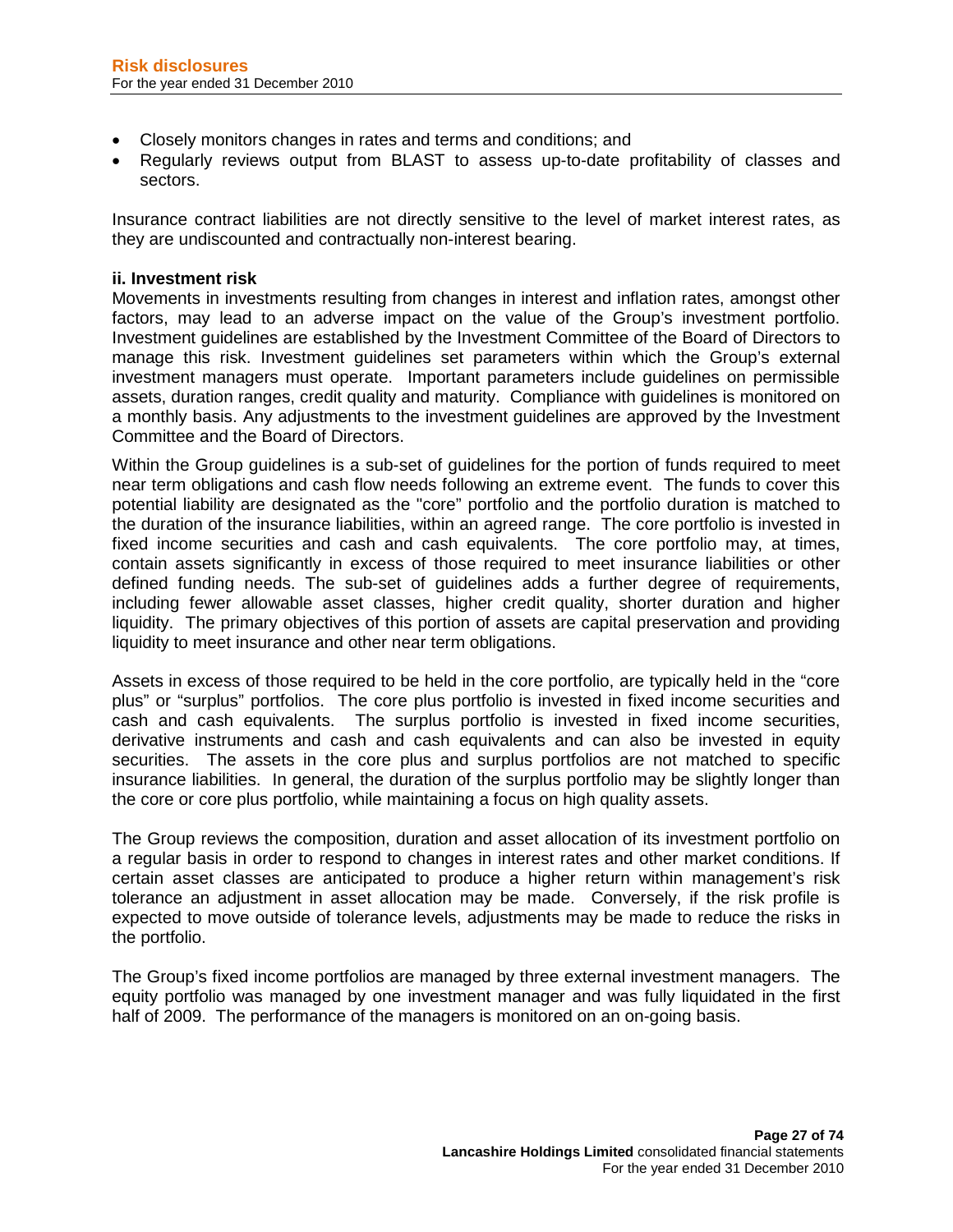- Closely monitors changes in rates and terms and conditions; and
- Regularly reviews output from BLAST to assess up-to-date profitability of classes and sectors.

Insurance contract liabilities are not directly sensitive to the level of market interest rates, as they are undiscounted and contractually non-interest bearing.

**ii. Investment risk**

Movements in investments resulting from changes in interest and inflation rates, amongst other factors, may lead to an adverse impact on the value of the Group's investment portfolio. Investment guidelines are established by the Investment Committee of the Board of Directors to manage this risk. Investment guidelines set parameters within which the Group's external investment managers must operate. Important parameters include guidelines on permissible assets, duration ranges, credit quality and maturity. Compliance with guidelines is monitored on a monthly basis. Any adjustments to the investment guidelines are approved by the Investment Committee and the Board of Directors.

Within the Group guidelines is a sub-set of guidelines for the portion of funds required to meet near term obligations and cash flow needs following an extreme event. The funds to cover this potential liability are designated as the "core" portfolio and the portfolio duration is matched to the duration of the insurance liabilities, within an agreed range. The core portfolio is invested in fixed income securities and cash and cash equivalents. The core portfolio may, at times, contain assets significantly in excess of those required to meet insurance liabilities or other defined funding needs. The sub-set of guidelines adds a further degree of requirements, including fewer allowable asset classes, higher credit quality, shorter duration and higher liquidity. The primary objectives of this portion of assets are capital preservation and providing liquidity to meet insurance and other near term obligations.

Assets in excess of those required to be held in the core portfolio, are typically held in the "core plus" or "surplus" portfolios. The core plus portfolio is invested in fixed income securities and cash and cash equivalents. The surplus portfolio is invested in fixed income securities, derivative instruments and cash and cash equivalents and can also be invested in equity securities. The assets in the core plus and surplus portfolios are not matched to specific insurance liabilities. In general, the duration of the surplus portfolio may be slightly longer than the core or core plus portfolio, while maintaining a focus on high quality assets.

The Group reviews the composition, duration and asset allocation of its investment portfolio on a regular basis in order to respond to changes in interest rates and other market conditions. If certain asset classes are anticipated to produce a higher return within management's risk tolerance an adjustment in asset allocation may be made. Conversely, if the risk profile is expected to move outside of tolerance levels, adjustments may be made to reduce the risks in the portfolio.

The Group's fixed income portfolios are managed by three external investment managers. The equity portfolio was managed by one investment manager and was fully liquidated in the first half of 2009. The performance of the managers is monitored on an on-going basis.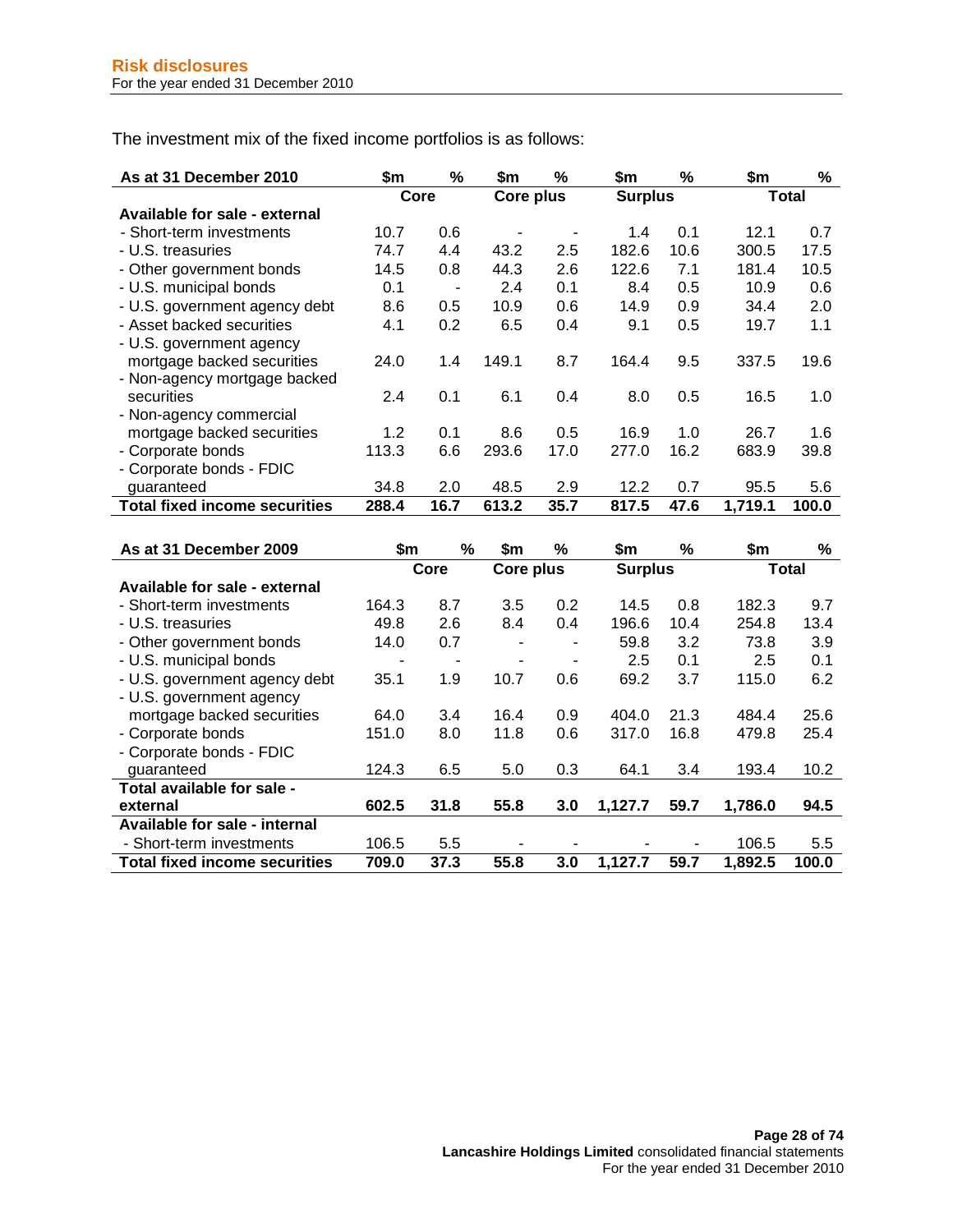The investment mix of the fixed income portfolios is as follows:

| As at 31 December 2010 | $m | % | $m | % | $m | % | $m | % |
|---|---|---|---|---|---|---|---|---|
| | Core | | Core plus | | Surplus | | Total | |
| **Available for sale - external** | | | | | | | | |
| - Short-term investments | 10.7 | 0.6 | - | - | 1.4 | 0.1 | 12.1 | 0.7 |
| - U.S. treasuries | 74.7 | 4.4 | 43.2 | 2.5 | 182.6 | 10.6 | 300.5 | 17.5 |
| - Other government bonds | 14.5 | 0.8 | 44.3 | 2.6 | 122.6 | 7.1 | 181.4 | 10.5 |
| - U.S. municipal bonds | 0.1 | - | 2.4 | 0.1 | 8.4 | 0.5 | 10.9 | 0.6 |
| - U.S. government agency debt | 8.6 | 0.5 | 10.9 | 0.6 | 14.9 | 0.9 | 34.4 | 2.0 |
| - Asset backed securities | 4.1 | 0.2 | 6.5 | 0.4 | 9.1 | 0.5 | 19.7 | 1.1 |
| - U.S. government agency mortgage backed securities | 24.0 | 1.4 | 149.1 | 8.7 | 164.4 | 9.5 | 337.5 | 19.6 |
| - Non-agency mortgage backed securities | 2.4 | 0.1 | 6.1 | 0.4 | 8.0 | 0.5 | 16.5 | 1.0 |
| - Non-agency commercial mortgage backed securities | 1.2 | 0.1 | 8.6 | 0.5 | 16.9 | 1.0 | 26.7 | 1.6 |
| - Corporate bonds | 113.3 | 6.6 | 293.6 | 17.0 | 277.0 | 16.2 | 683.9 | 39.8 |
| - Corporate bonds - FDIC guaranteed | 34.8 | 2.0 | 48.5 | 2.9 | 12.2 | 0.7 | 95.5 | 5.6 |
| **Total fixed income securities** | **288.4** | **16.7** | **613.2** | **35.7** | **817.5** | **47.6** | **1,719.1** | **100.0** |

| As at 31 December 2009 | $m | % | $m | % | $m | % | $m | % |
|---|---|---|---|---|---|---|---|---|
| | Core | | Core plus | | Surplus | | Total | |
| **Available for sale - external** | | | | | | | | |
| - Short-term investments | 164.3 | 8.7 | 3.5 | 0.2 | 14.5 | 0.8 | 182.3 | 9.7 |
| - U.S. treasuries | 49.8 | 2.6 | 8.4 | 0.4 | 196.6 | 10.4 | 254.8 | 13.4 |
| - Other government bonds | 14.0 | 0.7 | - | - | 59.8 | 3.2 | 73.8 | 3.9 |
| - U.S. municipal bonds | - | - | - | - | 2.5 | 0.1 | 2.5 | 0.1 |
| - U.S. government agency debt | 35.1 | 1.9 | 10.7 | 0.6 | 69.2 | 3.7 | 115.0 | 6.2 |
| - U.S. government agency mortgage backed securities | 64.0 | 3.4 | 16.4 | 0.9 | 404.0 | 21.3 | 484.4 | 25.6 |
| - Corporate bonds | 151.0 | 8.0 | 11.8 | 0.6 | 317.0 | 16.8 | 479.8 | 25.4 |
| - Corporate bonds - FDIC guaranteed | 124.3 | 6.5 | 5.0 | 0.3 | 64.1 | 3.4 | 193.4 | 10.2 |
| **Total available for sale - external** | **602.5** | **31.8** | **55.8** | **3.0** | **1,127.7** | **59.7** | **1,786.0** | **94.5** |
| **Available for sale - internal** | | | | | | | | |
| - Short-term investments | 106.5 | 5.5 | - | - | - | - | 106.5 | 5.5 |
| **Total fixed income securities** | **709.0** | **37.3** | **55.8** | **3.0** | **1,127.7** | **59.7** | **1,892.5** | **100.0** |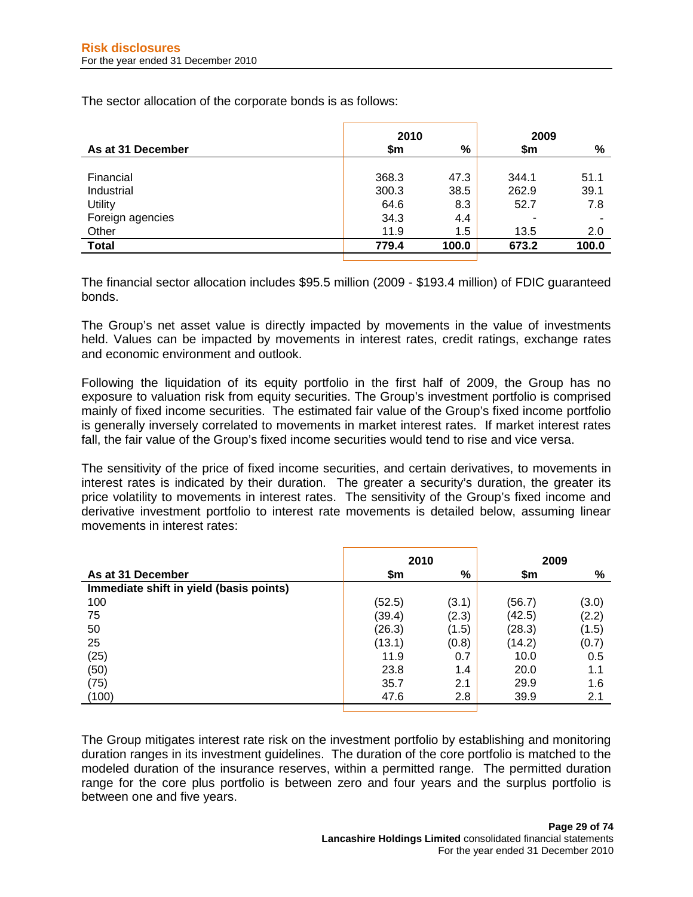The sector allocation of the corporate bonds is as follows:

| As at 31 December | 2010 $m | 2010 % | 2009 $m | 2009 % |
|---|---|---|---|---|
| Financial | 368.3 | 47.3 | 344.1 | 51.1 |
| Industrial | 300.3 | 38.5 | 262.9 | 39.1 |
| Utility | 64.6 | 8.3 | 52.7 | 7.8 |
| Foreign agencies | 34.3 | 4.4 | - | - |
| Other | 11.9 | 1.5 | 13.5 | 2.0 |
| **Total** | **779.4** | **100.0** | **673.2** | **100.0** |

The financial sector allocation includes $95.5 million (2009 - $193.4 million) of FDIC guaranteed bonds.

The Group's net asset value is directly impacted by movements in the value of investments held. Values can be impacted by movements in interest rates, credit ratings, exchange rates and economic environment and outlook.

Following the liquidation of its equity portfolio in the first half of 2009, the Group has no exposure to valuation risk from equity securities. The Group's investment portfolio is comprised mainly of fixed income securities. The estimated fair value of the Group's fixed income portfolio is generally inversely correlated to movements in market interest rates. If market interest rates fall, the fair value of the Group's fixed income securities would tend to rise and vice versa.

The sensitivity of the price of fixed income securities, and certain derivatives, to movements in interest rates is indicated by their duration. The greater a security's duration, the greater its price volatility to movements in interest rates. The sensitivity of the Group's fixed income and derivative investment portfolio to interest rate movements is detailed below, assuming linear movements in interest rates:

| As at 31 December | 2010 $m | 2010 % | 2009 $m | 2009 % |
|---|---|---|---|---|
| **Immediate shift in yield (basis points)** | | | | |
| 100 | (52.5) | (3.1) | (56.7) | (3.0) |
| 75 | (39.4) | (2.3) | (42.5) | (2.2) |
| 50 | (26.3) | (1.5) | (28.3) | (1.5) |
| 25 | (13.1) | (0.8) | (14.2) | (0.7) |
| (25) | 11.9 | 0.7 | 10.0 | 0.5 |
| (50) | 23.8 | 1.4 | 20.0 | 1.1 |
| (75) | 35.7 | 2.1 | 29.9 | 1.6 |
| (100) | 47.6 | 2.8 | 39.9 | 2.1 |

The Group mitigates interest rate risk on the investment portfolio by establishing and monitoring duration ranges in its investment guidelines. The duration of the core portfolio is matched to the modeled duration of the insurance reserves, within a permitted range. The permitted duration range for the core plus portfolio is between zero and four years and the surplus portfolio is between one and five years.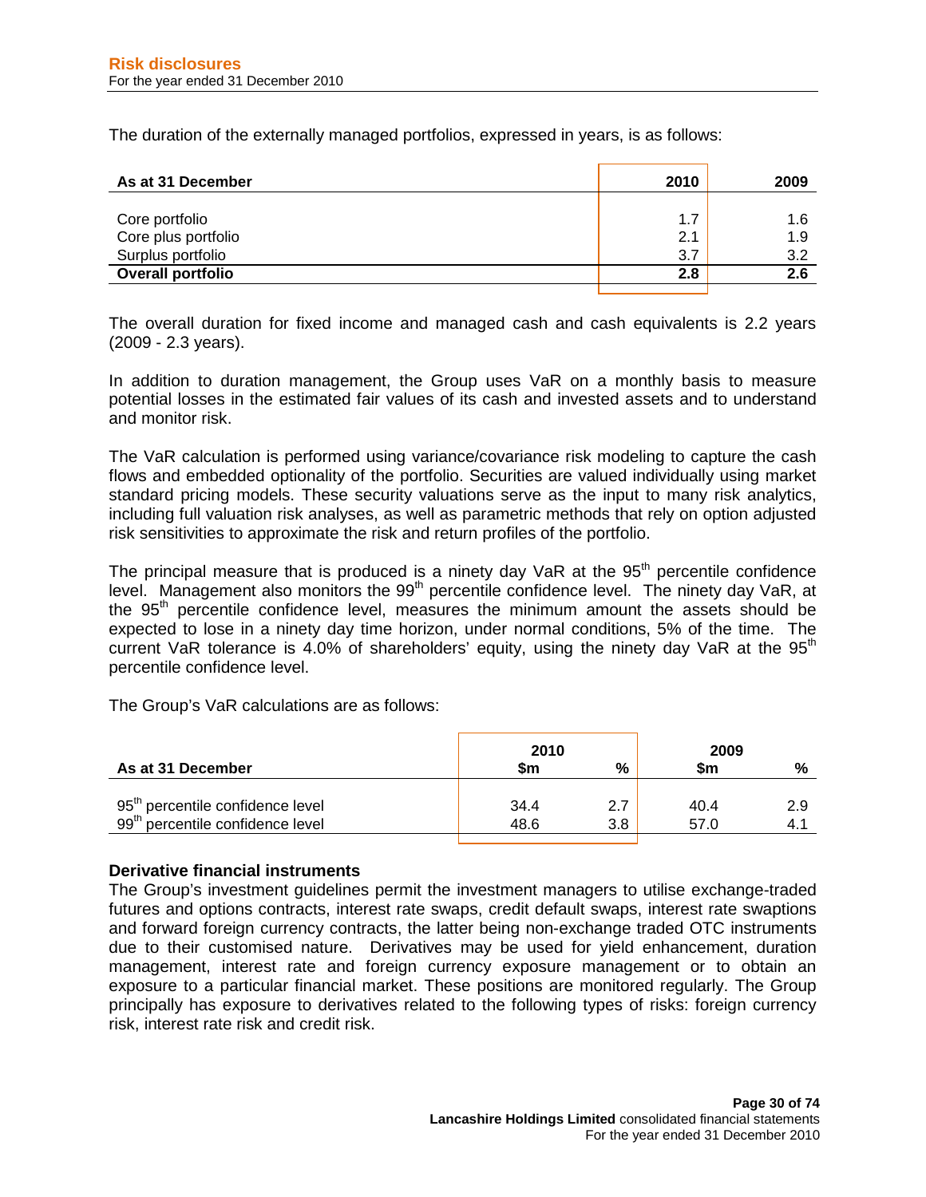The duration of the externally managed portfolios, expressed in years, is as follows:

| As at 31 December | 2010 | 2009 |
|---|---|---|
| Core portfolio | 1.7 | 1.6 |
| Core plus portfolio | 2.1 | 1.9 |
| Surplus portfolio | 3.7 | 3.2 |
| **Overall portfolio** | **2.8** | **2.6** |

The overall duration for fixed income and managed cash and cash equivalents is 2.2 years (2009 - 2.3 years).

In addition to duration management, the Group uses VaR on a monthly basis to measure potential losses in the estimated fair values of its cash and invested assets and to understand and monitor risk.

The VaR calculation is performed using variance/covariance risk modeling to capture the cash flows and embedded optionality of the portfolio. Securities are valued individually using market standard pricing models. These security valuations serve as the input to many risk analytics, including full valuation risk analyses, as well as parametric methods that rely on option adjusted risk sensitivities to approximate the risk and return profiles of the portfolio.

The principal measure that is produced is a ninety day VaR at the 95th percentile confidence level. Management also monitors the 99th percentile confidence level. The ninety day VaR, at the 95th percentile confidence level, measures the minimum amount the assets should be expected to lose in a ninety day time horizon, under normal conditions, 5% of the time. The current VaR tolerance is 4.0% of shareholders' equity, using the ninety day VaR at the 95th percentile confidence level.

The Group's VaR calculations are as follows:

| | 2010 | | 2009 | |
|---|---|---|---|---|
| As at 31 December | $m | % | $m | % |
| 95th percentile confidence level | 34.4 | 2.7 | 40.4 | 2.9 |
| 99th percentile confidence level | 48.6 | 3.8 | 57.0 | 4.1 |

**Derivative financial instruments**

The Group's investment guidelines permit the investment managers to utilise exchange-traded futures and options contracts, interest rate swaps, credit default swaps, interest rate swaptions and forward foreign currency contracts, the latter being non-exchange traded OTC instruments due to their customised nature. Derivatives may be used for yield enhancement, duration management, interest rate and foreign currency exposure management or to obtain an exposure to a particular financial market. These positions are monitored regularly. The Group principally has exposure to derivatives related to the following types of risks: foreign currency risk, interest rate risk and credit risk.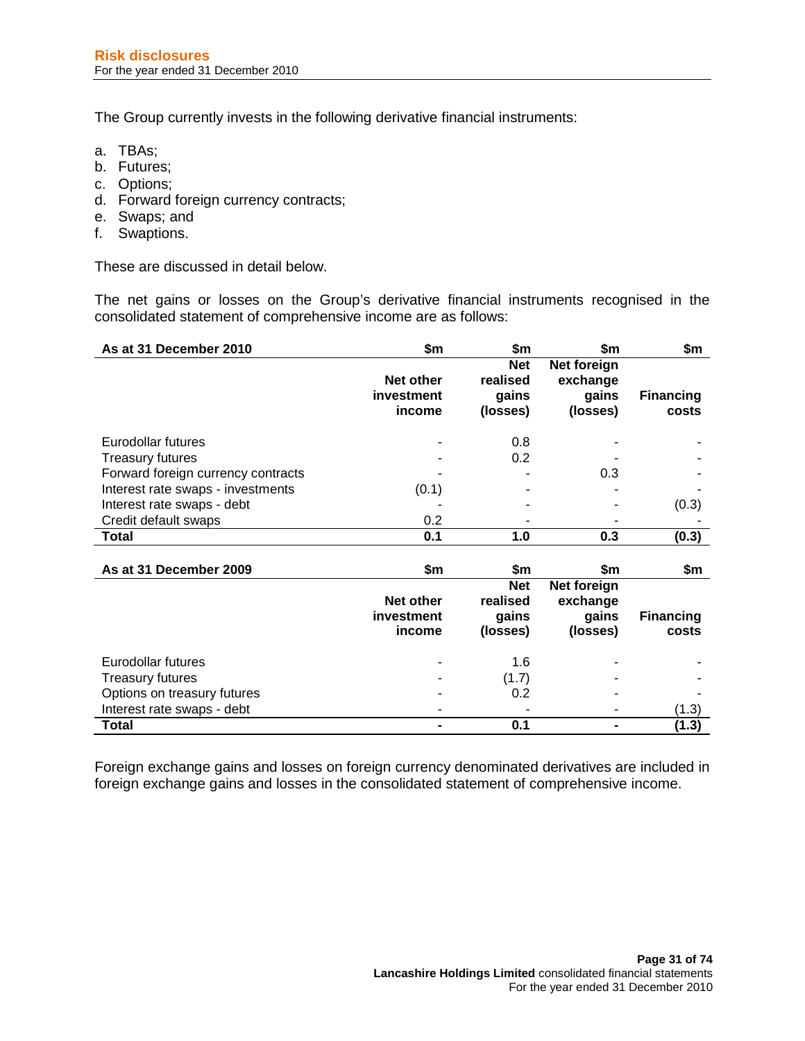# Risk disclosures

For the year ended 31 December 2010

The Group currently invests in the following derivative financial instruments:

a. TBAs;
b. Futures;
c. Options;
d. Forward foreign currency contracts;
e. Swaps; and
f. Swaptions.

These are discussed in detail below.

The net gains or losses on the Group's derivative financial instruments recognised in the consolidated statement of comprehensive income are as follows:

| As at 31 December 2010 | $m | $m | $m | $m |
|---|---|---|---|---|
| | Net other investment income | Net realised gains (losses) | Net foreign exchange gains (losses) | Financing costs |
| Eurodollar futures | - | 0.8 | - | - |
| Treasury futures | - | 0.2 | - | - |
| Forward foreign currency contracts | - | - | 0.3 | - |
| Interest rate swaps - investments | (0.1) | - | - | - |
| Interest rate swaps - debt | - | - | - | (0.3) |
| Credit default swaps | 0.2 | - | - | - |
| **Total** | **0.1** | **1.0** | **0.3** | **(0.3)** |

| As at 31 December 2009 | $m | $m | $m | $m |
|---|---|---|---|---|
| | Net other investment income | Net realised gains (losses) | Net foreign exchange gains (losses) | Financing costs |
| Eurodollar futures | - | 1.6 | - | - |
| Treasury futures | - | (1.7) | - | - |
| Options on treasury futures | - | 0.2 | - | - |
| Interest rate swaps - debt | - | - | - | (1.3) |
| **Total** | **-** | **0.1** | **-** | **(1.3)** |

Foreign exchange gains and losses on foreign currency denominated derivatives are included in foreign exchange gains and losses in the consolidated statement of comprehensive income.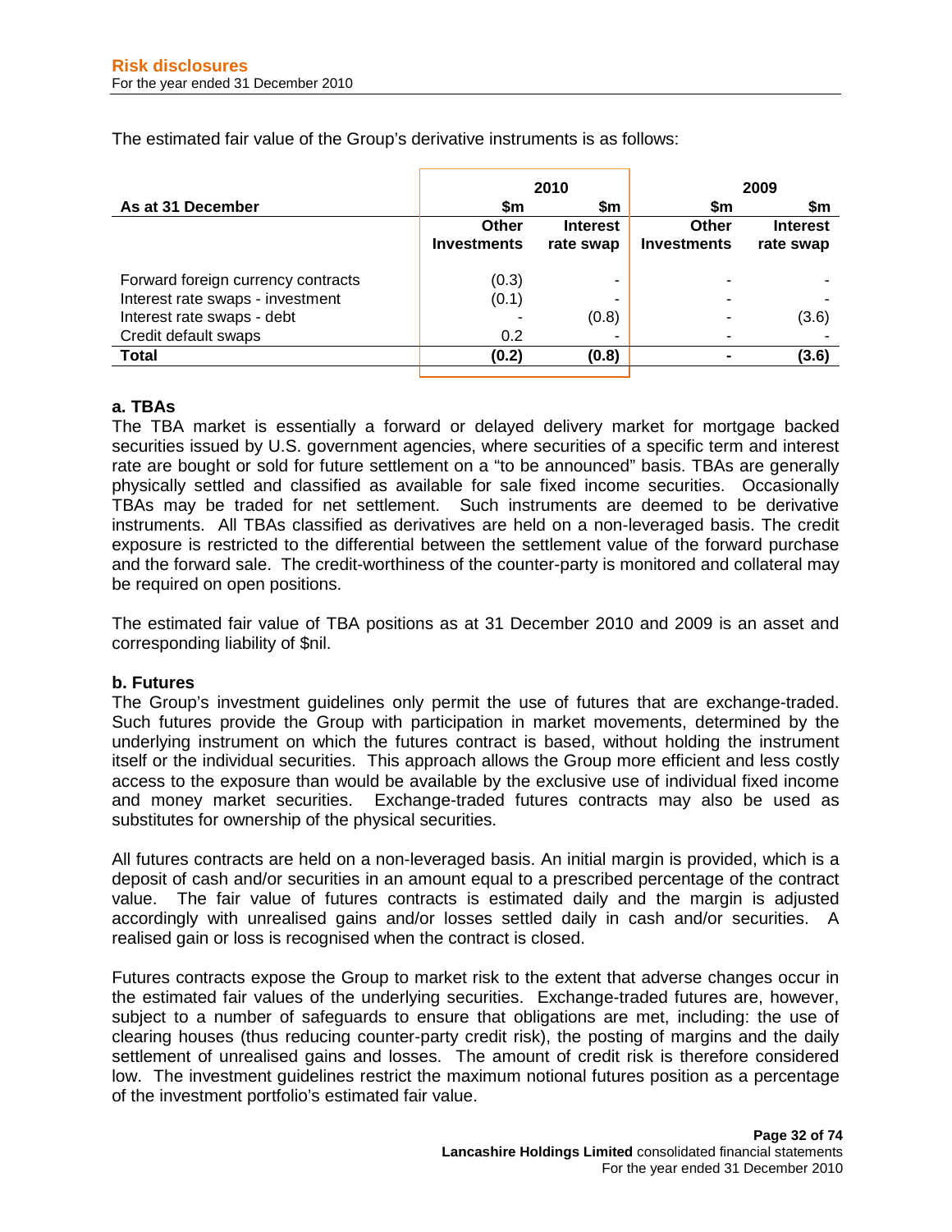The estimated fair value of the Group's derivative instruments is as follows:

| As at 31 December | 2010 | | 2009 | |
|---|---|---|---|---|
| | $m | $m | $m | $m |
| | Other Investments | Interest rate swap | Other Investments | Interest rate swap |
| Forward foreign currency contracts | (0.3) | - | - | - |
| Interest rate swaps - investment | (0.1) | - | - | - |
| Interest rate swaps - debt | - | (0.8) | - | (3.6) |
| Credit default swaps | 0.2 | - | - | - |
| **Total** | **(0.2)** | **(0.8)** | **-** | **(3.6)** |

**a. TBAs**

The TBA market is essentially a forward or delayed delivery market for mortgage backed securities issued by U.S. government agencies, where securities of a specific term and interest rate are bought or sold for future settlement on a "to be announced" basis. TBAs are generally physically settled and classified as available for sale fixed income securities. Occasionally TBAs may be traded for net settlement. Such instruments are deemed to be derivative instruments. All TBAs classified as derivatives are held on a non-leveraged basis. The credit exposure is restricted to the differential between the settlement value of the forward purchase and the forward sale. The credit-worthiness of the counter-party is monitored and collateral may be required on open positions.

The estimated fair value of TBA positions as at 31 December 2010 and 2009 is an asset and corresponding liability of $nil.

**b. Futures**

The Group's investment guidelines only permit the use of futures that are exchange-traded. Such futures provide the Group with participation in market movements, determined by the underlying instrument on which the futures contract is based, without holding the instrument itself or the individual securities. This approach allows the Group more efficient and less costly access to the exposure than would be available by the exclusive use of individual fixed income and money market securities. Exchange-traded futures contracts may also be used as substitutes for ownership of the physical securities.

All futures contracts are held on a non-leveraged basis. An initial margin is provided, which is a deposit of cash and/or securities in an amount equal to a prescribed percentage of the contract value. The fair value of futures contracts is estimated daily and the margin is adjusted accordingly with unrealised gains and/or losses settled daily in cash and/or securities. A realised gain or loss is recognised when the contract is closed.

Futures contracts expose the Group to market risk to the extent that adverse changes occur in the estimated fair values of the underlying securities. Exchange-traded futures are, however, subject to a number of safeguards to ensure that obligations are met, including: the use of clearing houses (thus reducing counter-party credit risk), the posting of margins and the daily settlement of unrealised gains and losses. The amount of credit risk is therefore considered low. The investment guidelines restrict the maximum notional futures position as a percentage of the investment portfolio's estimated fair value.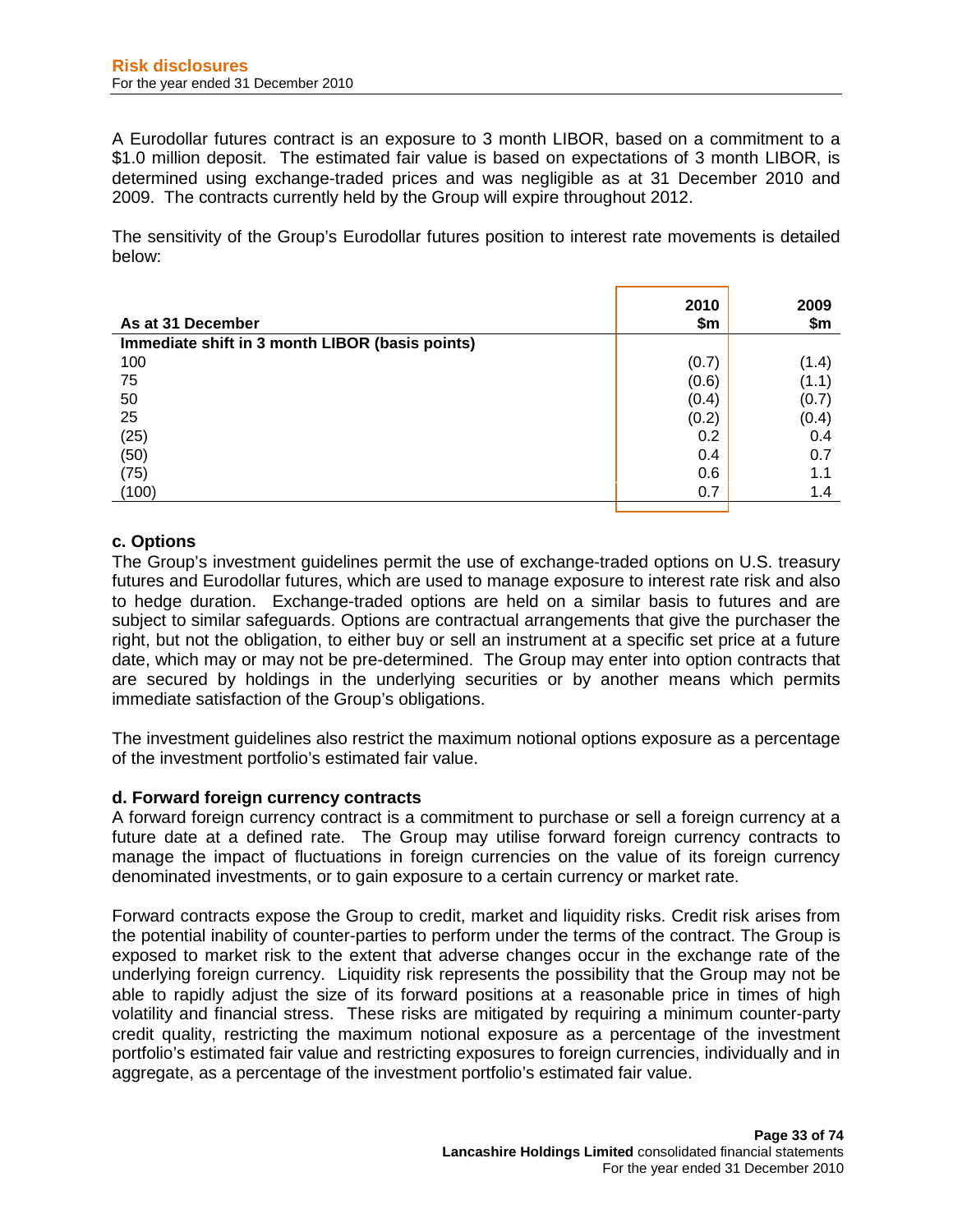A Eurodollar futures contract is an exposure to 3 month LIBOR, based on a commitment to a \$1.0 million deposit. The estimated fair value is based on expectations of 3 month LIBOR, is determined using exchange-traded prices and was negligible as at 31 December 2010 and 2009. The contracts currently held by the Group will expire throughout 2012.

The sensitivity of the Group's Eurodollar futures position to interest rate movements is detailed below:

| As at 31 December | 2010 \$m | 2009 \$m |
|---|---|---|
| **Immediate shift in 3 month LIBOR (basis points)** | | |
| 100 | (0.7) | (1.4) |
| 75 | (0.6) | (1.1) |
| 50 | (0.4) | (0.7) |
| 25 | (0.2) | (0.4) |
| (25) | 0.2 | 0.4 |
| (50) | 0.4 | 0.7 |
| (75) | 0.6 | 1.1 |
| (100) | 0.7 | 1.4 |

### c. Options

The Group's investment guidelines permit the use of exchange-traded options on U.S. treasury futures and Eurodollar futures, which are used to manage exposure to interest rate risk and also to hedge duration. Exchange-traded options are held on a similar basis to futures and are subject to similar safeguards. Options are contractual arrangements that give the purchaser the right, but not the obligation, to either buy or sell an instrument at a specific set price at a future date, which may or may not be pre-determined. The Group may enter into option contracts that are secured by holdings in the underlying securities or by another means which permits immediate satisfaction of the Group's obligations.

The investment guidelines also restrict the maximum notional options exposure as a percentage of the investment portfolio's estimated fair value.

### d. Forward foreign currency contracts

A forward foreign currency contract is a commitment to purchase or sell a foreign currency at a future date at a defined rate. The Group may utilise forward foreign currency contracts to manage the impact of fluctuations in foreign currencies on the value of its foreign currency denominated investments, or to gain exposure to a certain currency or market rate.

Forward contracts expose the Group to credit, market and liquidity risks. Credit risk arises from the potential inability of counter-parties to perform under the terms of the contract. The Group is exposed to market risk to the extent that adverse changes occur in the exchange rate of the underlying foreign currency. Liquidity risk represents the possibility that the Group may not be able to rapidly adjust the size of its forward positions at a reasonable price in times of high volatility and financial stress. These risks are mitigated by requiring a minimum counter-party credit quality, restricting the maximum notional exposure as a percentage of the investment portfolio's estimated fair value and restricting exposures to foreign currencies, individually and in aggregate, as a percentage of the investment portfolio's estimated fair value.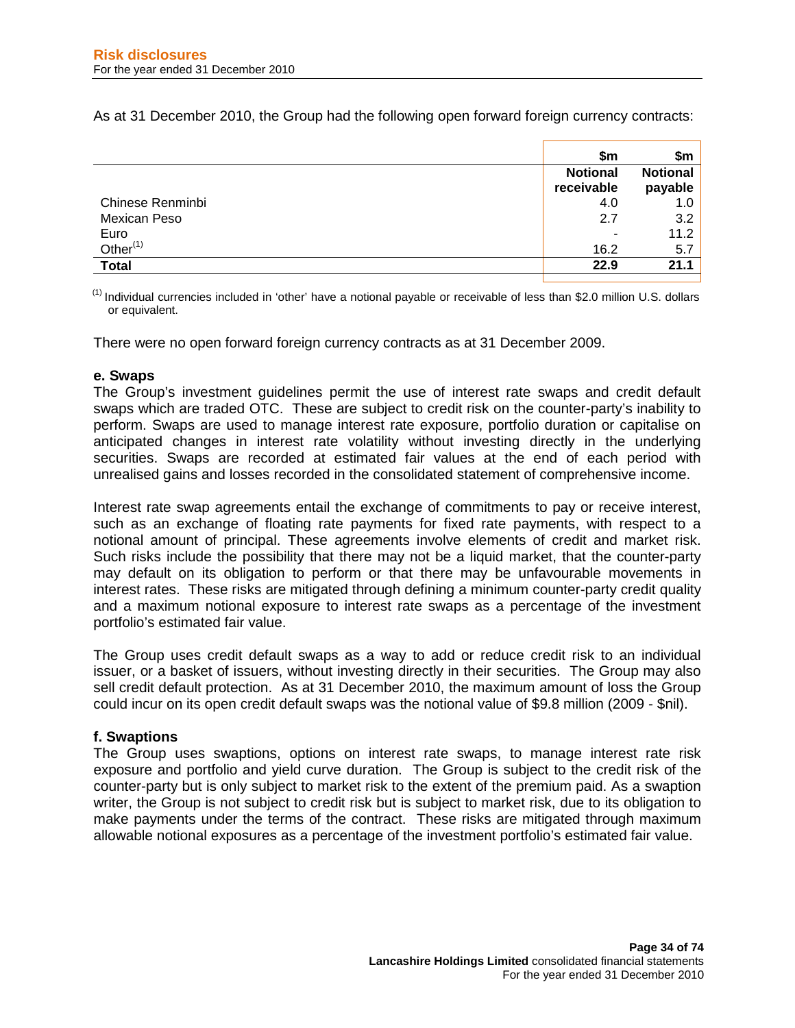As at 31 December 2010, the Group had the following open forward foreign currency contracts:

| | $m | $m |
|---|---|---|
| | **Notional receivable** | **Notional payable** |
| Chinese Renminbi | 4.0 | 1.0 |
| Mexican Peso | 2.7 | 3.2 |
| Euro | - | 11.2 |
| Other[1] | 16.2 | 5.7 |
| **Total** | **22.9** | **21.1** |

[1] Individual currencies included in 'other' have a notional payable or receivable of less than $2.0 million U.S. dollars or equivalent.

There were no open forward foreign currency contracts as at 31 December 2009.

**e. Swaps**

The Group's investment guidelines permit the use of interest rate swaps and credit default swaps which are traded OTC. These are subject to credit risk on the counter-party's inability to perform. Swaps are used to manage interest rate exposure, portfolio duration or capitalise on anticipated changes in interest rate volatility without investing directly in the underlying securities. Swaps are recorded at estimated fair values at the end of each period with unrealised gains and losses recorded in the consolidated statement of comprehensive income.

Interest rate swap agreements entail the exchange of commitments to pay or receive interest, such as an exchange of floating rate payments for fixed rate payments, with respect to a notional amount of principal. These agreements involve elements of credit and market risk. Such risks include the possibility that there may not be a liquid market, that the counter-party may default on its obligation to perform or that there may be unfavourable movements in interest rates. These risks are mitigated through defining a minimum counter-party credit quality and a maximum notional exposure to interest rate swaps as a percentage of the investment portfolio's estimated fair value.

The Group uses credit default swaps as a way to add or reduce credit risk to an individual issuer, or a basket of issuers, without investing directly in their securities. The Group may also sell credit default protection. As at 31 December 2010, the maximum amount of loss the Group could incur on its open credit default swaps was the notional value of $9.8 million (2009 - $nil).

**f. Swaptions**

The Group uses swaptions, options on interest rate swaps, to manage interest rate risk exposure and portfolio and yield curve duration. The Group is subject to the credit risk of the counter-party but is only subject to market risk to the extent of the premium paid. As a swaption writer, the Group is not subject to credit risk but is subject to market risk, due to its obligation to make payments under the terms of the contract. These risks are mitigated through maximum allowable notional exposures as a percentage of the investment portfolio's estimated fair value.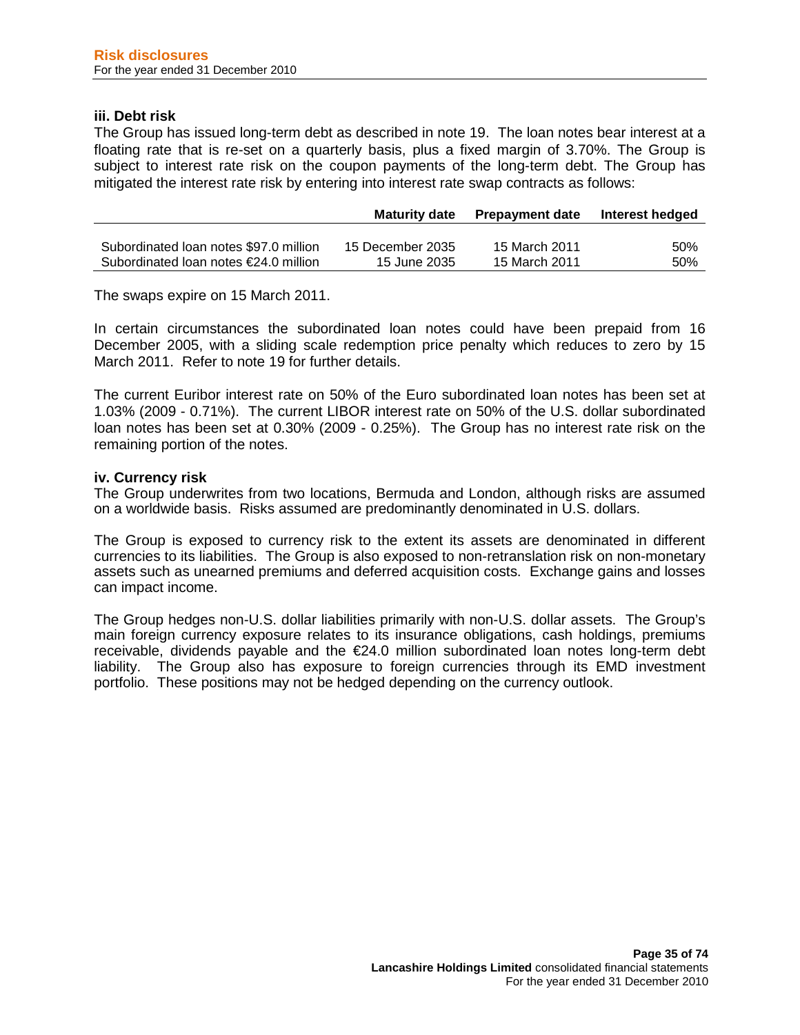### iii. Debt risk

The Group has issued long-term debt as described in note 19. The loan notes bear interest at a floating rate that is re-set on a quarterly basis, plus a fixed margin of 3.70%. The Group is subject to interest rate risk on the coupon payments of the long-term debt. The Group has mitigated the interest rate risk by entering into interest rate swap contracts as follows:

| | Maturity date | Prepayment date | Interest hedged |
|---|---|---|---|
| Subordinated loan notes $97.0 million | 15 December 2035 | 15 March 2011 | 50% |
| Subordinated loan notes €24.0 million | 15 June 2035 | 15 March 2011 | 50% |

The swaps expire on 15 March 2011.

In certain circumstances the subordinated loan notes could have been prepaid from 16 December 2005, with a sliding scale redemption price penalty which reduces to zero by 15 March 2011. Refer to note 19 for further details.

The current Euribor interest rate on 50% of the Euro subordinated loan notes has been set at 1.03% (2009 - 0.71%). The current LIBOR interest rate on 50% of the U.S. dollar subordinated loan notes has been set at 0.30% (2009 - 0.25%). The Group has no interest rate risk on the remaining portion of the notes.

### iv. Currency risk

The Group underwrites from two locations, Bermuda and London, although risks are assumed on a worldwide basis. Risks assumed are predominantly denominated in U.S. dollars.

The Group is exposed to currency risk to the extent its assets are denominated in different currencies to its liabilities. The Group is also exposed to non-retranslation risk on non-monetary assets such as unearned premiums and deferred acquisition costs. Exchange gains and losses can impact income.

The Group hedges non-U.S. dollar liabilities primarily with non-U.S. dollar assets. The Group's main foreign currency exposure relates to its insurance obligations, cash holdings, premiums receivable, dividends payable and the €24.0 million subordinated loan notes long-term debt liability. The Group also has exposure to foreign currencies through its EMD investment portfolio. These positions may not be hedged depending on the currency outlook.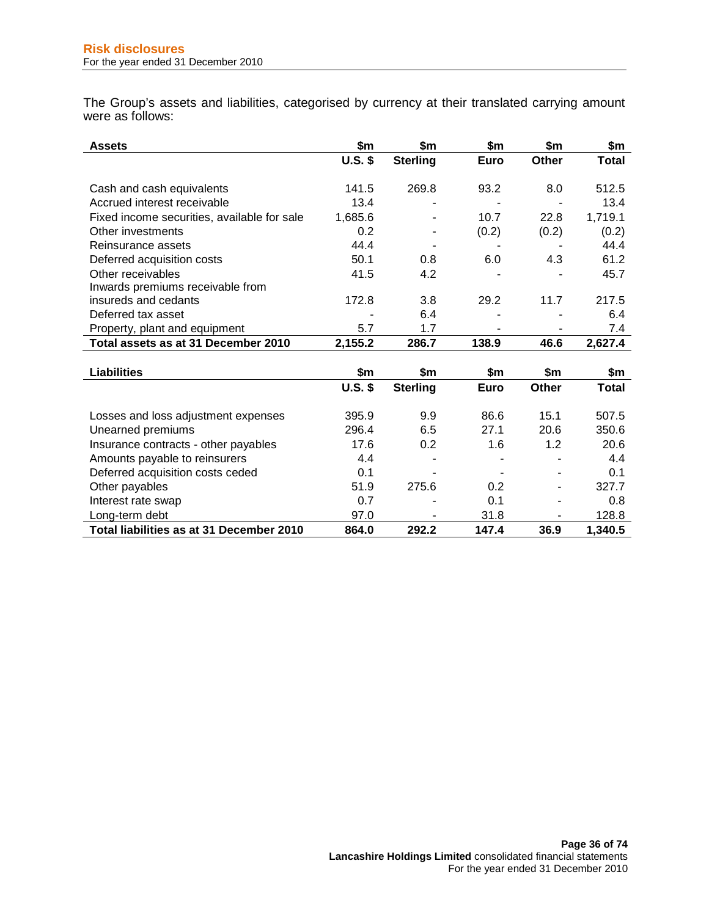The Group's assets and liabilities, categorised by currency at their translated carrying amount were as follows:

| Assets | $m | $m | $m | $m | $m |
|---|---|---|---|---|---|
| | U.S. $ | Sterling | Euro | Other | Total |
| Cash and cash equivalents | 141.5 | 269.8 | 93.2 | 8.0 | 512.5 |
| Accrued interest receivable | 13.4 | - | - | - | 13.4 |
| Fixed income securities, available for sale | 1,685.6 | - | 10.7 | 22.8 | 1,719.1 |
| Other investments | 0.2 | - | (0.2) | (0.2) | (0.2) |
| Reinsurance assets | 44.4 | - | - | - | 44.4 |
| Deferred acquisition costs | 50.1 | 0.8 | 6.0 | 4.3 | 61.2 |
| Other receivables | 41.5 | 4.2 | - | - | 45.7 |
| Inwards premiums receivable from insureds and cedants | 172.8 | 3.8 | 29.2 | 11.7 | 217.5 |
| Deferred tax asset | - | 6.4 | - | - | 6.4 |
| Property, plant and equipment | 5.7 | 1.7 | - | - | 7.4 |
| **Total assets as at 31 December 2010** | **2,155.2** | **286.7** | **138.9** | **46.6** | **2,627.4** |

| Liabilities | $m | $m | $m | $m | $m |
|---|---|---|---|---|---|
| | U.S. $ | Sterling | Euro | Other | Total |
| Losses and loss adjustment expenses | 395.9 | 9.9 | 86.6 | 15.1 | 507.5 |
| Unearned premiums | 296.4 | 6.5 | 27.1 | 20.6 | 350.6 |
| Insurance contracts - other payables | 17.6 | 0.2 | 1.6 | 1.2 | 20.6 |
| Amounts payable to reinsurers | 4.4 | - | - | - | 4.4 |
| Deferred acquisition costs ceded | 0.1 | - | - | - | 0.1 |
| Other payables | 51.9 | 275.6 | 0.2 | - | 327.7 |
| Interest rate swap | 0.7 | - | 0.1 | - | 0.8 |
| Long-term debt | 97.0 | - | 31.8 | - | 128.8 |
| **Total liabilities as at 31 December 2010** | **864.0** | **292.2** | **147.4** | **36.9** | **1,340.5** |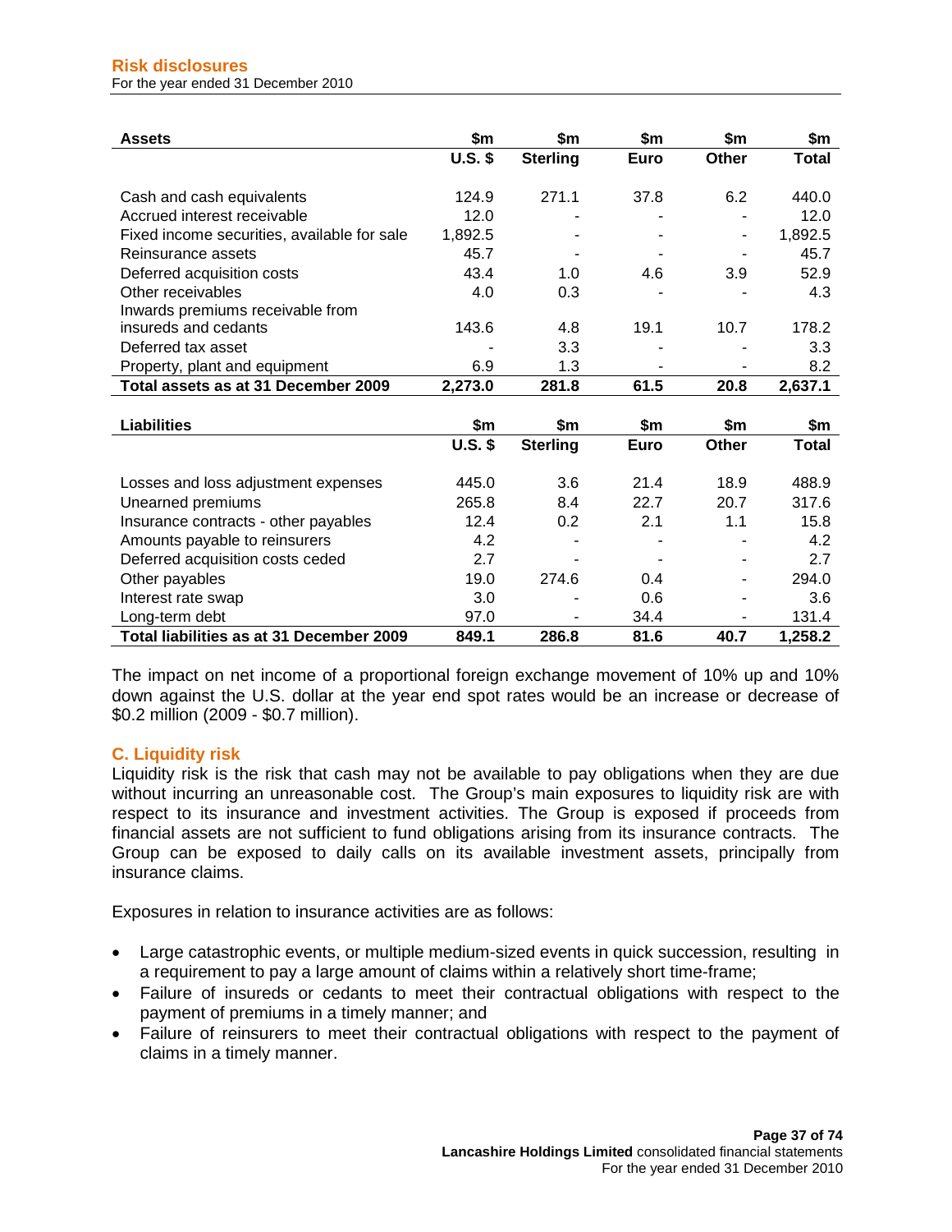| Assets | $m<br>U.S. $ | $m<br>Sterling | $m<br>Euro | $m<br>Other | $m<br>Total |
|---|---|---|---|---|---|
| Cash and cash equivalents | 124.9 | 271.1 | 37.8 | 6.2 | 440.0 |
| Accrued interest receivable | 12.0 | - | - | - | 12.0 |
| Fixed income securities, available for sale | 1,892.5 | - | - | - | 1,892.5 |
| Reinsurance assets | 45.7 | - | - | - | 45.7 |
| Deferred acquisition costs | 43.4 | 1.0 | 4.6 | 3.9 | 52.9 |
| Other receivables | 4.0 | 0.3 | - | - | 4.3 |
| Inwards premiums receivable from insureds and cedants | 143.6 | 4.8 | 19.1 | 10.7 | 178.2 |
| Deferred tax asset | - | 3.3 | - | - | 3.3 |
| Property, plant and equipment | 6.9 | 1.3 | - | - | 8.2 |
| **Total assets as at 31 December 2009** | **2,273.0** | **281.8** | **61.5** | **20.8** | **2,637.1** |

| Liabilities | $m<br>U.S. $ | $m<br>Sterling | $m<br>Euro | $m<br>Other | $m<br>Total |
|---|---|---|---|---|---|
| Losses and loss adjustment expenses | 445.0 | 3.6 | 21.4 | 18.9 | 488.9 |
| Unearned premiums | 265.8 | 8.4 | 22.7 | 20.7 | 317.6 |
| Insurance contracts - other payables | 12.4 | 0.2 | 2.1 | 1.1 | 15.8 |
| Amounts payable to reinsurers | 4.2 | - | - | - | 4.2 |
| Deferred acquisition costs ceded | 2.7 | - | - | - | 2.7 |
| Other payables | 19.0 | 274.6 | 0.4 | - | 294.0 |
| Interest rate swap | 3.0 | - | 0.6 | - | 3.6 |
| Long-term debt | 97.0 | - | 34.4 | - | 131.4 |
| **Total liabilities as at 31 December 2009** | **849.1** | **286.8** | **81.6** | **40.7** | **1,258.2** |

The impact on net income of a proportional foreign exchange movement of 10% up and 10% down against the U.S. dollar at the year end spot rates would be an increase or decrease of $0.2 million (2009 - $0.7 million).

## C. Liquidity risk

Liquidity risk is the risk that cash may not be available to pay obligations when they are due without incurring an unreasonable cost. The Group's main exposures to liquidity risk are with respect to its insurance and investment activities. The Group is exposed if proceeds from financial assets are not sufficient to fund obligations arising from its insurance contracts. The Group can be exposed to daily calls on its available investment assets, principally from insurance claims.

Exposures in relation to insurance activities are as follows:

- Large catastrophic events, or multiple medium-sized events in quick succession, resulting in a requirement to pay a large amount of claims within a relatively short time-frame;
- Failure of insureds or cedants to meet their contractual obligations with respect to the payment of premiums in a timely manner; and
- Failure of reinsurers to meet their contractual obligations with respect to the payment of claims in a timely manner.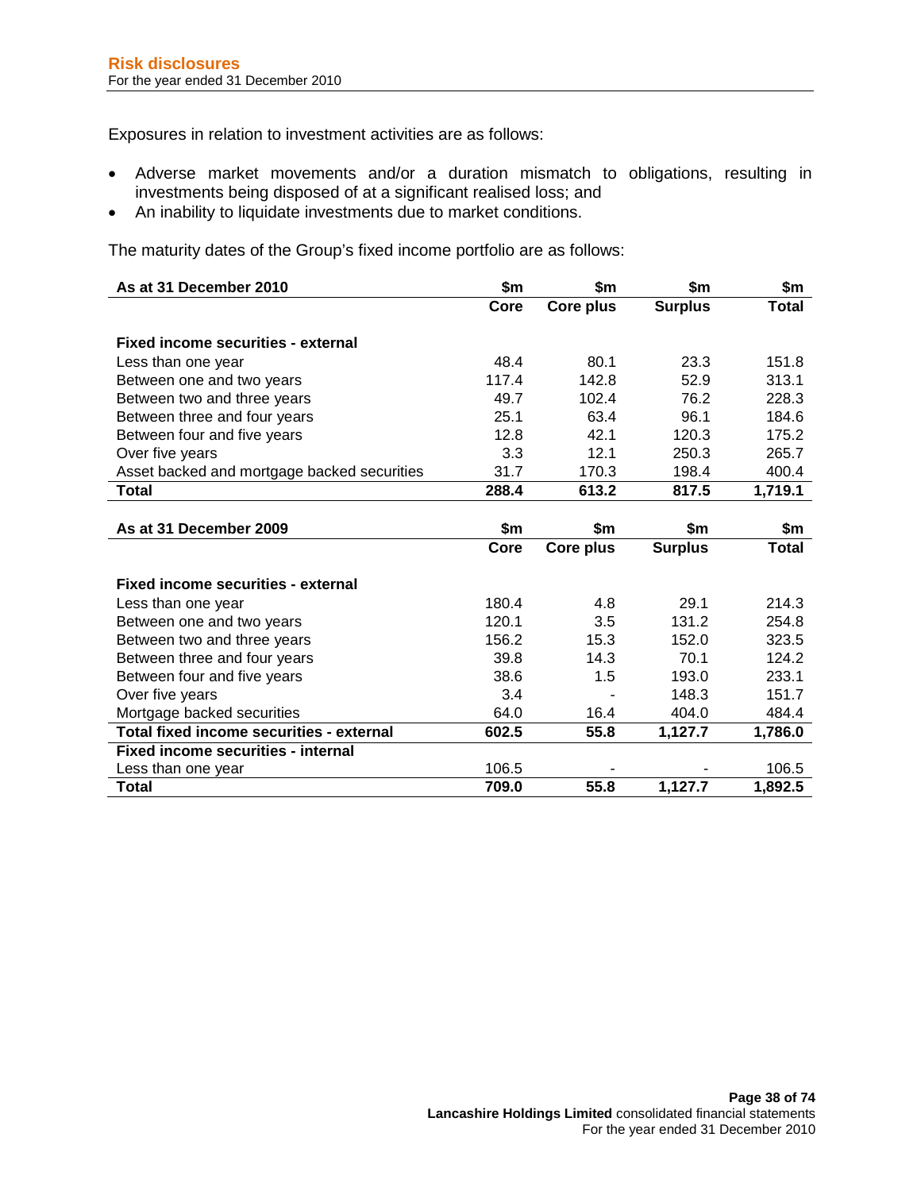## Risk disclosures
For the year ended 31 December 2010

Exposures in relation to investment activities are as follows:

- Adverse market movements and/or a duration mismatch to obligations, resulting in investments being disposed of at a significant realised loss; and
- An inability to liquidate investments due to market conditions.

The maturity dates of the Group's fixed income portfolio are as follows:

| As at 31 December 2010 | $m | $m | $m | $m |
|---|---|---|---|---|
| | Core | Core plus | Surplus | Total |
| **Fixed income securities - external** | | | | |
| Less than one year | 48.4 | 80.1 | 23.3 | 151.8 |
| Between one and two years | 117.4 | 142.8 | 52.9 | 313.1 |
| Between two and three years | 49.7 | 102.4 | 76.2 | 228.3 |
| Between three and four years | 25.1 | 63.4 | 96.1 | 184.6 |
| Between four and five years | 12.8 | 42.1 | 120.3 | 175.2 |
| Over five years | 3.3 | 12.1 | 250.3 | 265.7 |
| Asset backed and mortgage backed securities | 31.7 | 170.3 | 198.4 | 400.4 |
| **Total** | **288.4** | **613.2** | **817.5** | **1,719.1** |

| As at 31 December 2009 | $m | $m | $m | $m |
|---|---|---|---|---|
| | Core | Core plus | Surplus | Total |
| **Fixed income securities - external** | | | | |
| Less than one year | 180.4 | 4.8 | 29.1 | 214.3 |
| Between one and two years | 120.1 | 3.5 | 131.2 | 254.8 |
| Between two and three years | 156.2 | 15.3 | 152.0 | 323.5 |
| Between three and four years | 39.8 | 14.3 | 70.1 | 124.2 |
| Between four and five years | 38.6 | 1.5 | 193.0 | 233.1 |
| Over five years | 3.4 | - | 148.3 | 151.7 |
| Mortgage backed securities | 64.0 | 16.4 | 404.0 | 484.4 |
| **Total fixed income securities - external** | **602.5** | **55.8** | **1,127.7** | **1,786.0** |
| **Fixed income securities - internal** | | | | |
| Less than one year | 106.5 | - | - | 106.5 |
| **Total** | **709.0** | **55.8** | **1,127.7** | **1,892.5** |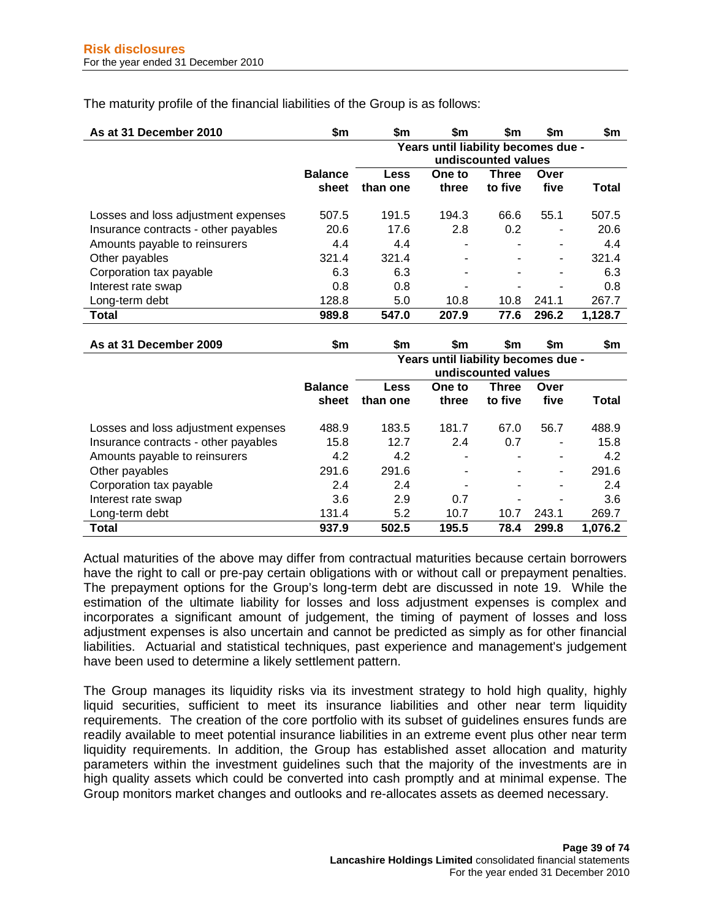The maturity profile of the financial liabilities of the Group is as follows:

| As at 31 December 2010 | $m | $m | $m | $m | $m | $m |
|---|---|---|---|---|---|---|
| | | Years until liability becomes due - undiscounted values | | | | |
| | Balance sheet | Less than one | One to three | Three to five | Over five | Total |
| Losses and loss adjustment expenses | 507.5 | 191.5 | 194.3 | 66.6 | 55.1 | 507.5 |
| Insurance contracts - other payables | 20.6 | 17.6 | 2.8 | 0.2 | - | 20.6 |
| Amounts payable to reinsurers | 4.4 | 4.4 | - | - | - | 4.4 |
| Other payables | 321.4 | 321.4 | - | - | - | 321.4 |
| Corporation tax payable | 6.3 | 6.3 | - | - | - | 6.3 |
| Interest rate swap | 0.8 | 0.8 | - | - | - | 0.8 |
| Long-term debt | 128.8 | 5.0 | 10.8 | 10.8 | 241.1 | 267.7 |
| **Total** | **989.8** | **547.0** | **207.9** | **77.6** | **296.2** | **1,128.7** |

| As at 31 December 2009 | $m | $m | $m | $m | $m | $m |
|---|---|---|---|---|---|---|
| | | Years until liability becomes due - undiscounted values | | | | |
| | Balance sheet | Less than one | One to three | Three to five | Over five | Total |
| Losses and loss adjustment expenses | 488.9 | 183.5 | 181.7 | 67.0 | 56.7 | 488.9 |
| Insurance contracts - other payables | 15.8 | 12.7 | 2.4 | 0.7 | - | 15.8 |
| Amounts payable to reinsurers | 4.2 | 4.2 | - | - | - | 4.2 |
| Other payables | 291.6 | 291.6 | - | - | - | 291.6 |
| Corporation tax payable | 2.4 | 2.4 | - | - | - | 2.4 |
| Interest rate swap | 3.6 | 2.9 | 0.7 | - | - | 3.6 |
| Long-term debt | 131.4 | 5.2 | 10.7 | 10.7 | 243.1 | 269.7 |
| **Total** | **937.9** | **502.5** | **195.5** | **78.4** | **299.8** | **1,076.2** |

Actual maturities of the above may differ from contractual maturities because certain borrowers have the right to call or pre-pay certain obligations with or without call or prepayment penalties. The prepayment options for the Group's long-term debt are discussed in note 19. While the estimation of the ultimate liability for losses and loss adjustment expenses is complex and incorporates a significant amount of judgement, the timing of payment of losses and loss adjustment expenses is also uncertain and cannot be predicted as simply as for other financial liabilities. Actuarial and statistical techniques, past experience and management's judgement have been used to determine a likely settlement pattern.

The Group manages its liquidity risks via its investment strategy to hold high quality, highly liquid securities, sufficient to meet its insurance liabilities and other near term liquidity requirements. The creation of the core portfolio with its subset of guidelines ensures funds are readily available to meet potential insurance liabilities in an extreme event plus other near term liquidity requirements. In addition, the Group has established asset allocation and maturity parameters within the investment guidelines such that the majority of the investments are in high quality assets which could be converted into cash promptly and at minimal expense. The Group monitors market changes and outlooks and re-allocates assets as deemed necessary.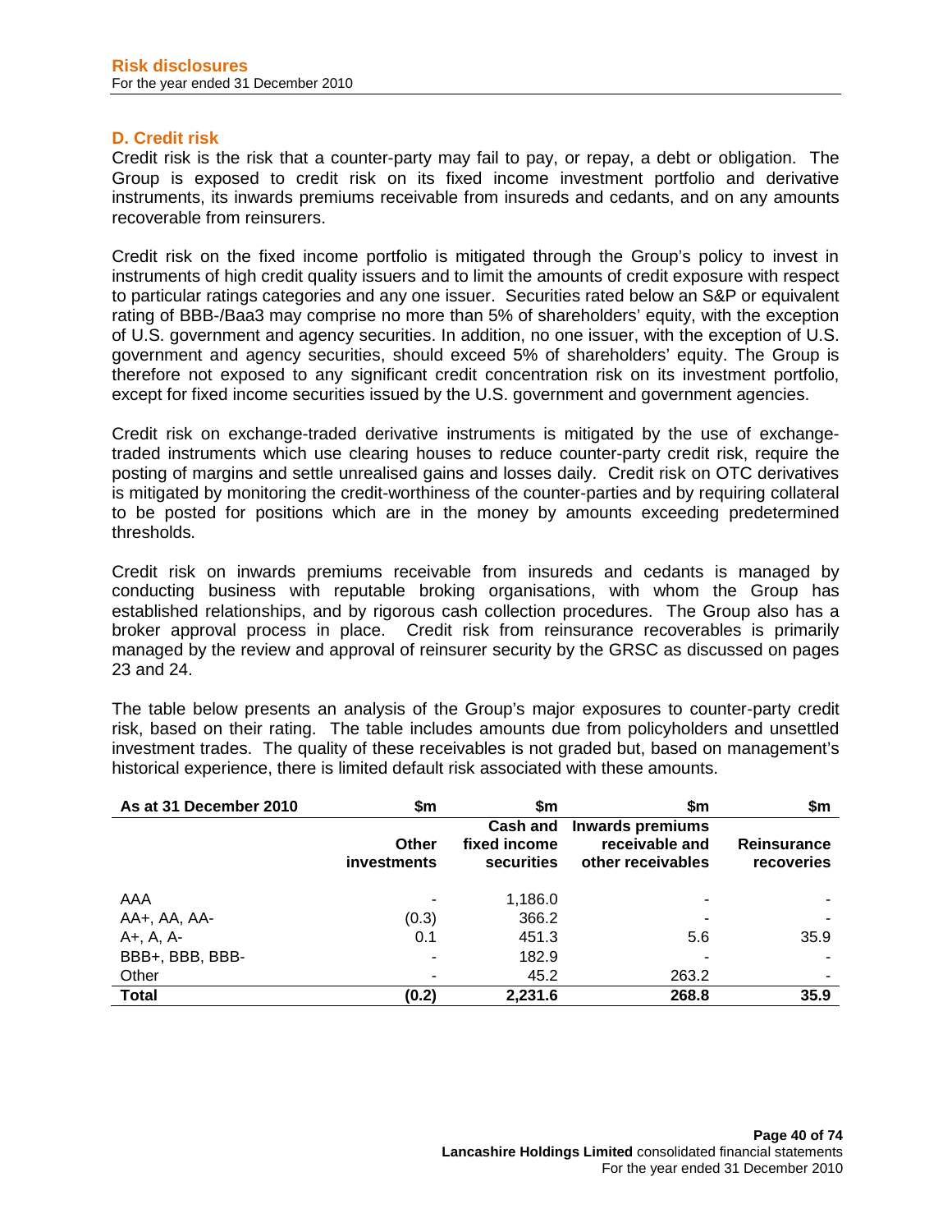## D. Credit risk

Credit risk is the risk that a counter-party may fail to pay, or repay, a debt or obligation. The Group is exposed to credit risk on its fixed income investment portfolio and derivative instruments, its inwards premiums receivable from insureds and cedants, and on any amounts recoverable from reinsurers.

Credit risk on the fixed income portfolio is mitigated through the Group's policy to invest in instruments of high credit quality issuers and to limit the amounts of credit exposure with respect to particular ratings categories and any one issuer. Securities rated below an S&P or equivalent rating of BBB-/Baa3 may comprise no more than 5% of shareholders' equity, with the exception of U.S. government and agency securities. In addition, no one issuer, with the exception of U.S. government and agency securities, should exceed 5% of shareholders' equity. The Group is therefore not exposed to any significant credit concentration risk on its investment portfolio, except for fixed income securities issued by the U.S. government and government agencies.

Credit risk on exchange-traded derivative instruments is mitigated by the use of exchange-traded instruments which use clearing houses to reduce counter-party credit risk, require the posting of margins and settle unrealised gains and losses daily. Credit risk on OTC derivatives is mitigated by monitoring the credit-worthiness of the counter-parties and by requiring collateral to be posted for positions which are in the money by amounts exceeding predetermined thresholds.

Credit risk on inwards premiums receivable from insureds and cedants is managed by conducting business with reputable broking organisations, with whom the Group has established relationships, and by rigorous cash collection procedures. The Group also has a broker approval process in place. Credit risk from reinsurance recoverables is primarily managed by the review and approval of reinsurer security by the GRSC as discussed on pages 23 and 24.

The table below presents an analysis of the Group's major exposures to counter-party credit risk, based on their rating. The table includes amounts due from policyholders and unsettled investment trades. The quality of these receivables is not graded but, based on management's historical experience, there is limited default risk associated with these amounts.

| As at 31 December 2010 | $m | $m | $m | $m |
|---|---|---|---|---|
| | Other investments | Cash and fixed income securities | Inwards premiums receivable and other receivables | Reinsurance recoveries |
| AAA | - | 1,186.0 | - | - |
| AA+, AA, AA- | (0.3) | 366.2 | - | - |
| A+, A, A- | 0.1 | 451.3 | 5.6 | 35.9 |
| BBB+, BBB, BBB- | - | 182.9 | - | - |
| Other | - | 45.2 | 263.2 | - |
| **Total** | **(0.2)** | **2,231.6** | **268.8** | **35.9** |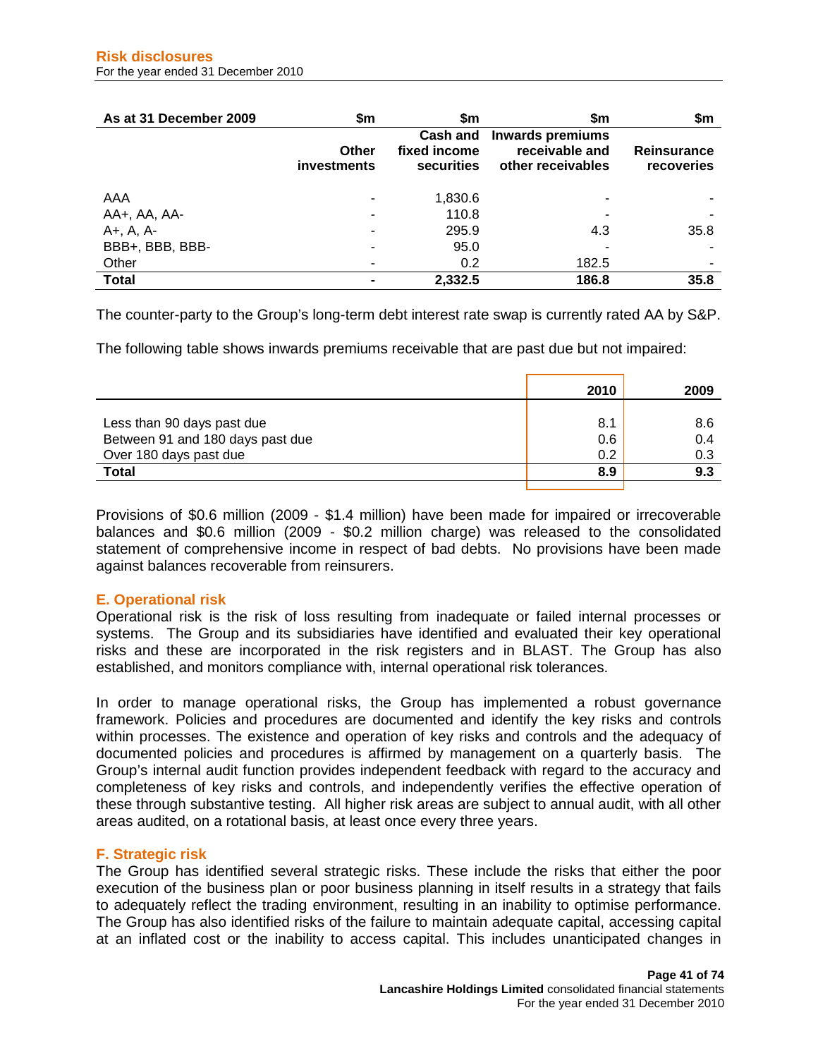| As at 31 December 2009 | $m<br>Other investments | $m<br>Cash and fixed income securities | $m<br>Inwards premiums receivable and other receivables | $m<br>Reinsurance recoveries |
|---|---|---|---|---|
| AAA | - | 1,830.6 | - | - |
| AA+, AA, AA- | - | 110.8 | - | - |
| A+, A, A- | - | 295.9 | 4.3 | 35.8 |
| BBB+, BBB, BBB- | - | 95.0 | - | - |
| Other | - | 0.2 | 182.5 | - |
| **Total** | **-** | **2,332.5** | **186.8** | **35.8** |

The counter-party to the Group's long-term debt interest rate swap is currently rated AA by S&P.

The following table shows inwards premiums receivable that are past due but not impaired:

| | 2010 | 2009 |
|---|---|---|
| Less than 90 days past due | 8.1 | 8.6 |
| Between 91 and 180 days past due | 0.6 | 0.4 |
| Over 180 days past due | 0.2 | 0.3 |
| **Total** | **8.9** | **9.3** |

Provisions of $0.6 million (2009 - $1.4 million) have been made for impaired or irrecoverable balances and $0.6 million (2009 - $0.2 million charge) was released to the consolidated statement of comprehensive income in respect of bad debts. No provisions have been made against balances recoverable from reinsurers.

## E. Operational risk

Operational risk is the risk of loss resulting from inadequate or failed internal processes or systems. The Group and its subsidiaries have identified and evaluated their key operational risks and these are incorporated in the risk registers and in BLAST. The Group has also established, and monitors compliance with, internal operational risk tolerances.

In order to manage operational risks, the Group has implemented a robust governance framework. Policies and procedures are documented and identify the key risks and controls within processes. The existence and operation of key risks and controls and the adequacy of documented policies and procedures is affirmed by management on a quarterly basis. The Group's internal audit function provides independent feedback with regard to the accuracy and completeness of key risks and controls, and independently verifies the effective operation of these through substantive testing. All higher risk areas are subject to annual audit, with all other areas audited, on a rotational basis, at least once every three years.

## F. Strategic risk

The Group has identified several strategic risks. These include the risks that either the poor execution of the business plan or poor business planning in itself results in a strategy that fails to adequately reflect the trading environment, resulting in an inability to optimise performance. The Group has also identified risks of the failure to maintain adequate capital, accessing capital at an inflated cost or the inability to access capital. This includes unanticipated changes in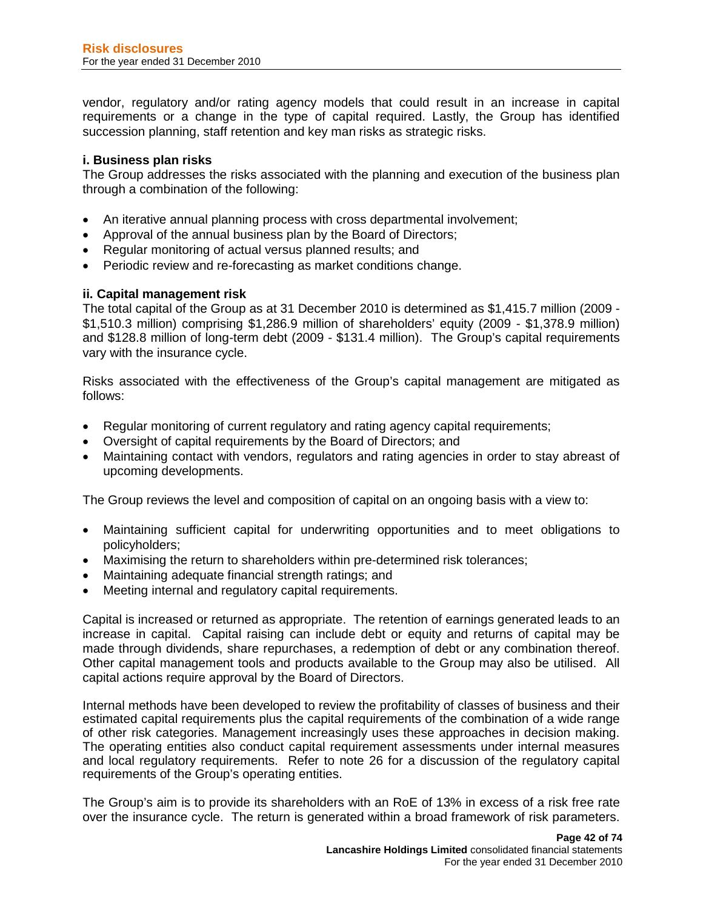vendor, regulatory and/or rating agency models that could result in an increase in capital requirements or a change in the type of capital required. Lastly, the Group has identified succession planning, staff retention and key man risks as strategic risks.

**i. Business plan risks**

The Group addresses the risks associated with the planning and execution of the business plan through a combination of the following:

- An iterative annual planning process with cross departmental involvement;
- Approval of the annual business plan by the Board of Directors;
- Regular monitoring of actual versus planned results; and
- Periodic review and re-forecasting as market conditions change.

**ii. Capital management risk**

The total capital of the Group as at 31 December 2010 is determined as $1,415.7 million (2009 - $1,510.3 million) comprising $1,286.9 million of shareholders' equity (2009 - $1,378.9 million) and $128.8 million of long-term debt (2009 - $131.4 million). The Group's capital requirements vary with the insurance cycle.

Risks associated with the effectiveness of the Group's capital management are mitigated as follows:

- Regular monitoring of current regulatory and rating agency capital requirements;
- Oversight of capital requirements by the Board of Directors; and
- Maintaining contact with vendors, regulators and rating agencies in order to stay abreast of upcoming developments.

The Group reviews the level and composition of capital on an ongoing basis with a view to:

- Maintaining sufficient capital for underwriting opportunities and to meet obligations to policyholders;
- Maximising the return to shareholders within pre-determined risk tolerances;
- Maintaining adequate financial strength ratings; and
- Meeting internal and regulatory capital requirements.

Capital is increased or returned as appropriate. The retention of earnings generated leads to an increase in capital. Capital raising can include debt or equity and returns of capital may be made through dividends, share repurchases, a redemption of debt or any combination thereof. Other capital management tools and products available to the Group may also be utilised. All capital actions require approval by the Board of Directors.

Internal methods have been developed to review the profitability of classes of business and their estimated capital requirements plus the capital requirements of the combination of a wide range of other risk categories. Management increasingly uses these approaches in decision making. The operating entities also conduct capital requirement assessments under internal measures and local regulatory requirements. Refer to note 26 for a discussion of the regulatory capital requirements of the Group's operating entities.

The Group's aim is to provide its shareholders with an RoE of 13% in excess of a risk free rate over the insurance cycle. The return is generated within a broad framework of risk parameters.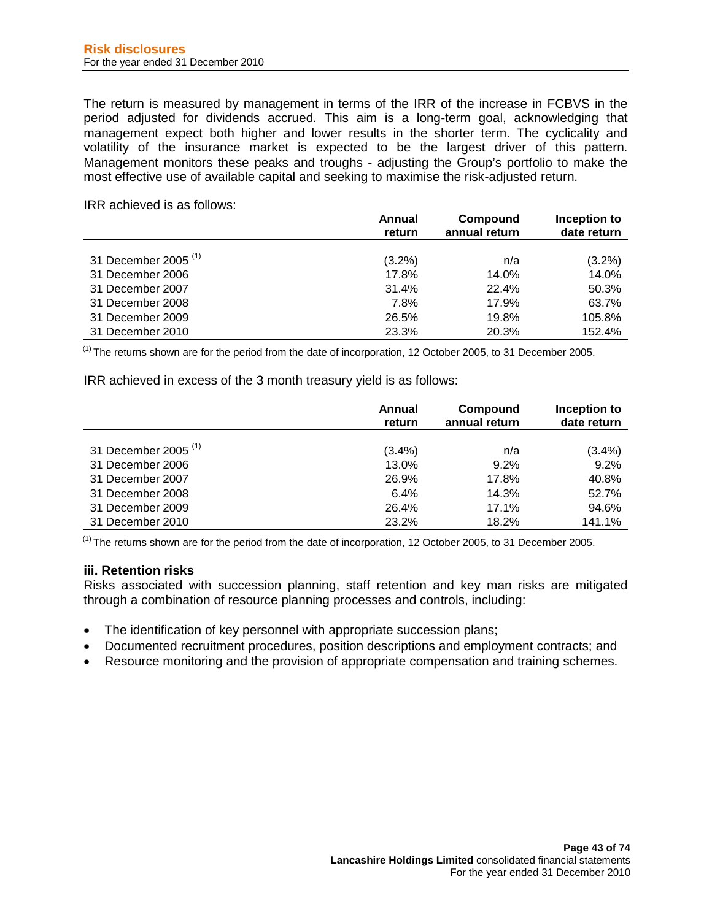The return is measured by management in terms of the IRR of the increase in FCBVS in the period adjusted for dividends accrued. This aim is a long-term goal, acknowledging that management expect both higher and lower results in the shorter term. The cyclicality and volatility of the insurance market is expected to be the largest driver of this pattern. Management monitors these peaks and troughs - adjusting the Group's portfolio to make the most effective use of available capital and seeking to maximise the risk-adjusted return.

IRR achieved is as follows:

| | Annual return | Compound annual return | Inception to date return |
|---|---|---|---|
| 31 December 2005 [(1)] | (3.2%) | n/a | (3.2%) |
| 31 December 2006 | 17.8% | 14.0% | 14.0% |
| 31 December 2007 | 31.4% | 22.4% | 50.3% |
| 31 December 2008 | 7.8% | 17.9% | 63.7% |
| 31 December 2009 | 26.5% | 19.8% | 105.8% |
| 31 December 2010 | 23.3% | 20.3% | 152.4% |

[(1)] The returns shown are for the period from the date of incorporation, 12 October 2005, to 31 December 2005.

IRR achieved in excess of the 3 month treasury yield is as follows:

| | Annual return | Compound annual return | Inception to date return |
|---|---|---|---|
| 31 December 2005 [(1)] | (3.4%) | n/a | (3.4%) |
| 31 December 2006 | 13.0% | 9.2% | 9.2% |
| 31 December 2007 | 26.9% | 17.8% | 40.8% |
| 31 December 2008 | 6.4% | 14.3% | 52.7% |
| 31 December 2009 | 26.4% | 17.1% | 94.6% |
| 31 December 2010 | 23.2% | 18.2% | 141.1% |

[(1)] The returns shown are for the period from the date of incorporation, 12 October 2005, to 31 December 2005.

#### iii. Retention risks

Risks associated with succession planning, staff retention and key man risks are mitigated through a combination of resource planning processes and controls, including:

- The identification of key personnel with appropriate succession plans;
- Documented recruitment procedures, position descriptions and employment contracts; and
- Resource monitoring and the provision of appropriate compensation and training schemes.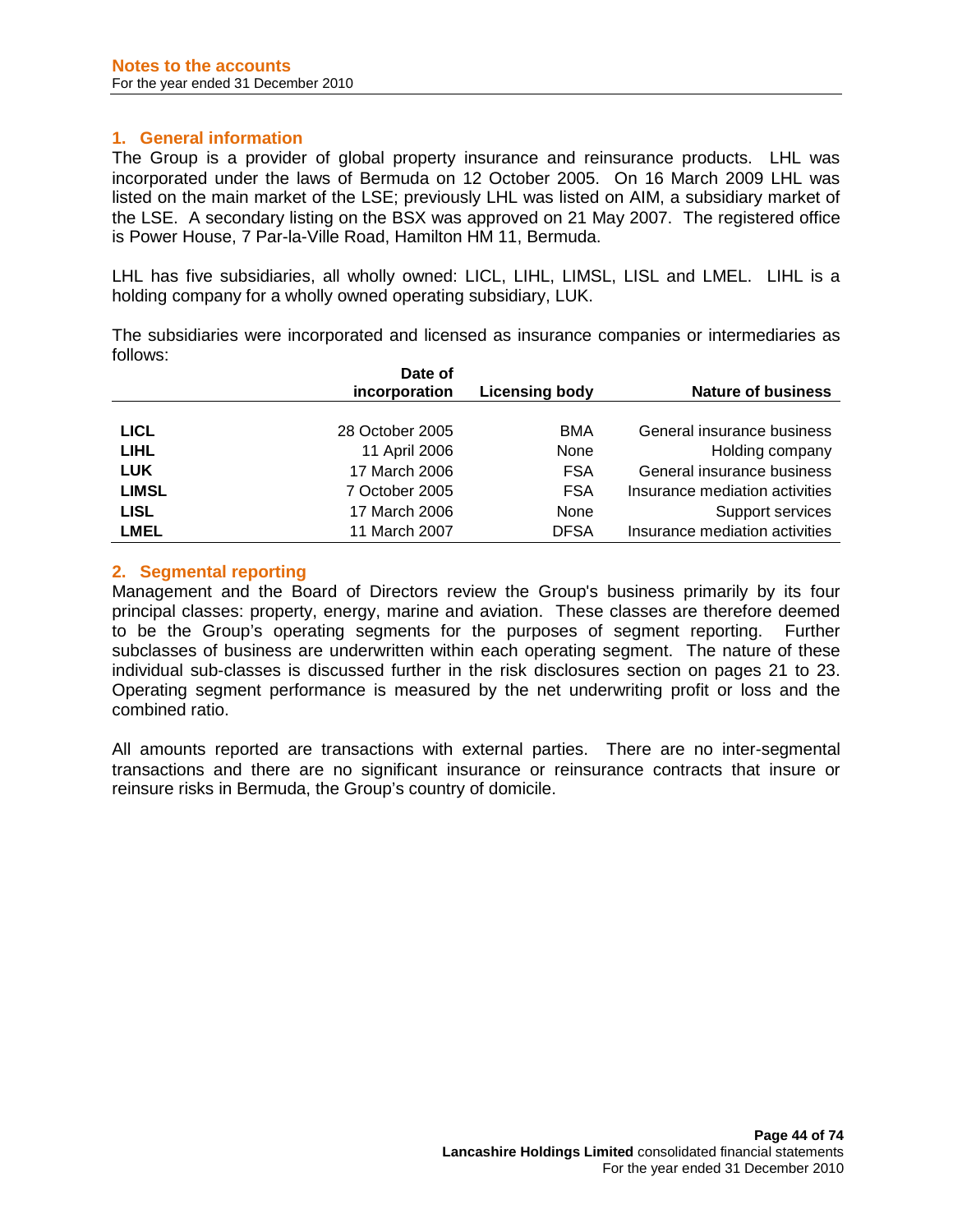# Notes to the accounts

For the year ended 31 December 2010

## 1. General information

The Group is a provider of global property insurance and reinsurance products. LHL was incorporated under the laws of Bermuda on 12 October 2005. On 16 March 2009 LHL was listed on the main market of the LSE; previously LHL was listed on AIM, a subsidiary market of the LSE. A secondary listing on the BSX was approved on 21 May 2007. The registered office is Power House, 7 Par-la-Ville Road, Hamilton HM 11, Bermuda.

LHL has five subsidiaries, all wholly owned: LICL, LIHL, LIMSL, LISL and LMEL. LIHL is a holding company for a wholly owned operating subsidiary, LUK.

The subsidiaries were incorporated and licensed as insurance companies or intermediaries as follows:

| | Date of incorporation | Licensing body | Nature of business |
|---|---|---|---|
| **LICL** | 28 October 2005 | BMA | General insurance business |
| **LIHL** | 11 April 2006 | None | Holding company |
| **LUK** | 17 March 2006 | FSA | General insurance business |
| **LIMSL** | 7 October 2005 | FSA | Insurance mediation activities |
| **LISL** | 17 March 2006 | None | Support services |
| **LMEL** | 11 March 2007 | DFSA | Insurance mediation activities |

## 2. Segmental reporting

Management and the Board of Directors review the Group's business primarily by its four principal classes: property, energy, marine and aviation. These classes are therefore deemed to be the Group's operating segments for the purposes of segment reporting. Further subclasses of business are underwritten within each operating segment. The nature of these individual sub-classes is discussed further in the risk disclosures section on pages 21 to 23. Operating segment performance is measured by the net underwriting profit or loss and the combined ratio.

All amounts reported are transactions with external parties. There are no inter-segmental transactions and there are no significant insurance or reinsurance contracts that insure or reinsure risks in Bermuda, the Group's country of domicile.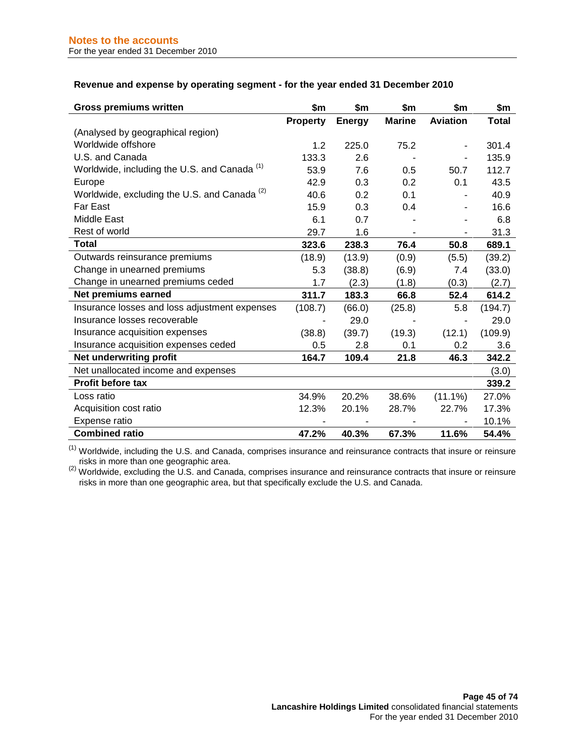## Notes to the accounts

For the year ended 31 December 2010

### Revenue and expense by operating segment - for the year ended 31 December 2010

| Gross premiums written | $m | $m | $m | $m | $m |
|---|---|---|---|---|---|
| | **Property** | **Energy** | **Marine** | **Aviation** | **Total** |
| (Analysed by geographical region) | | | | | |
| Worldwide offshore | 1.2 | 225.0 | 75.2 | - | 301.4 |
| U.S. and Canada | 133.3 | 2.6 | - | - | 135.9 |
| Worldwide, including the U.S. and Canada [(1)] | 53.9 | 7.6 | 0.5 | 50.7 | 112.7 |
| Europe | 42.9 | 0.3 | 0.2 | 0.1 | 43.5 |
| Worldwide, excluding the U.S. and Canada [(2)] | 40.6 | 0.2 | 0.1 | - | 40.9 |
| Far East | 15.9 | 0.3 | 0.4 | - | 16.6 |
| Middle East | 6.1 | 0.7 | - | - | 6.8 |
| Rest of world | 29.7 | 1.6 | - | - | 31.3 |
| **Total** | **323.6** | **238.3** | **76.4** | **50.8** | **689.1** |
| Outwards reinsurance premiums | (18.9) | (13.9) | (0.9) | (5.5) | (39.2) |
| Change in unearned premiums | 5.3 | (38.8) | (6.9) | 7.4 | (33.0) |
| Change in unearned premiums ceded | 1.7 | (2.3) | (1.8) | (0.3) | (2.7) |
| **Net premiums earned** | **311.7** | **183.3** | **66.8** | **52.4** | **614.2** |
| Insurance losses and loss adjustment expenses | (108.7) | (66.0) | (25.8) | 5.8 | (194.7) |
| Insurance losses recoverable | - | 29.0 | - | - | 29.0 |
| Insurance acquisition expenses | (38.8) | (39.7) | (19.3) | (12.1) | (109.9) |
| Insurance acquisition expenses ceded | 0.5 | 2.8 | 0.1 | 0.2 | 3.6 |
| **Net underwriting profit** | **164.7** | **109.4** | **21.8** | **46.3** | **342.2** |
| Net unallocated income and expenses | | | | | (3.0) |
| **Profit before tax** | | | | | **339.2** |
| Loss ratio | 34.9% | 20.2% | 38.6% | (11.1%) | 27.0% |
| Acquisition cost ratio | 12.3% | 20.1% | 28.7% | 22.7% | 17.3% |
| Expense ratio | - | - | - | - | 10.1% |
| **Combined ratio** | **47.2%** | **40.3%** | **67.3%** | **11.6%** | **54.4%** |

(1) Worldwide, including the U.S. and Canada, comprises insurance and reinsurance contracts that insure or reinsure risks in more than one geographic area.

(2) Worldwide, excluding the U.S. and Canada, comprises insurance and reinsurance contracts that insure or reinsure risks in more than one geographic area, but that specifically exclude the U.S. and Canada.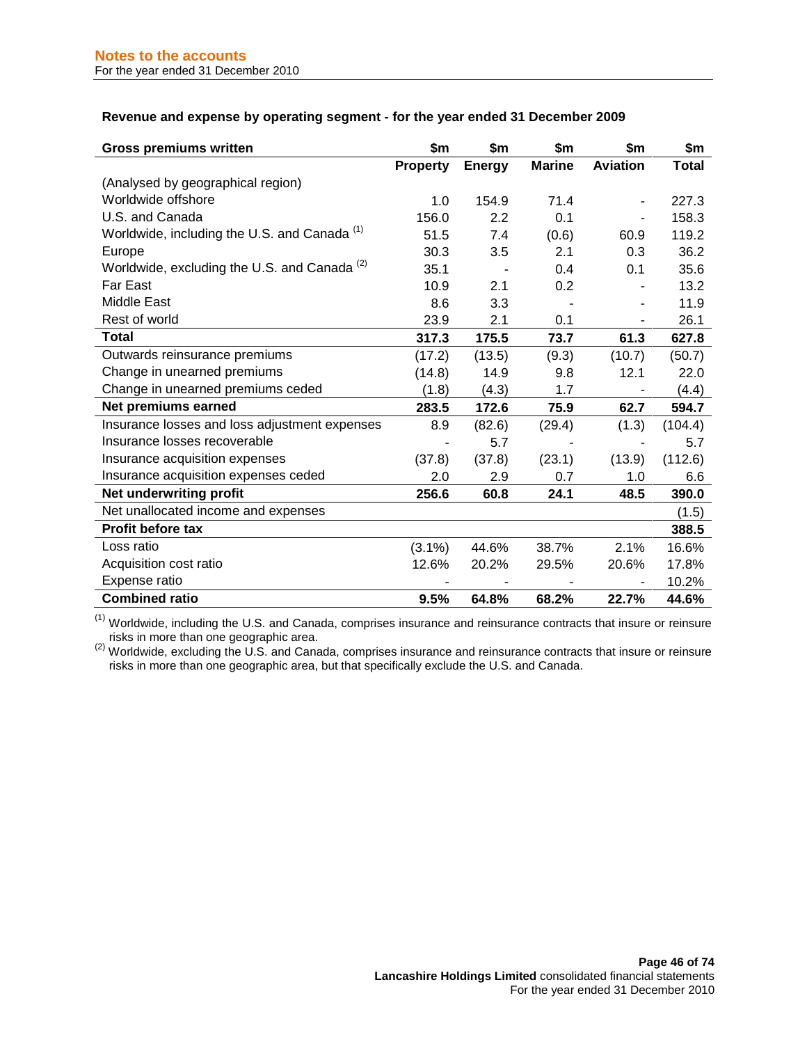**Revenue and expense by operating segment - for the year ended 31 December 2009**

| **Gross premiums written** | **$m** | **$m** | **$m** | **$m** | **$m** |
|---|---|---|---|---|---|
| | **Property** | **Energy** | **Marine** | **Aviation** | **Total** |
| (Analysed by geographical region) | | | | | |
| Worldwide offshore | 1.0 | 154.9 | 71.4 | - | 227.3 |
| U.S. and Canada | 156.0 | 2.2 | 0.1 | - | 158.3 |
| Worldwide, including the U.S. and Canada [(1)] | 51.5 | 7.4 | (0.6) | 60.9 | 119.2 |
| Europe | 30.3 | 3.5 | 2.1 | 0.3 | 36.2 |
| Worldwide, excluding the U.S. and Canada [(2)] | 35.1 | - | 0.4 | 0.1 | 35.6 |
| Far East | 10.9 | 2.1 | 0.2 | - | 13.2 |
| Middle East | 8.6 | 3.3 | - | - | 11.9 |
| Rest of world | 23.9 | 2.1 | 0.1 | - | 26.1 |
| **Total** | **317.3** | **175.5** | **73.7** | **61.3** | **627.8** |
| Outwards reinsurance premiums | (17.2) | (13.5) | (9.3) | (10.7) | (50.7) |
| Change in unearned premiums | (14.8) | 14.9 | 9.8 | 12.1 | 22.0 |
| Change in unearned premiums ceded | (1.8) | (4.3) | 1.7 | - | (4.4) |
| **Net premiums earned** | **283.5** | **172.6** | **75.9** | **62.7** | **594.7** |
| Insurance losses and loss adjustment expenses | 8.9 | (82.6) | (29.4) | (1.3) | (104.4) |
| Insurance losses recoverable | - | 5.7 | - | - | 5.7 |
| Insurance acquisition expenses | (37.8) | (37.8) | (23.1) | (13.9) | (112.6) |
| Insurance acquisition expenses ceded | 2.0 | 2.9 | 0.7 | 1.0 | 6.6 |
| **Net underwriting profit** | **256.6** | **60.8** | **24.1** | **48.5** | **390.0** |
| Net unallocated income and expenses | | | | | (1.5) |
| **Profit before tax** | | | | | **388.5** |
| Loss ratio | (3.1%) | 44.6% | 38.7% | 2.1% | 16.6% |
| Acquisition cost ratio | 12.6% | 20.2% | 29.5% | 20.6% | 17.8% |
| Expense ratio | - | - | - | - | 10.2% |
| **Combined ratio** | **9.5%** | **64.8%** | **68.2%** | **22.7%** | **44.6%** |

(1) Worldwide, including the U.S. and Canada, comprises insurance and reinsurance contracts that insure or reinsure risks in more than one geographic area.

(2) Worldwide, excluding the U.S. and Canada, comprises insurance and reinsurance contracts that insure or reinsure risks in more than one geographic area, but that specifically exclude the U.S. and Canada.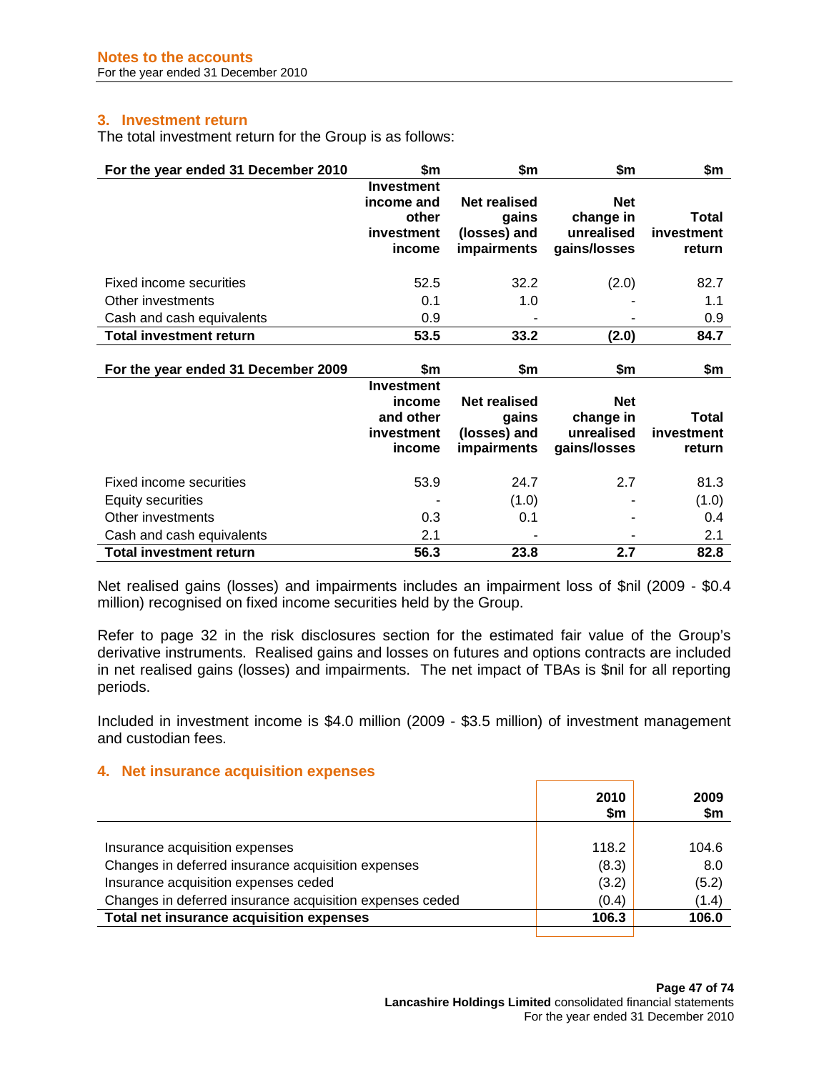## Notes to the accounts

For the year ended 31 December 2010

### 3. Investment return

The total investment return for the Group is as follows:

| For the year ended 31 December 2010 | $m | $m | $m | $m |
|---|---|---|---|---|
| | **Investment income and other investment income** | **Net realised gains (losses) and impairments** | **Net change in unrealised gains/losses** | **Total investment return** |
| Fixed income securities | 52.5 | 32.2 | (2.0) | 82.7 |
| Other investments | 0.1 | 1.0 | - | 1.1 |
| Cash and cash equivalents | 0.9 | - | - | 0.9 |
| **Total investment return** | **53.5** | **33.2** | **(2.0)** | **84.7** |

| For the year ended 31 December 2009 | $m | $m | $m | $m |
|---|---|---|---|---|
| | **Investment income and other investment income** | **Net realised gains (losses) and impairments** | **Net change in unrealised gains/losses** | **Total investment return** |
| Fixed income securities | 53.9 | 24.7 | 2.7 | 81.3 |
| Equity securities | - | (1.0) | - | (1.0) |
| Other investments | 0.3 | 0.1 | - | 0.4 |
| Cash and cash equivalents | 2.1 | - | - | 2.1 |
| **Total investment return** | **56.3** | **23.8** | **2.7** | **82.8** |

Net realised gains (losses) and impairments includes an impairment loss of $nil (2009 - $0.4 million) recognised on fixed income securities held by the Group.

Refer to page 32 in the risk disclosures section for the estimated fair value of the Group's derivative instruments. Realised gains and losses on futures and options contracts are included in net realised gains (losses) and impairments. The net impact of TBAs is $nil for all reporting periods.

Included in investment income is $4.0 million (2009 - $3.5 million) of investment management and custodian fees.

### 4. Net insurance acquisition expenses

| | 2010 $m | 2009 $m |
|---|---|---|
| Insurance acquisition expenses | 118.2 | 104.6 |
| Changes in deferred insurance acquisition expenses | (8.3) | 8.0 |
| Insurance acquisition expenses ceded | (3.2) | (5.2) |
| Changes in deferred insurance acquisition expenses ceded | (0.4) | (1.4) |
| **Total net insurance acquisition expenses** | **106.3** | **106.0** |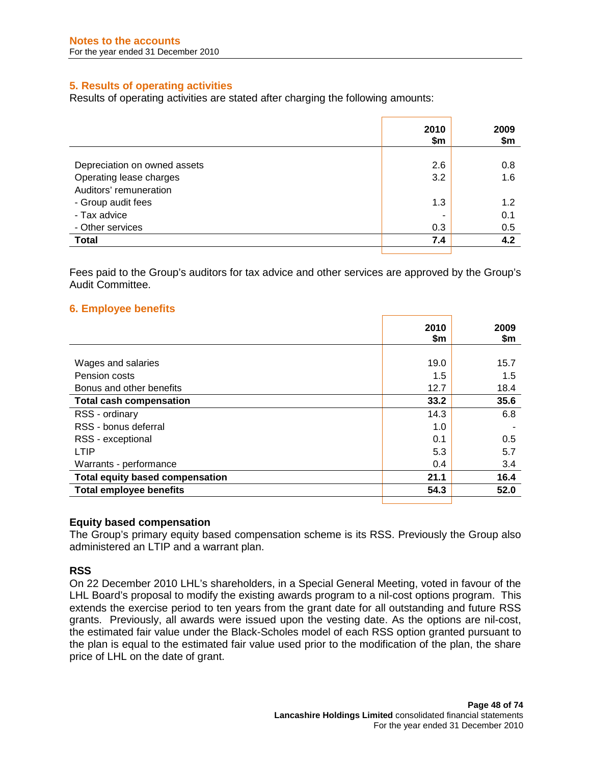## 5. Results of operating activities

Results of operating activities are stated after charging the following amounts:

| | 2010 $m | 2009 $m |
|---|---|---|
| Depreciation on owned assets | 2.6 | 0.8 |
| Operating lease charges | 3.2 | 1.6 |
| Auditors' remuneration | | |
| - Group audit fees | 1.3 | 1.2 |
| - Tax advice | - | 0.1 |
| - Other services | 0.3 | 0.5 |
| **Total** | **7.4** | **4.2** |

Fees paid to the Group's auditors for tax advice and other services are approved by the Group's Audit Committee.

## 6. Employee benefits

| | 2010 $m | 2009 $m |
|---|---|---|
| Wages and salaries | 19.0 | 15.7 |
| Pension costs | 1.5 | 1.5 |
| Bonus and other benefits | 12.7 | 18.4 |
| **Total cash compensation** | **33.2** | **35.6** |
| RSS - ordinary | 14.3 | 6.8 |
| RSS - bonus deferral | 1.0 | - |
| RSS - exceptional | 0.1 | 0.5 |
| LTIP | 5.3 | 5.7 |
| Warrants - performance | 0.4 | 3.4 |
| **Total equity based compensation** | **21.1** | **16.4** |
| **Total employee benefits** | **54.3** | **52.0** |

### Equity based compensation

The Group's primary equity based compensation scheme is its RSS. Previously the Group also administered an LTIP and a warrant plan.

### RSS

On 22 December 2010 LHL's shareholders, in a Special General Meeting, voted in favour of the LHL Board's proposal to modify the existing awards program to a nil-cost options program. This extends the exercise period to ten years from the grant date for all outstanding and future RSS grants. Previously, all awards were issued upon the vesting date. As the options are nil-cost, the estimated fair value under the Black-Scholes model of each RSS option granted pursuant to the plan is equal to the estimated fair value used prior to the modification of the plan, the share price of LHL on the date of grant.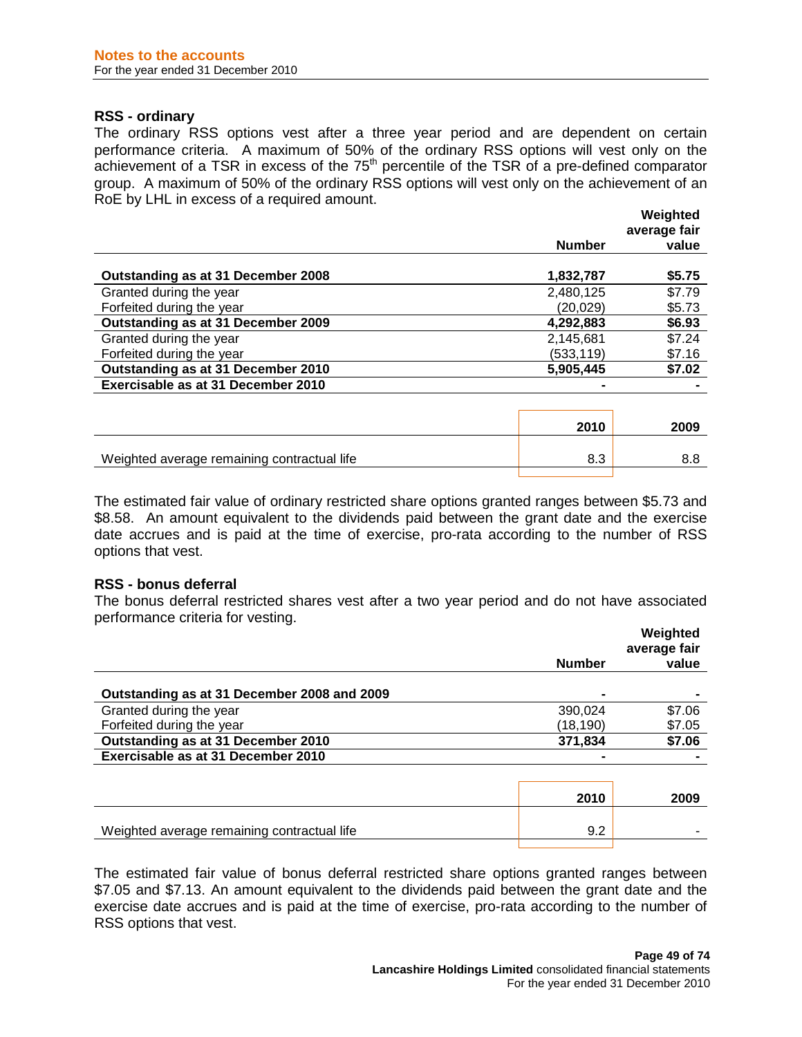### RSS - ordinary

The ordinary RSS options vest after a three year period and are dependent on certain performance criteria. A maximum of 50% of the ordinary RSS options will vest only on the achievement of a TSR in excess of the 75th percentile of the TSR of a pre-defined comparator group. A maximum of 50% of the ordinary RSS options will vest only on the achievement of an RoE by LHL in excess of a required amount.

| | Number | Weighted average fair value |
|---|---|---|
| **Outstanding as at 31 December 2008** | **1,832,787** | **\$5.75** |
| Granted during the year | 2,480,125 | \$7.79 |
| Forfeited during the year | (20,029) | \$5.73 |
| **Outstanding as at 31 December 2009** | **4,292,883** | **\$6.93** |
| Granted during the year | 2,145,681 | \$7.24 |
| Forfeited during the year | (533,119) | \$7.16 |
| **Outstanding as at 31 December 2010** | **5,905,445** | **\$7.02** |
| **Exercisable as at 31 December 2010** | **-** | **-** |

| | 2010 | 2009 |
|---|---|---|
| Weighted average remaining contractual life | 8.3 | 8.8 |

The estimated fair value of ordinary restricted share options granted ranges between \$5.73 and \$8.58. An amount equivalent to the dividends paid between the grant date and the exercise date accrues and is paid at the time of exercise, pro-rata according to the number of RSS options that vest.

### RSS - bonus deferral

The bonus deferral restricted shares vest after a two year period and do not have associated performance criteria for vesting.

| | Number | Weighted average fair value |
|---|---|---|
| **Outstanding as at 31 December 2008 and 2009** | **-** | **-** |
| Granted during the year | 390,024 | \$7.06 |
| Forfeited during the year | (18,190) | \$7.05 |
| **Outstanding as at 31 December 2010** | **371,834** | **\$7.06** |
| **Exercisable as at 31 December 2010** | **-** | **-** |

| | 2010 | 2009 |
|---|---|---|
| Weighted average remaining contractual life | 9.2 | - |

The estimated fair value of bonus deferral restricted share options granted ranges between \$7.05 and \$7.13. An amount equivalent to the dividends paid between the grant date and the exercise date accrues and is paid at the time of exercise, pro-rata according to the number of RSS options that vest.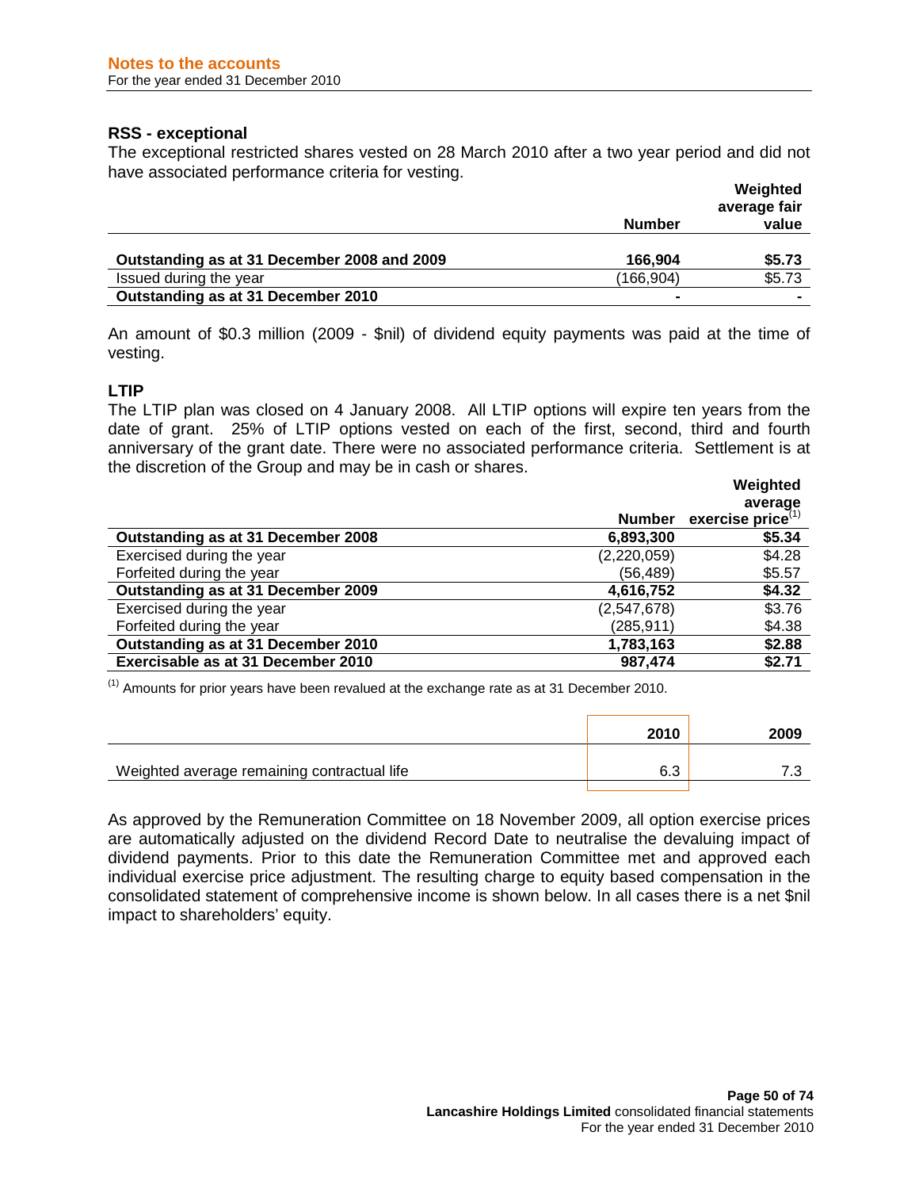### RSS - exceptional

The exceptional restricted shares vested on 28 March 2010 after a two year period and did not have associated performance criteria for vesting.

| | Number | Weighted average fair value |
|---|---|---|
| **Outstanding as at 31 December 2008 and 2009** | **166,904** | **$5.73** |
| Issued during the year | (166,904) | $5.73 |
| **Outstanding as at 31 December 2010** | **-** | **-** |

An amount of $0.3 million (2009 - $nil) of dividend equity payments was paid at the time of vesting.

### LTIP

The LTIP plan was closed on 4 January 2008. All LTIP options will expire ten years from the date of grant. 25% of LTIP options vested on each of the first, second, third and fourth anniversary of the grant date. There were no associated performance criteria. Settlement is at the discretion of the Group and may be in cash or shares.

| | Number | Weighted average exercise price[(1)] |
|---|---|---|
| **Outstanding as at 31 December 2008** | **6,893,300** | **$5.34** |
| Exercised during the year | (2,220,059) | $4.28 |
| Forfeited during the year | (56,489) | $5.57 |
| **Outstanding as at 31 December 2009** | **4,616,752** | **$4.32** |
| Exercised during the year | (2,547,678) | $3.76 |
| Forfeited during the year | (285,911) | $4.38 |
| **Outstanding as at 31 December 2010** | **1,783,163** | **$2.88** |
| **Exercisable as at 31 December 2010** | **987,474** | **$2.71** |

[(1)] Amounts for prior years have been revalued at the exchange rate as at 31 December 2010.

| | 2010 | 2009 |
|---|---|---|
| Weighted average remaining contractual life | 6.3 | 7.3 |

As approved by the Remuneration Committee on 18 November 2009, all option exercise prices are automatically adjusted on the dividend Record Date to neutralise the devaluing impact of dividend payments. Prior to this date the Remuneration Committee met and approved each individual exercise price adjustment. The resulting charge to equity based compensation in the consolidated statement of comprehensive income is shown below. In all cases there is a net $nil impact to shareholders' equity.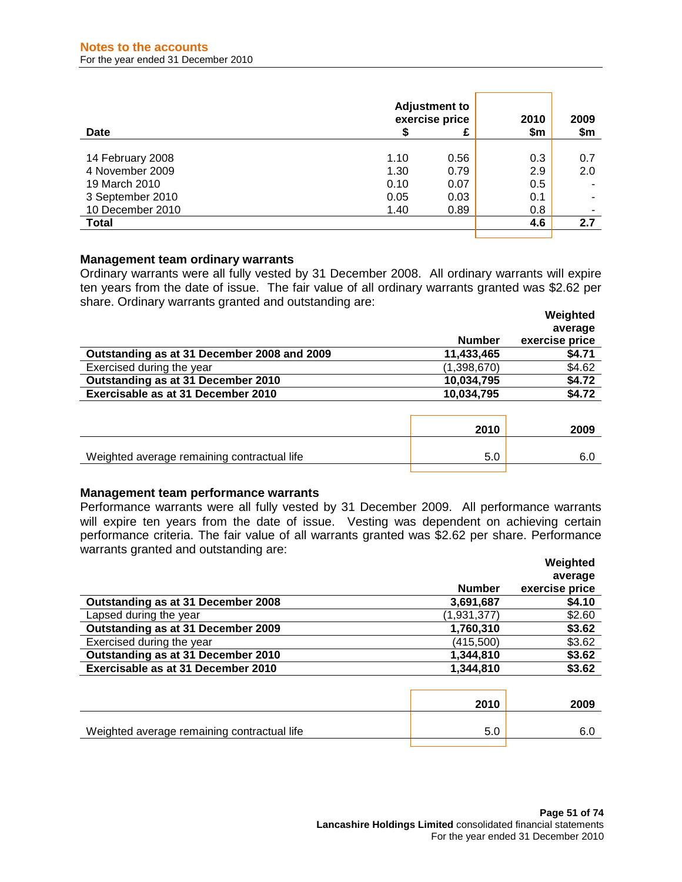# Notes to the accounts

For the year ended 31 December 2010

| Date | Adjustment to exercise price | | 2010 | 2009 |
|---|---|---|---|---|
| | $ | £ | $m | $m |
| 14 February 2008 | 1.10 | 0.56 | 0.3 | 0.7 |
| 4 November 2009 | 1.30 | 0.79 | 2.9 | 2.0 |
| 19 March 2010 | 0.10 | 0.07 | 0.5 | - |
| 3 September 2010 | 0.05 | 0.03 | 0.1 | - |
| 10 December 2010 | 1.40 | 0.89 | 0.8 | - |
| **Total** | | | **4.6** | **2.7** |

### Management team ordinary warrants

Ordinary warrants were all fully vested by 31 December 2008. All ordinary warrants will expire ten years from the date of issue. The fair value of all ordinary warrants granted was $2.62 per share. Ordinary warrants granted and outstanding are:

| | Number | Weighted average exercise price |
|---|---|---|
| **Outstanding as at 31 December 2008 and 2009** | **11,433,465** | **$4.71** |
| Exercised during the year | (1,398,670) | $4.62 |
| **Outstanding as at 31 December 2010** | **10,034,795** | **$4.72** |
| **Exercisable as at 31 December 2010** | **10,034,795** | **$4.72** |

| | 2010 | 2009 |
|---|---|---|
| Weighted average remaining contractual life | 5.0 | 6.0 |

### Management team performance warrants

Performance warrants were all fully vested by 31 December 2009. All performance warrants will expire ten years from the date of issue. Vesting was dependent on achieving certain performance criteria. The fair value of all warrants granted was $2.62 per share. Performance warrants granted and outstanding are:

| | Number | Weighted average exercise price |
|---|---|---|
| **Outstanding as at 31 December 2008** | **3,691,687** | **$4.10** |
| Lapsed during the year | (1,931,377) | $2.60 |
| **Outstanding as at 31 December 2009** | **1,760,310** | **$3.62** |
| Exercised during the year | (415,500) | $3.62 |
| **Outstanding as at 31 December 2010** | **1,344,810** | **$3.62** |
| **Exercisable as at 31 December 2010** | **1,344,810** | **$3.62** |

| | 2010 | 2009 |
|---|---|---|
| Weighted average remaining contractual life | 5.0 | 6.0 |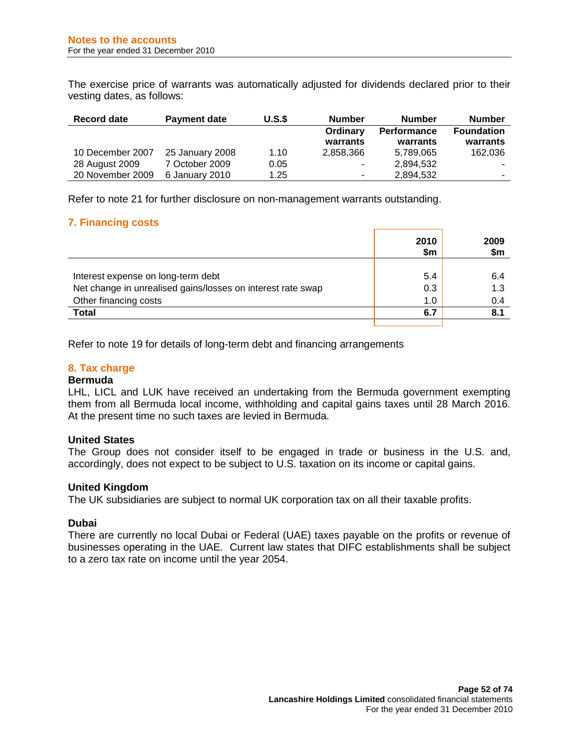The exercise price of warrants was automatically adjusted for dividends declared prior to their vesting dates, as follows:

| Record date | Payment date | U.S.$ | Number Ordinary warrants | Number Performance warrants | Number Foundation warrants |
|---|---|---|---|---|---|
| 10 December 2007 | 25 January 2008 | 1.10 | 2,858,366 | 5,789,065 | 162,036 |
| 28 August 2009 | 7 October 2009 | 0.05 | - | 2,894,532 | - |
| 20 November 2009 | 6 January 2010 | 1.25 | - | 2,894,532 | - |

Refer to note 21 for further disclosure on non-management warrants outstanding.

## 7. Financing costs

| | 2010 $m | 2009 $m |
|---|---|---|
| Interest expense on long-term debt | 5.4 | 6.4 |
| Net change in unrealised gains/losses on interest rate swap | 0.3 | 1.3 |
| Other financing costs | 1.0 | 0.4 |
| **Total** | **6.7** | **8.1** |

Refer to note 19 for details of long-term debt and financing arrangements

## 8. Tax charge

### Bermuda

LHL, LICL and LUK have received an undertaking from the Bermuda government exempting them from all Bermuda local income, withholding and capital gains taxes until 28 March 2016. At the present time no such taxes are levied in Bermuda.

### United States

The Group does not consider itself to be engaged in trade or business in the U.S. and, accordingly, does not expect to be subject to U.S. taxation on its income or capital gains.

### United Kingdom

The UK subsidiaries are subject to normal UK corporation tax on all their taxable profits.

### Dubai

There are currently no local Dubai or Federal (UAE) taxes payable on the profits or revenue of businesses operating in the UAE. Current law states that DIFC establishments shall be subject to a zero tax rate on income until the year 2054.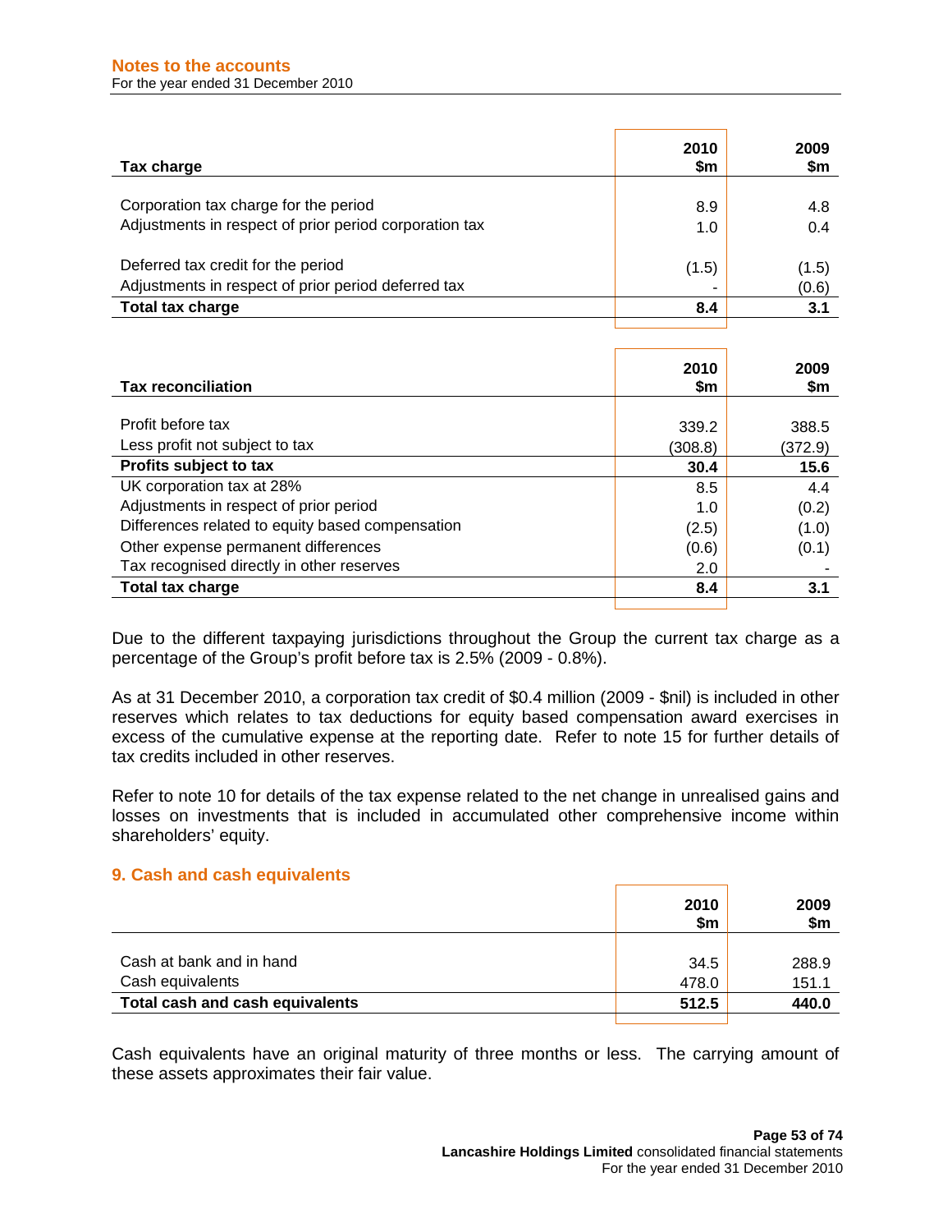| Tax charge | 2010 $m | 2009 $m |
|---|---|---|
| Corporation tax charge for the period | 8.9 | 4.8 |
| Adjustments in respect of prior period corporation tax | 1.0 | 0.4 |
| Deferred tax credit for the period | (1.5) | (1.5) |
| Adjustments in respect of prior period deferred tax | - | (0.6) |
| **Total tax charge** | **8.4** | **3.1** |

| Tax reconciliation | 2010 $m | 2009 $m |
|---|---|---|
| Profit before tax | 339.2 | 388.5 |
| Less profit not subject to tax | (308.8) | (372.9) |
| **Profits subject to tax** | **30.4** | **15.6** |
| UK corporation tax at 28% | 8.5 | 4.4 |
| Adjustments in respect of prior period | 1.0 | (0.2) |
| Differences related to equity based compensation | (2.5) | (1.0) |
| Other expense permanent differences | (0.6) | (0.1) |
| Tax recognised directly in other reserves | 2.0 | - |
| **Total tax charge** | **8.4** | **3.1** |

Due to the different taxpaying jurisdictions throughout the Group the current tax charge as a percentage of the Group's profit before tax is 2.5% (2009 - 0.8%).

As at 31 December 2010, a corporation tax credit of $0.4 million (2009 - $nil) is included in other reserves which relates to tax deductions for equity based compensation award exercises in excess of the cumulative expense at the reporting date. Refer to note 15 for further details of tax credits included in other reserves.

Refer to note 10 for details of the tax expense related to the net change in unrealised gains and losses on investments that is included in accumulated other comprehensive income within shareholders' equity.

## 9. Cash and cash equivalents

| | 2010 $m | 2009 $m |
|---|---|---|
| Cash at bank and in hand | 34.5 | 288.9 |
| Cash equivalents | 478.0 | 151.1 |
| **Total cash and cash equivalents** | **512.5** | **440.0** |

Cash equivalents have an original maturity of three months or less. The carrying amount of these assets approximates their fair value.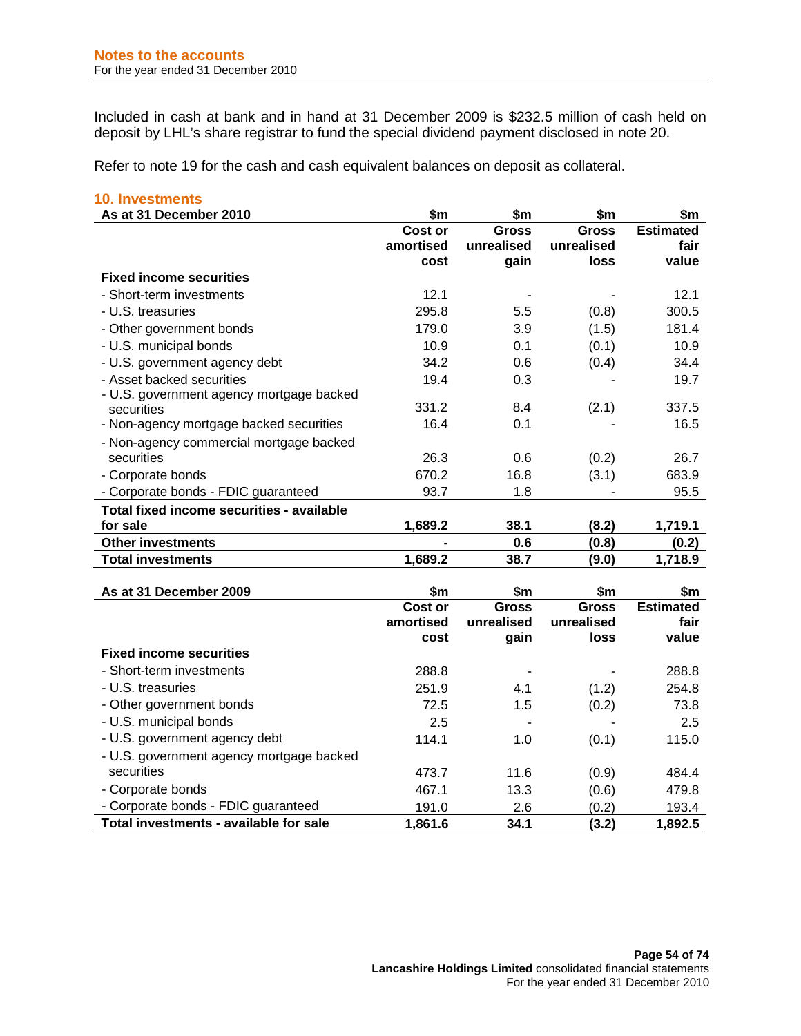Included in cash at bank and in hand at 31 December 2009 is $232.5 million of cash held on deposit by LHL's share registrar to fund the special dividend payment disclosed in note 20.

Refer to note 19 for the cash and cash equivalent balances on deposit as collateral.

## 10. Investments

| As at 31 December 2010 | $m | $m | $m | $m |
|---|---|---|---|---|
| | **Cost or amortised cost** | **Gross unrealised gain** | **Gross unrealised loss** | **Estimated fair value** |
| **Fixed income securities** | | | | |
| - Short-term investments | 12.1 | - | - | 12.1 |
| - U.S. treasuries | 295.8 | 5.5 | (0.8) | 300.5 |
| - Other government bonds | 179.0 | 3.9 | (1.5) | 181.4 |
| - U.S. municipal bonds | 10.9 | 0.1 | (0.1) | 10.9 |
| - U.S. government agency debt | 34.2 | 0.6 | (0.4) | 34.4 |
| - Asset backed securities | 19.4 | 0.3 | - | 19.7 |
| - U.S. government agency mortgage backed securities | 331.2 | 8.4 | (2.1) | 337.5 |
| - Non-agency mortgage backed securities | 16.4 | 0.1 | - | 16.5 |
| - Non-agency commercial mortgage backed securities | 26.3 | 0.6 | (0.2) | 26.7 |
| - Corporate bonds | 670.2 | 16.8 | (3.1) | 683.9 |
| - Corporate bonds - FDIC guaranteed | 93.7 | 1.8 | - | 95.5 |
| **Total fixed income securities - available for sale** | **1,689.2** | **38.1** | **(8.2)** | **1,719.1** |
| **Other investments** | **-** | **0.6** | **(0.8)** | **(0.2)** |
| **Total investments** | **1,689.2** | **38.7** | **(9.0)** | **1,718.9** |

| As at 31 December 2009 | $m | $m | $m | $m |
|---|---|---|---|---|
| | **Cost or amortised cost** | **Gross unrealised gain** | **Gross unrealised loss** | **Estimated fair value** |
| **Fixed income securities** | | | | |
| - Short-term investments | 288.8 | - | - | 288.8 |
| - U.S. treasuries | 251.9 | 4.1 | (1.2) | 254.8 |
| - Other government bonds | 72.5 | 1.5 | (0.2) | 73.8 |
| - U.S. municipal bonds | 2.5 | - | - | 2.5 |
| - U.S. government agency debt | 114.1 | 1.0 | (0.1) | 115.0 |
| - U.S. government agency mortgage backed securities | 473.7 | 11.6 | (0.9) | 484.4 |
| - Corporate bonds | 467.1 | 13.3 | (0.6) | 479.8 |
| - Corporate bonds - FDIC guaranteed | 191.0 | 2.6 | (0.2) | 193.4 |
| **Total investments - available for sale** | **1,861.6** | **34.1** | **(3.2)** | **1,892.5** |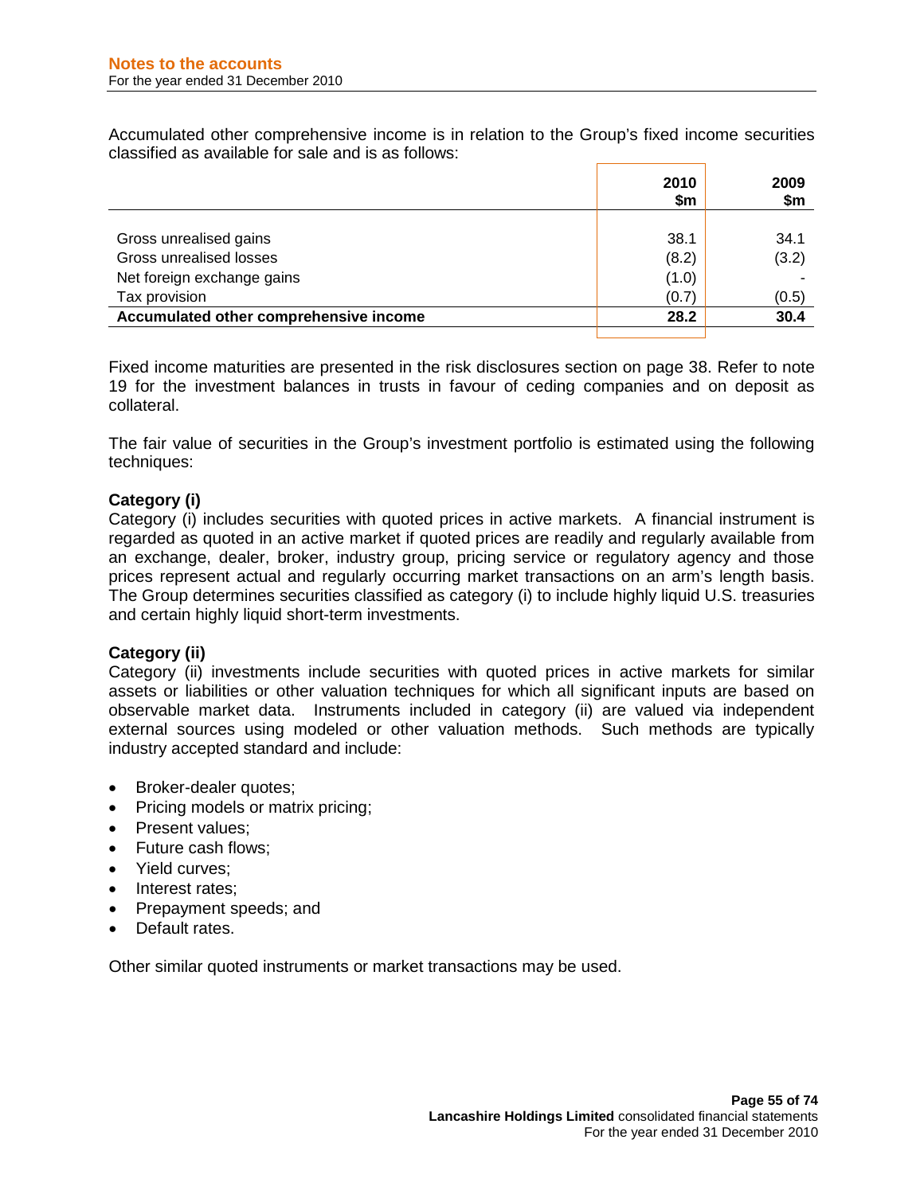Accumulated other comprehensive income is in relation to the Group's fixed income securities classified as available for sale and is as follows:

| | 2010 $m | 2009 $m |
|---|---|---|
| Gross unrealised gains | 38.1 | 34.1 |
| Gross unrealised losses | (8.2) | (3.2) |
| Net foreign exchange gains | (1.0) | - |
| Tax provision | (0.7) | (0.5) |
| **Accumulated other comprehensive income** | **28.2** | **30.4** |

Fixed income maturities are presented in the risk disclosures section on page 38. Refer to note 19 for the investment balances in trusts in favour of ceding companies and on deposit as collateral.

The fair value of securities in the Group's investment portfolio is estimated using the following techniques:

**Category (i)**

Category (i) includes securities with quoted prices in active markets. A financial instrument is regarded as quoted in an active market if quoted prices are readily and regularly available from an exchange, dealer, broker, industry group, pricing service or regulatory agency and those prices represent actual and regularly occurring market transactions on an arm's length basis. The Group determines securities classified as category (i) to include highly liquid U.S. treasuries and certain highly liquid short-term investments.

**Category (ii)**

Category (ii) investments include securities with quoted prices in active markets for similar assets or liabilities or other valuation techniques for which all significant inputs are based on observable market data. Instruments included in category (ii) are valued via independent external sources using modeled or other valuation methods. Such methods are typically industry accepted standard and include:

- Broker-dealer quotes;
- Pricing models or matrix pricing;
- Present values;
- Future cash flows;
- Yield curves;
- Interest rates;
- Prepayment speeds; and
- Default rates.

Other similar quoted instruments or market transactions may be used.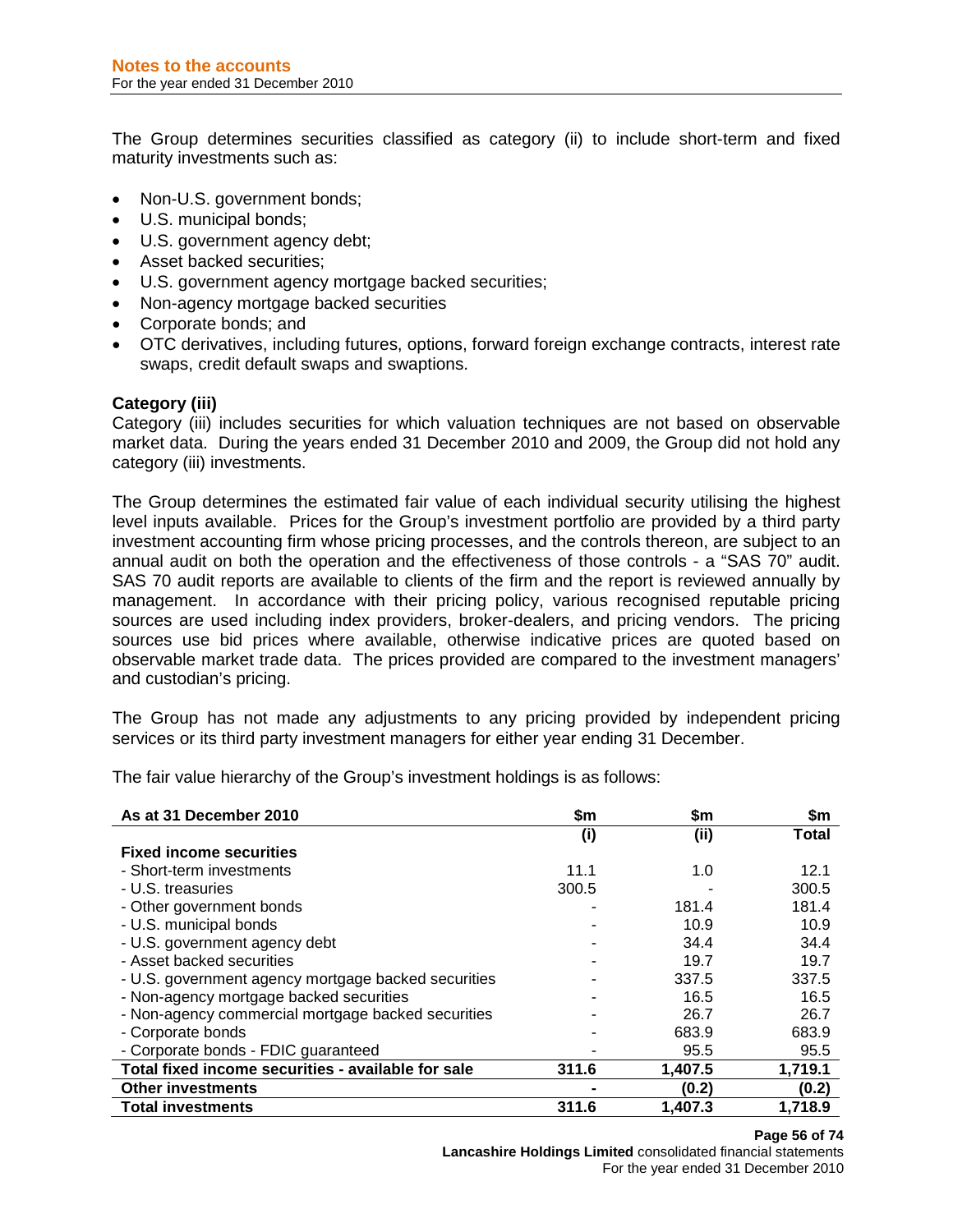The Group determines securities classified as category (ii) to include short-term and fixed maturity investments such as:

- Non-U.S. government bonds;
- U.S. municipal bonds;
- U.S. government agency debt;
- Asset backed securities;
- U.S. government agency mortgage backed securities;
- Non-agency mortgage backed securities
- Corporate bonds; and
- OTC derivatives, including futures, options, forward foreign exchange contracts, interest rate swaps, credit default swaps and swaptions.

**Category (iii)**
Category (iii) includes securities for which valuation techniques are not based on observable market data. During the years ended 31 December 2010 and 2009, the Group did not hold any category (iii) investments.

The Group determines the estimated fair value of each individual security utilising the highest level inputs available. Prices for the Group's investment portfolio are provided by a third party investment accounting firm whose pricing processes, and the controls thereon, are subject to an annual audit on both the operation and the effectiveness of those controls - a "SAS 70" audit. SAS 70 audit reports are available to clients of the firm and the report is reviewed annually by management. In accordance with their pricing policy, various recognised reputable pricing sources are used including index providers, broker-dealers, and pricing vendors. The pricing sources use bid prices where available, otherwise indicative prices are quoted based on observable market trade data. The prices provided are compared to the investment managers' and custodian's pricing.

The Group has not made any adjustments to any pricing provided by independent pricing services or its third party investment managers for either year ending 31 December.

The fair value hierarchy of the Group's investment holdings is as follows:

| As at 31 December 2010 | $m | $m | $m |
|---|---|---|---|
| | (i) | (ii) | Total |
| **Fixed income securities** | | | |
| - Short-term investments | 11.1 | 1.0 | 12.1 |
| - U.S. treasuries | 300.5 | - | 300.5 |
| - Other government bonds | - | 181.4 | 181.4 |
| - U.S. municipal bonds | - | 10.9 | 10.9 |
| - U.S. government agency debt | - | 34.4 | 34.4 |
| - Asset backed securities | - | 19.7 | 19.7 |
| - U.S. government agency mortgage backed securities | - | 337.5 | 337.5 |
| - Non-agency mortgage backed securities | - | 16.5 | 16.5 |
| - Non-agency commercial mortgage backed securities | - | 26.7 | 26.7 |
| - Corporate bonds | - | 683.9 | 683.9 |
| - Corporate bonds - FDIC guaranteed | - | 95.5 | 95.5 |
| **Total fixed income securities - available for sale** | **311.6** | **1,407.5** | **1,719.1** |
| **Other investments** | **-** | **(0.2)** | **(0.2)** |
| **Total investments** | **311.6** | **1,407.3** | **1,718.9** |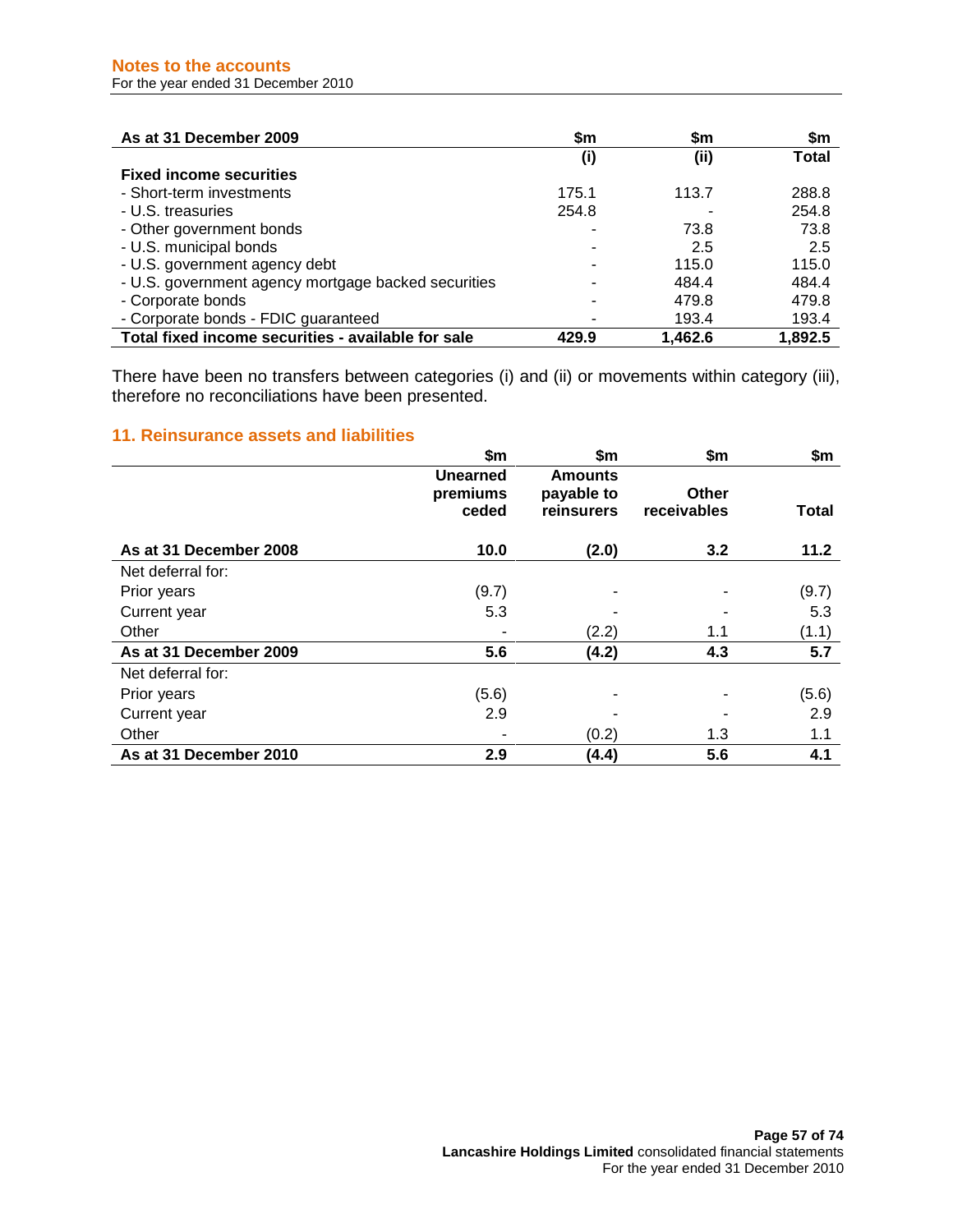| As at 31 December 2009 | $m<br>(i) | $m<br>(ii) | $m<br>Total |
|---|---|---|---|
| **Fixed income securities** | | | |
| - Short-term investments | 175.1 | 113.7 | 288.8 |
| - U.S. treasuries | 254.8 | - | 254.8 |
| - Other government bonds | - | 73.8 | 73.8 |
| - U.S. municipal bonds | - | 2.5 | 2.5 |
| - U.S. government agency debt | - | 115.0 | 115.0 |
| - U.S. government agency mortgage backed securities | - | 484.4 | 484.4 |
| - Corporate bonds | - | 479.8 | 479.8 |
| - Corporate bonds - FDIC guaranteed | - | 193.4 | 193.4 |
| **Total fixed income securities - available for sale** | **429.9** | **1,462.6** | **1,892.5** |

There have been no transfers between categories (i) and (ii) or movements within category (iii), therefore no reconciliations have been presented.

## 11. Reinsurance assets and liabilities

| | $m<br>Unearned premiums ceded | $m<br>Amounts payable to reinsurers | $m<br>Other receivables | $m<br>Total |
|---|---|---|---|---|
| **As at 31 December 2008** | **10.0** | **(2.0)** | **3.2** | **11.2** |
| Net deferral for: | | | | |
| Prior years | (9.7) | - | - | (9.7) |
| Current year | 5.3 | - | - | 5.3 |
| Other | - | (2.2) | 1.1 | (1.1) |
| **As at 31 December 2009** | **5.6** | **(4.2)** | **4.3** | **5.7** |
| Net deferral for: | | | | |
| Prior years | (5.6) | - | - | (5.6) |
| Current year | 2.9 | - | - | 2.9 |
| Other | - | (0.2) | 1.3 | 1.1 |
| **As at 31 December 2010** | **2.9** | **(4.4)** | **5.6** | **4.1** |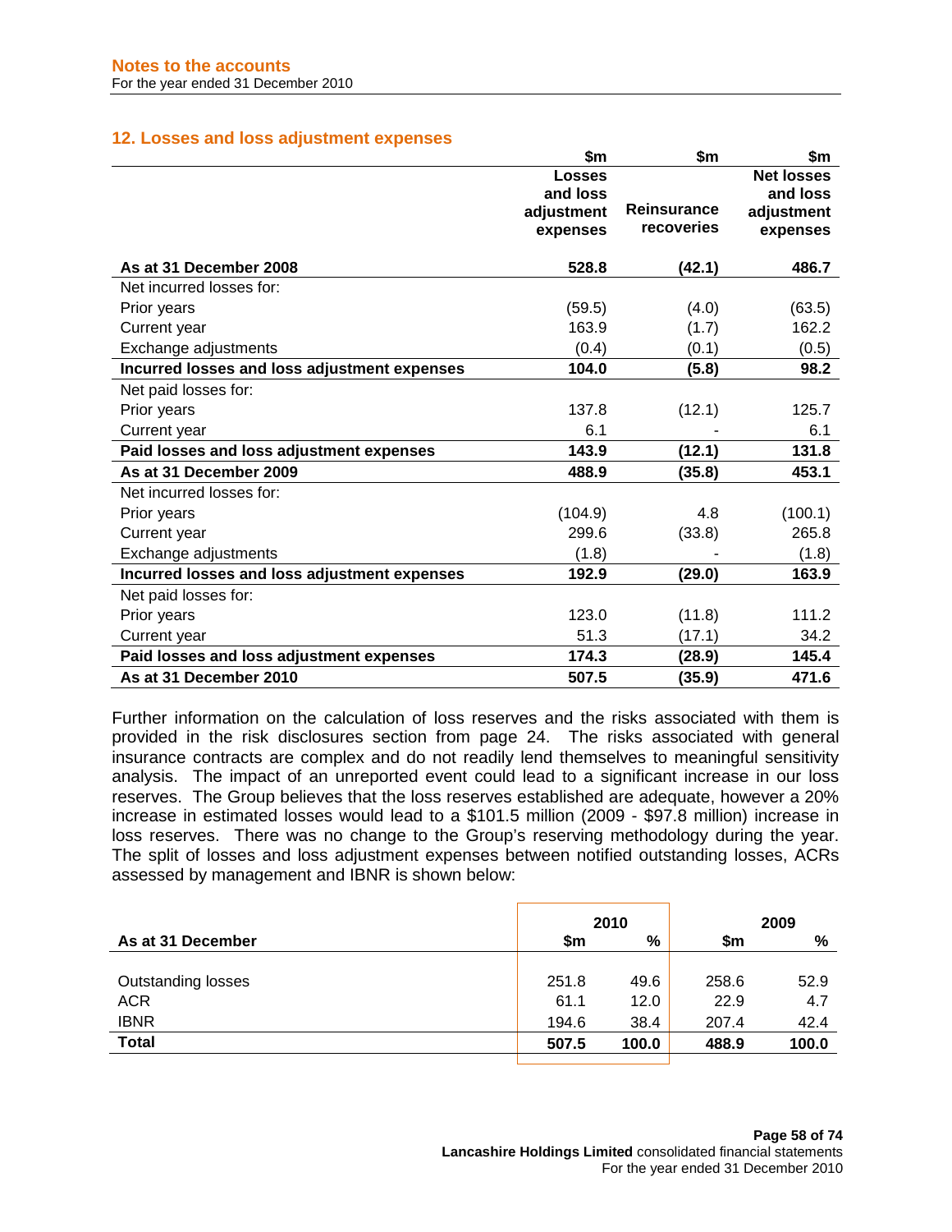## 12. Losses and loss adjustment expenses

| | $m | $m | $m |
|---|---|---|---|
| | Losses and loss adjustment expenses | Reinsurance recoveries | Net losses and loss adjustment expenses |
| **As at 31 December 2008** | **528.8** | **(42.1)** | **486.7** |
| Net incurred losses for: | | | |
| Prior years | (59.5) | (4.0) | (63.5) |
| Current year | 163.9 | (1.7) | 162.2 |
| Exchange adjustments | (0.4) | (0.1) | (0.5) |
| **Incurred losses and loss adjustment expenses** | **104.0** | **(5.8)** | **98.2** |
| Net paid losses for: | | | |
| Prior years | 137.8 | (12.1) | 125.7 |
| Current year | 6.1 | - | 6.1 |
| **Paid losses and loss adjustment expenses** | **143.9** | **(12.1)** | **131.8** |
| **As at 31 December 2009** | **488.9** | **(35.8)** | **453.1** |
| Net incurred losses for: | | | |
| Prior years | (104.9) | 4.8 | (100.1) |
| Current year | 299.6 | (33.8) | 265.8 |
| Exchange adjustments | (1.8) | - | (1.8) |
| **Incurred losses and loss adjustment expenses** | **192.9** | **(29.0)** | **163.9** |
| Net paid losses for: | | | |
| Prior years | 123.0 | (11.8) | 111.2 |
| Current year | 51.3 | (17.1) | 34.2 |
| **Paid losses and loss adjustment expenses** | **174.3** | **(28.9)** | **145.4** |
| **As at 31 December 2010** | **507.5** | **(35.9)** | **471.6** |

Further information on the calculation of loss reserves and the risks associated with them is provided in the risk disclosures section from page 24. The risks associated with general insurance contracts are complex and do not readily lend themselves to meaningful sensitivity analysis. The impact of an unreported event could lead to a significant increase in our loss reserves. The Group believes that the loss reserves established are adequate, however a 20% increase in estimated losses would lead to a $101.5 million (2009 - $97.8 million) increase in loss reserves. There was no change to the Group's reserving methodology during the year. The split of losses and loss adjustment expenses between notified outstanding losses, ACRs assessed by management and IBNR is shown below:

| | 2010 | | 2009 | |
|---|---|---|---|---|
| **As at 31 December** | **$m** | **%** | **$m** | **%** |
| Outstanding losses | 251.8 | 49.6 | 258.6 | 52.9 |
| ACR | 61.1 | 12.0 | 22.9 | 4.7 |
| IBNR | 194.6 | 38.4 | 207.4 | 42.4 |
| **Total** | **507.5** | **100.0** | **488.9** | **100.0** |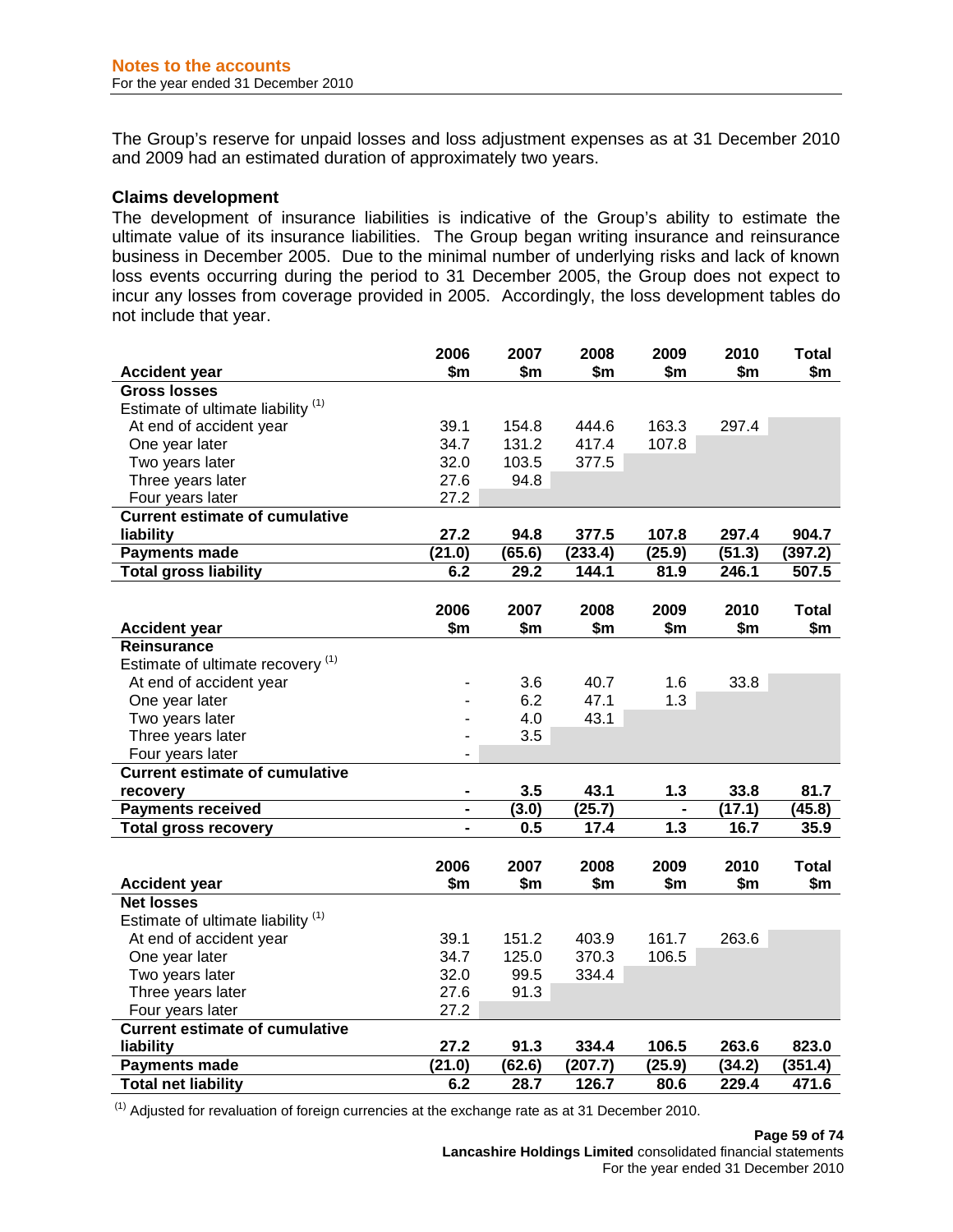The Group's reserve for unpaid losses and loss adjustment expenses as at 31 December 2010 and 2009 had an estimated duration of approximately two years.

### Claims development

The development of insurance liabilities is indicative of the Group's ability to estimate the ultimate value of its insurance liabilities. The Group began writing insurance and reinsurance business in December 2005. Due to the minimal number of underlying risks and lack of known loss events occurring during the period to 31 December 2005, the Group does not expect to incur any losses from coverage provided in 2005. Accordingly, the loss development tables do not include that year.

| Accident year | 2006 $m | 2007 $m | 2008 $m | 2009 $m | 2010 $m | Total $m |
|---|---|---|---|---|---|---|
| **Gross losses** | | | | | | |
| Estimate of ultimate liability [(1)] | | | | | | |
| At end of accident year | 39.1 | 154.8 | 444.6 | 163.3 | 297.4 | |
| One year later | 34.7 | 131.2 | 417.4 | 107.8 | | |
| Two years later | 32.0 | 103.5 | 377.5 | | | |
| Three years later | 27.6 | 94.8 | | | | |
| Four years later | 27.2 | | | | | |
| **Current estimate of cumulative liability** | **27.2** | **94.8** | **377.5** | **107.8** | **297.4** | **904.7** |
| **Payments made** | **(21.0)** | **(65.6)** | **(233.4)** | **(25.9)** | **(51.3)** | **(397.2)** |
| **Total gross liability** | **6.2** | **29.2** | **144.1** | **81.9** | **246.1** | **507.5** |

| Accident year | 2006 $m | 2007 $m | 2008 $m | 2009 $m | 2010 $m | Total $m |
|---|---|---|---|---|---|---|
| **Reinsurance** | | | | | | |
| Estimate of ultimate recovery [(1)] | | | | | | |
| At end of accident year | - | 3.6 | 40.7 | 1.6 | 33.8 | |
| One year later | - | 6.2 | 47.1 | 1.3 | | |
| Two years later | - | 4.0 | 43.1 | | | |
| Three years later | - | 3.5 | | | | |
| Four years later | - | | | | | |
| **Current estimate of cumulative recovery** | **-** | **3.5** | **43.1** | **1.3** | **33.8** | **81.7** |
| **Payments received** | **-** | **(3.0)** | **(25.7)** | **-** | **(17.1)** | **(45.8)** |
| **Total gross recovery** | **-** | **0.5** | **17.4** | **1.3** | **16.7** | **35.9** |

| Accident year | 2006 $m | 2007 $m | 2008 $m | 2009 $m | 2010 $m | Total $m |
|---|---|---|---|---|---|---|
| **Net losses** | | | | | | |
| Estimate of ultimate liability [(1)] | | | | | | |
| At end of accident year | 39.1 | 151.2 | 403.9 | 161.7 | 263.6 | |
| One year later | 34.7 | 125.0 | 370.3 | 106.5 | | |
| Two years later | 32.0 | 99.5 | 334.4 | | | |
| Three years later | 27.6 | 91.3 | | | | |
| Four years later | 27.2 | | | | | |
| **Current estimate of cumulative liability** | **27.2** | **91.3** | **334.4** | **106.5** | **263.6** | **823.0** |
| **Payments made** | **(21.0)** | **(62.6)** | **(207.7)** | **(25.9)** | **(34.2)** | **(351.4)** |
| **Total net liability** | **6.2** | **28.7** | **126.7** | **80.6** | **229.4** | **471.6** |

[(1)] Adjusted for revaluation of foreign currencies at the exchange rate as at 31 December 2010.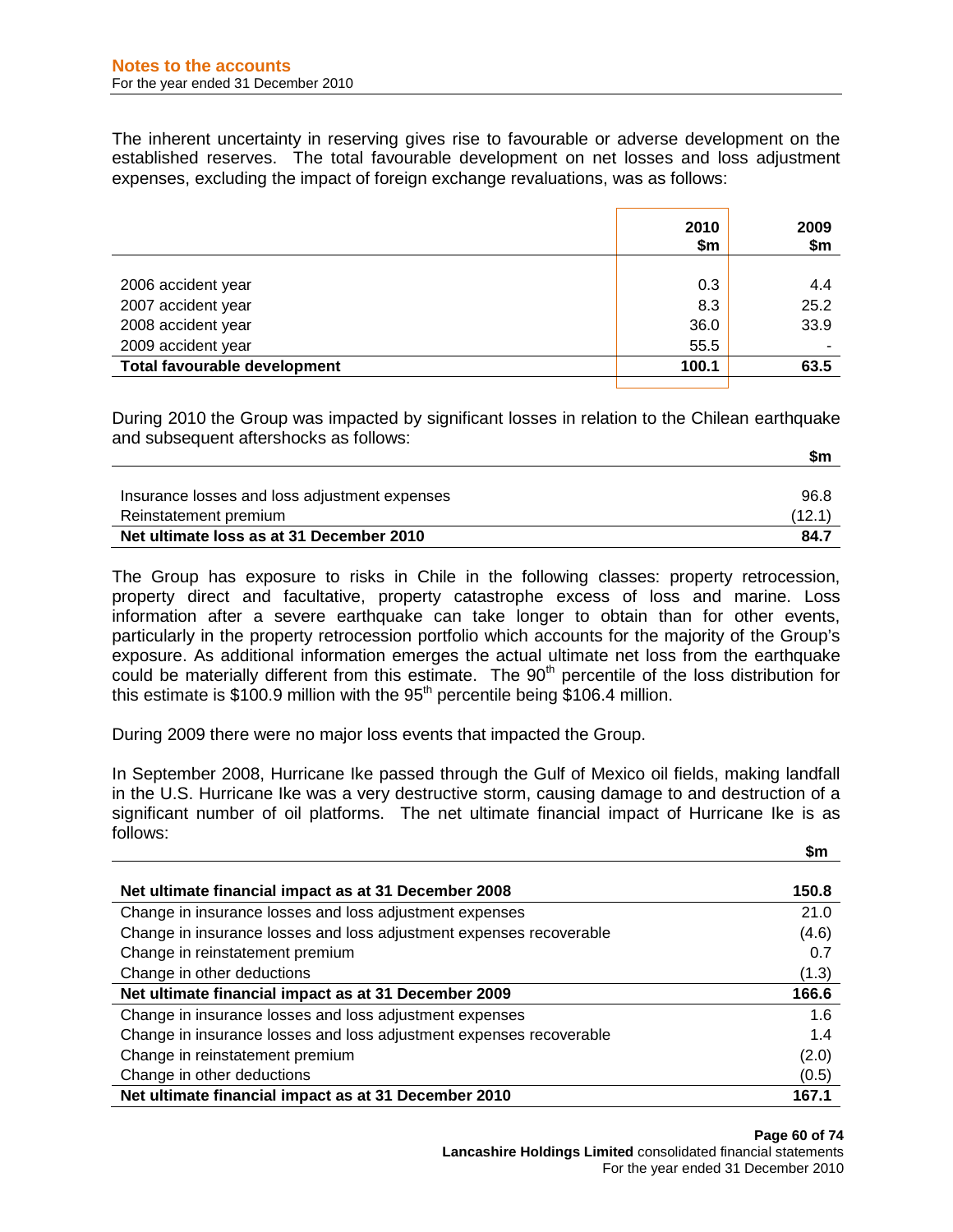The inherent uncertainty in reserving gives rise to favourable or adverse development on the established reserves. The total favourable development on net losses and loss adjustment expenses, excluding the impact of foreign exchange revaluations, was as follows:

| | 2010 $m | 2009 $m |
|---|---|---|
| 2006 accident year | 0.3 | 4.4 |
| 2007 accident year | 8.3 | 25.2 |
| 2008 accident year | 36.0 | 33.9 |
| 2009 accident year | 55.5 | - |
| **Total favourable development** | **100.1** | **63.5** |

During 2010 the Group was impacted by significant losses in relation to the Chilean earthquake and subsequent aftershocks as follows:

| | $m |
|---|---|
| Insurance losses and loss adjustment expenses | 96.8 |
| Reinstatement premium | (12.1) |
| **Net ultimate loss as at 31 December 2010** | **84.7** |

The Group has exposure to risks in Chile in the following classes: property retrocession, property direct and facultative, property catastrophe excess of loss and marine. Loss information after a severe earthquake can take longer to obtain than for other events, particularly in the property retrocession portfolio which accounts for the majority of the Group's exposure. As additional information emerges the actual ultimate net loss from the earthquake could be materially different from this estimate. The 90th percentile of the loss distribution for this estimate is $100.9 million with the 95th percentile being $106.4 million.

During 2009 there were no major loss events that impacted the Group.

In September 2008, Hurricane Ike passed through the Gulf of Mexico oil fields, making landfall in the U.S. Hurricane Ike was a very destructive storm, causing damage to and destruction of a significant number of oil platforms. The net ultimate financial impact of Hurricane Ike is as follows:

| | $m |
|---|---|
| **Net ultimate financial impact as at 31 December 2008** | **150.8** |
| Change in insurance losses and loss adjustment expenses | 21.0 |
| Change in insurance losses and loss adjustment expenses recoverable | (4.6) |
| Change in reinstatement premium | 0.7 |
| Change in other deductions | (1.3) |
| **Net ultimate financial impact as at 31 December 2009** | **166.6** |
| Change in insurance losses and loss adjustment expenses | 1.6 |
| Change in insurance losses and loss adjustment expenses recoverable | 1.4 |
| Change in reinstatement premium | (2.0) |
| Change in other deductions | (0.5) |
| **Net ultimate financial impact as at 31 December 2010** | **167.1** |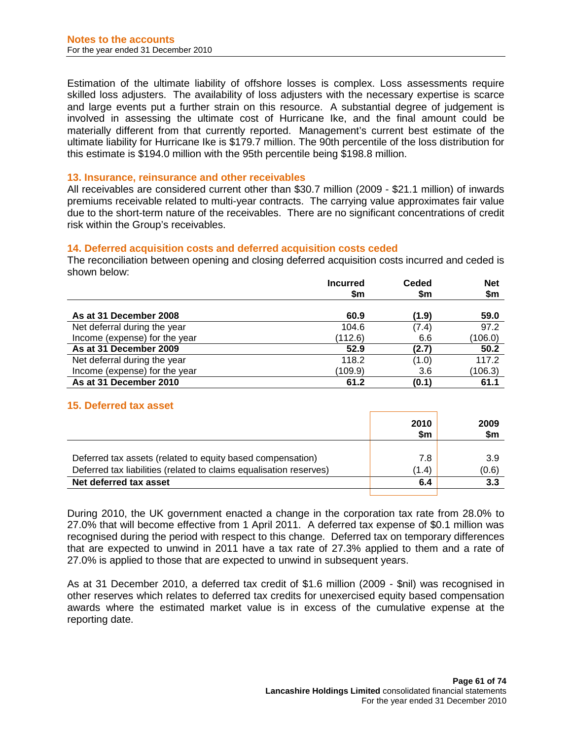Estimation of the ultimate liability of offshore losses is complex. Loss assessments require skilled loss adjusters. The availability of loss adjusters with the necessary expertise is scarce and large events put a further strain on this resource. A substantial degree of judgement is involved in assessing the ultimate cost of Hurricane Ike, and the final amount could be materially different from that currently reported. Management's current best estimate of the ultimate liability for Hurricane Ike is $179.7 million. The 90th percentile of the loss distribution for this estimate is $194.0 million with the 95th percentile being $198.8 million.

## 13. Insurance, reinsurance and other receivables

All receivables are considered current other than $30.7 million (2009 - $21.1 million) of inwards premiums receivable related to multi-year contracts. The carrying value approximates fair value due to the short-term nature of the receivables. There are no significant concentrations of credit risk within the Group's receivables.

## 14. Deferred acquisition costs and deferred acquisition costs ceded

The reconciliation between opening and closing deferred acquisition costs incurred and ceded is shown below:

| | Incurred $m | Ceded $m | Net $m |
|---|---|---|---|
| **As at 31 December 2008** | **60.9** | **(1.9)** | **59.0** |
| Net deferral during the year | 104.6 | (7.4) | 97.2 |
| Income (expense) for the year | (112.6) | 6.6 | (106.0) |
| **As at 31 December 2009** | **52.9** | **(2.7)** | **50.2** |
| Net deferral during the year | 118.2 | (1.0) | 117.2 |
| Income (expense) for the year | (109.9) | 3.6 | (106.3) |
| **As at 31 December 2010** | **61.2** | **(0.1)** | **61.1** |

## 15. Deferred tax asset

| | 2010 $m | 2009 $m |
|---|---|---|
| Deferred tax assets (related to equity based compensation) | 7.8 | 3.9 |
| Deferred tax liabilities (related to claims equalisation reserves) | (1.4) | (0.6) |
| **Net deferred tax asset** | **6.4** | **3.3** |

During 2010, the UK government enacted a change in the corporation tax rate from 28.0% to 27.0% that will become effective from 1 April 2011. A deferred tax expense of $0.1 million was recognised during the period with respect to this change. Deferred tax on temporary differences that are expected to unwind in 2011 have a tax rate of 27.3% applied to them and a rate of 27.0% is applied to those that are expected to unwind in subsequent years.

As at 31 December 2010, a deferred tax credit of $1.6 million (2009 - $nil) was recognised in other reserves which relates to deferred tax credits for unexercised equity based compensation awards where the estimated market value is in excess of the cumulative expense at the reporting date.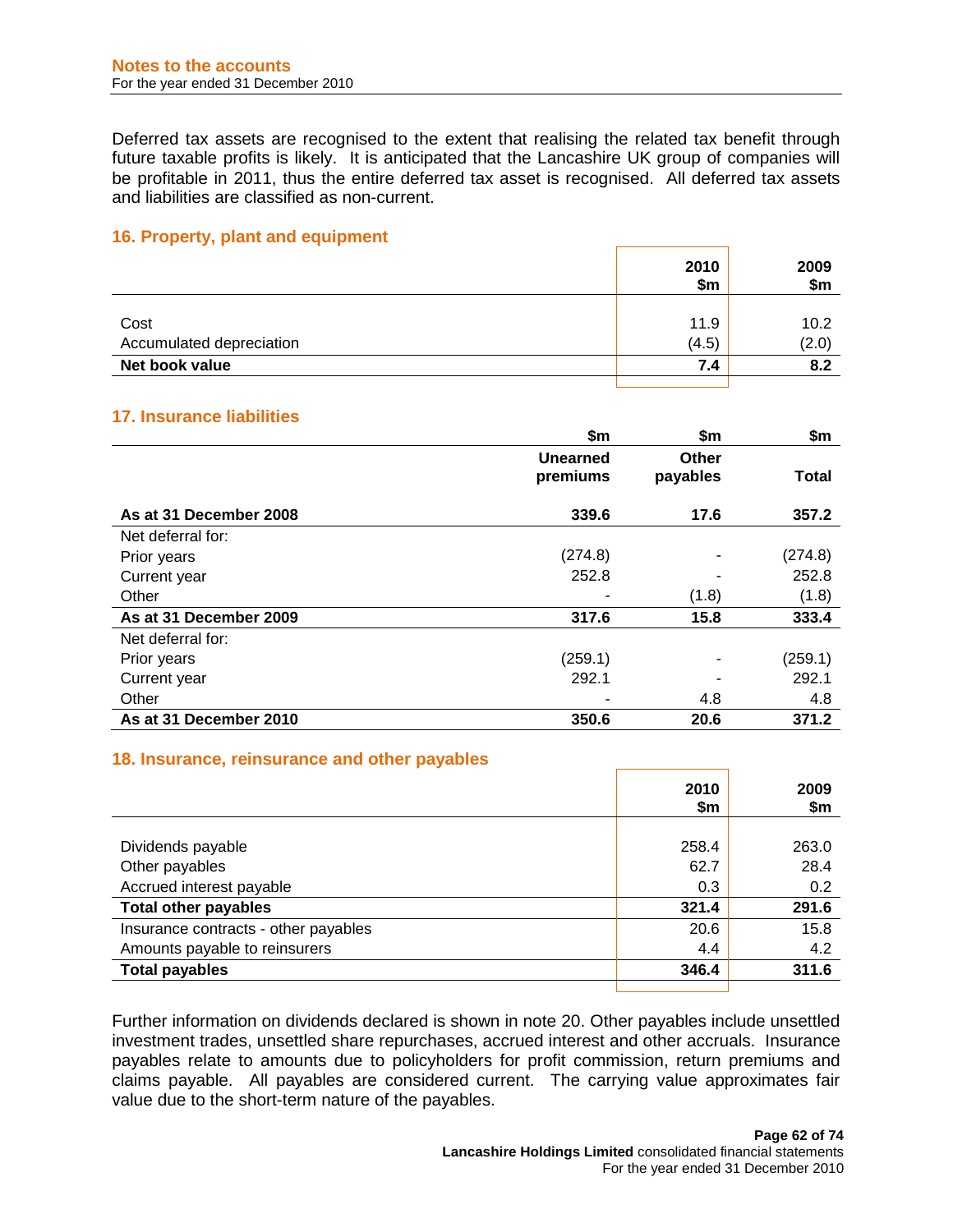Deferred tax assets are recognised to the extent that realising the related tax benefit through future taxable profits is likely. It is anticipated that the Lancashire UK group of companies will be profitable in 2011, thus the entire deferred tax asset is recognised. All deferred tax assets and liabilities are classified as non-current.

## 16. Property, plant and equipment

| | 2010 $m | 2009 $m |
|---|---|---|
| Cost | 11.9 | 10.2 |
| Accumulated depreciation | (4.5) | (2.0) |
| **Net book value** | **7.4** | **8.2** |

## 17. Insurance liabilities

| | $m | $m | $m |
|---|---|---|---|
| | **Unearned premiums** | **Other payables** | **Total** |
| **As at 31 December 2008** | **339.6** | **17.6** | **357.2** |
| Net deferral for: | | | |
| Prior years | (274.8) | - | (274.8) |
| Current year | 252.8 | - | 252.8 |
| Other | - | (1.8) | (1.8) |
| **As at 31 December 2009** | **317.6** | **15.8** | **333.4** |
| Net deferral for: | | | |
| Prior years | (259.1) | - | (259.1) |
| Current year | 292.1 | - | 292.1 |
| Other | - | 4.8 | 4.8 |
| **As at 31 December 2010** | **350.6** | **20.6** | **371.2** |

## 18. Insurance, reinsurance and other payables

| | 2010 $m | 2009 $m |
|---|---|---|
| Dividends payable | 258.4 | 263.0 |
| Other payables | 62.7 | 28.4 |
| Accrued interest payable | 0.3 | 0.2 |
| **Total other payables** | **321.4** | **291.6** |
| Insurance contracts - other payables | 20.6 | 15.8 |
| Amounts payable to reinsurers | 4.4 | 4.2 |
| **Total payables** | **346.4** | **311.6** |

Further information on dividends declared is shown in note 20. Other payables include unsettled investment trades, unsettled share repurchases, accrued interest and other accruals. Insurance payables relate to amounts due to policyholders for profit commission, return premiums and claims payable. All payables are considered current. The carrying value approximates fair value due to the short-term nature of the payables.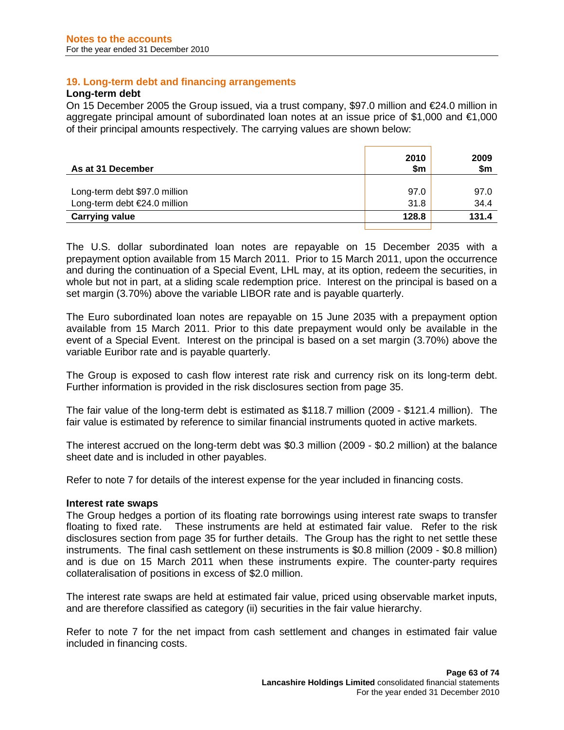## 19. Long-term debt and financing arrangements

### Long-term debt

On 15 December 2005 the Group issued, via a trust company, $97.0 million and €24.0 million in aggregate principal amount of subordinated loan notes at an issue price of $1,000 and €1,000 of their principal amounts respectively. The carrying values are shown below:

| As at 31 December | 2010 $m | 2009 $m |
|---|---|---|
| Long-term debt $97.0 million | 97.0 | 97.0 |
| Long-term debt €24.0 million | 31.8 | 34.4 |
| **Carrying value** | **128.8** | **131.4** |

The U.S. dollar subordinated loan notes are repayable on 15 December 2035 with a prepayment option available from 15 March 2011. Prior to 15 March 2011, upon the occurrence and during the continuation of a Special Event, LHL may, at its option, redeem the securities, in whole but not in part, at a sliding scale redemption price. Interest on the principal is based on a set margin (3.70%) above the variable LIBOR rate and is payable quarterly.

The Euro subordinated loan notes are repayable on 15 June 2035 with a prepayment option available from 15 March 2011. Prior to this date prepayment would only be available in the event of a Special Event. Interest on the principal is based on a set margin (3.70%) above the variable Euribor rate and is payable quarterly.

The Group is exposed to cash flow interest rate risk and currency risk on its long-term debt. Further information is provided in the risk disclosures section from page 35.

The fair value of the long-term debt is estimated as $118.7 million (2009 - $121.4 million). The fair value is estimated by reference to similar financial instruments quoted in active markets.

The interest accrued on the long-term debt was $0.3 million (2009 - $0.2 million) at the balance sheet date and is included in other payables.

Refer to note 7 for details of the interest expense for the year included in financing costs.

### Interest rate swaps

The Group hedges a portion of its floating rate borrowings using interest rate swaps to transfer floating to fixed rate. These instruments are held at estimated fair value. Refer to the risk disclosures section from page 35 for further details. The Group has the right to net settle these instruments. The final cash settlement on these instruments is $0.8 million (2009 - $0.8 million) and is due on 15 March 2011 when these instruments expire. The counter-party requires collateralisation of positions in excess of $2.0 million.

The interest rate swaps are held at estimated fair value, priced using observable market inputs, and are therefore classified as category (ii) securities in the fair value hierarchy.

Refer to note 7 for the net impact from cash settlement and changes in estimated fair value included in financing costs.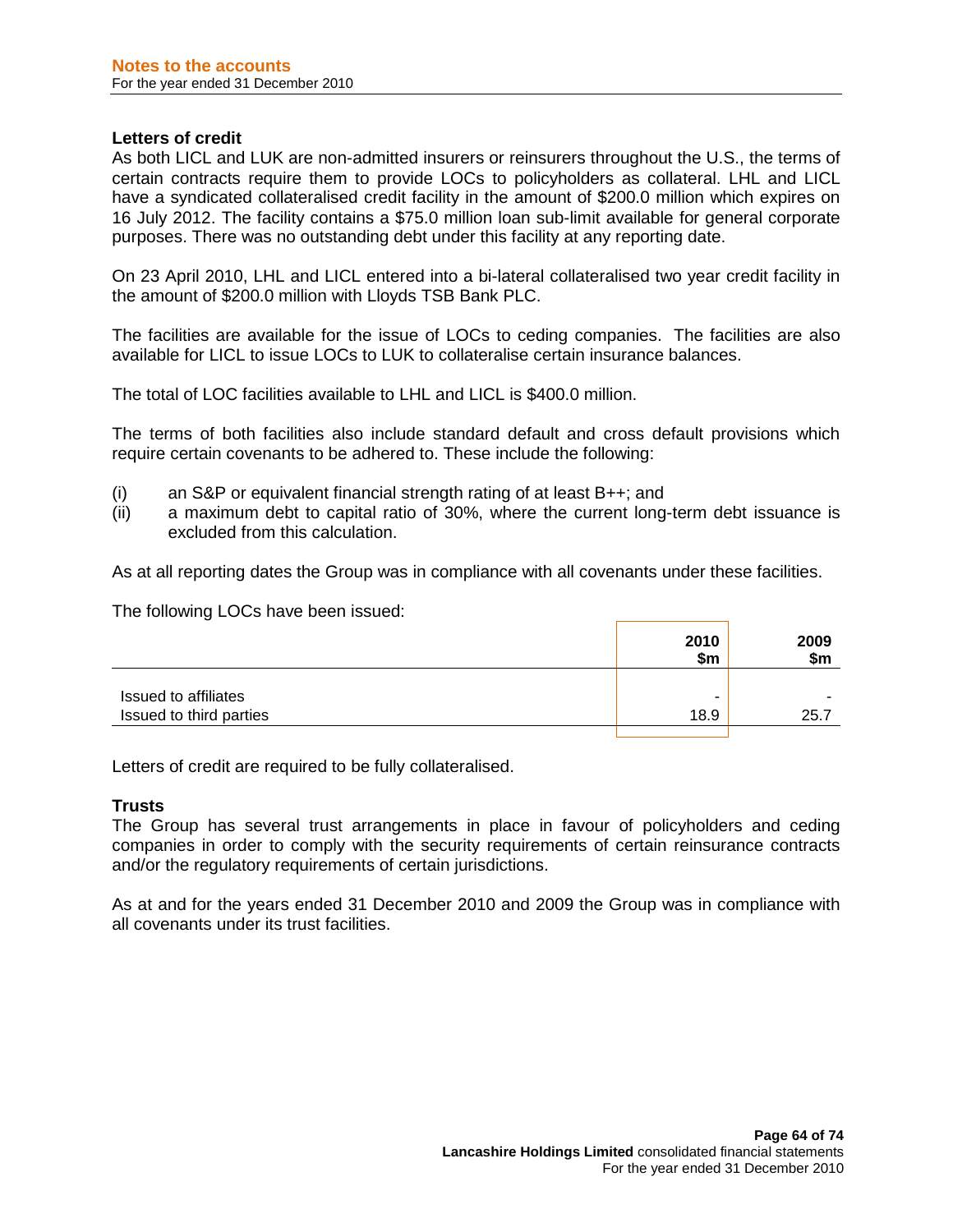### Letters of credit

As both LICL and LUK are non-admitted insurers or reinsurers throughout the U.S., the terms of certain contracts require them to provide LOCs to policyholders as collateral. LHL and LICL have a syndicated collateralised credit facility in the amount of $200.0 million which expires on 16 July 2012. The facility contains a $75.0 million loan sub-limit available for general corporate purposes. There was no outstanding debt under this facility at any reporting date.

On 23 April 2010, LHL and LICL entered into a bi-lateral collateralised two year credit facility in the amount of $200.0 million with Lloyds TSB Bank PLC.

The facilities are available for the issue of LOCs to ceding companies. The facilities are also available for LICL to issue LOCs to LUK to collateralise certain insurance balances.

The total of LOC facilities available to LHL and LICL is $400.0 million.

The terms of both facilities also include standard default and cross default provisions which require certain covenants to be adhered to. These include the following:

(i) an S&P or equivalent financial strength rating of at least B++; and
(ii) a maximum debt to capital ratio of 30%, where the current long-term debt issuance is excluded from this calculation.

As at all reporting dates the Group was in compliance with all covenants under these facilities.

The following LOCs have been issued:

| | 2010 $m | 2009 $m |
|---|---|---|
| Issued to affiliates | - | - |
| Issued to third parties | 18.9 | 25.7 |

Letters of credit are required to be fully collateralised.

### Trusts

The Group has several trust arrangements in place in favour of policyholders and ceding companies in order to comply with the security requirements of certain reinsurance contracts and/or the regulatory requirements of certain jurisdictions.

As at and for the years ended 31 December 2010 and 2009 the Group was in compliance with all covenants under its trust facilities.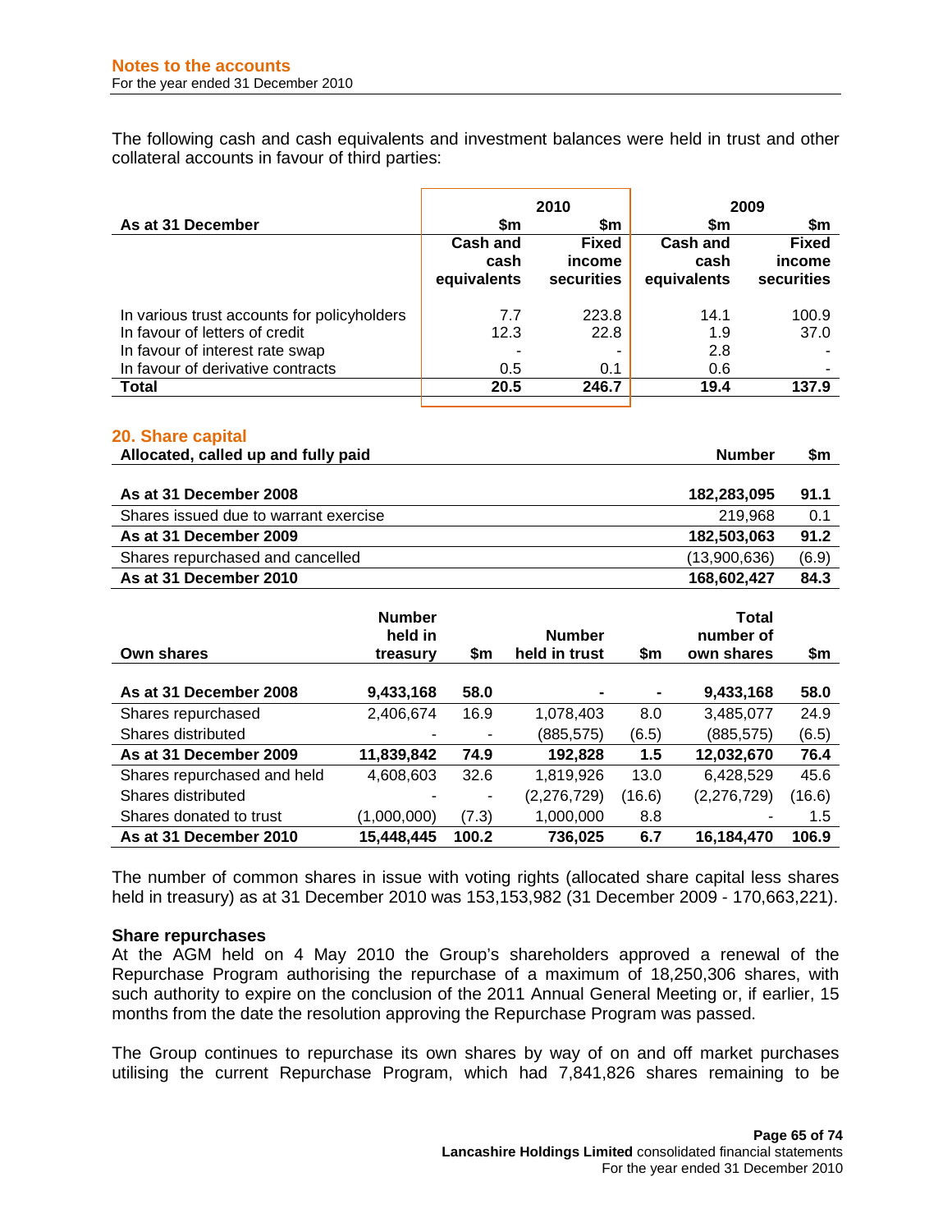The following cash and cash equivalents and investment balances were held in trust and other collateral accounts in favour of third parties:

| As at 31 December | 2010 | | 2009 | |
|---|---|---|---|---|
| | $m | $m | $m | $m |
| | Cash and cash equivalents | Fixed income securities | Cash and cash equivalents | Fixed income securities |
| In various trust accounts for policyholders | 7.7 | 223.8 | 14.1 | 100.9 |
| In favour of letters of credit | 12.3 | 22.8 | 1.9 | 37.0 |
| In favour of interest rate swap | - | - | 2.8 | - |
| In favour of derivative contracts | 0.5 | 0.1 | 0.6 | - |
| **Total** | **20.5** | **246.7** | **19.4** | **137.9** |

## 20. Share capital

| Allocated, called up and fully paid | Number | $m |
|---|---|---|
| **As at 31 December 2008** | **182,283,095** | **91.1** |
| Shares issued due to warrant exercise | 219,968 | 0.1 |
| **As at 31 December 2009** | **182,503,063** | **91.2** |
| Shares repurchased and cancelled | (13,900,636) | (6.9) |
| **As at 31 December 2010** | **168,602,427** | **84.3** |

| Own shares | Number held in treasury | $m | Number held in trust | $m | Total number of own shares | $m |
|---|---|---|---|---|---|---|
| **As at 31 December 2008** | **9,433,168** | **58.0** | **-** | **-** | **9,433,168** | **58.0** |
| Shares repurchased | 2,406,674 | 16.9 | 1,078,403 | 8.0 | 3,485,077 | 24.9 |
| Shares distributed | - | - | (885,575) | (6.5) | (885,575) | (6.5) |
| **As at 31 December 2009** | **11,839,842** | **74.9** | **192,828** | **1.5** | **12,032,670** | **76.4** |
| Shares repurchased and held | 4,608,603 | 32.6 | 1,819,926 | 13.0 | 6,428,529 | 45.6 |
| Shares distributed | - | - | (2,276,729) | (16.6) | (2,276,729) | (16.6) |
| Shares donated to trust | (1,000,000) | (7.3) | 1,000,000 | 8.8 | - | 1.5 |
| **As at 31 December 2010** | **15,448,445** | **100.2** | **736,025** | **6.7** | **16,184,470** | **106.9** |

The number of common shares in issue with voting rights (allocated share capital less shares held in treasury) as at 31 December 2010 was 153,153,982 (31 December 2009 - 170,663,221).

**Share repurchases**

At the AGM held on 4 May 2010 the Group's shareholders approved a renewal of the Repurchase Program authorising the repurchase of a maximum of 18,250,306 shares, with such authority to expire on the conclusion of the 2011 Annual General Meeting or, if earlier, 15 months from the date the resolution approving the Repurchase Program was passed.

The Group continues to repurchase its own shares by way of on and off market purchases utilising the current Repurchase Program, which had 7,841,826 shares remaining to be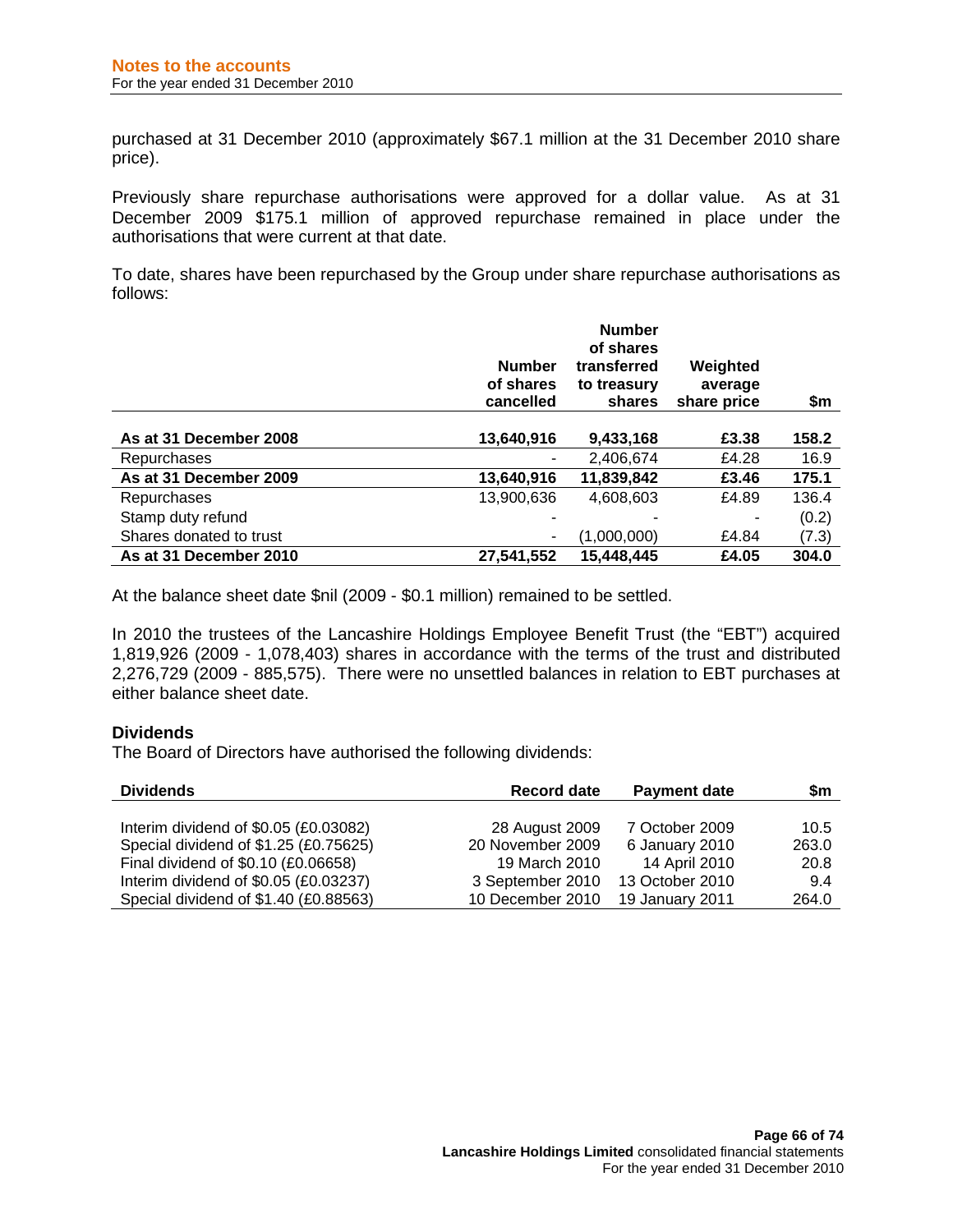purchased at 31 December 2010 (approximately $67.1 million at the 31 December 2010 share price).

Previously share repurchase authorisations were approved for a dollar value. As at 31 December 2009 $175.1 million of approved repurchase remained in place under the authorisations that were current at that date.

To date, shares have been repurchased by the Group under share repurchase authorisations as follows:

| | Number of shares cancelled | Number of shares transferred to treasury shares | Weighted average share price | $m |
|---|---|---|---|---|
| **As at 31 December 2008** | **13,640,916** | **9,433,168** | **£3.38** | **158.2** |
| Repurchases | - | 2,406,674 | £4.28 | 16.9 |
| **As at 31 December 2009** | **13,640,916** | **11,839,842** | **£3.46** | **175.1** |
| Repurchases | 13,900,636 | 4,608,603 | £4.89 | 136.4 |
| Stamp duty refund | - | - | - | (0.2) |
| Shares donated to trust | - | (1,000,000) | £4.84 | (7.3) |
| **As at 31 December 2010** | **27,541,552** | **15,448,445** | **£4.05** | **304.0** |

At the balance sheet date $nil (2009 - $0.1 million) remained to be settled.

In 2010 the trustees of the Lancashire Holdings Employee Benefit Trust (the "EBT") acquired 1,819,926 (2009 - 1,078,403) shares in accordance with the terms of the trust and distributed 2,276,729 (2009 - 885,575). There were no unsettled balances in relation to EBT purchases at either balance sheet date.

### Dividends

The Board of Directors have authorised the following dividends:

| Dividends | Record date | Payment date | $m |
|---|---|---|---|
| Interim dividend of $0.05 (£0.03082) | 28 August 2009 | 7 October 2009 | 10.5 |
| Special dividend of $1.25 (£0.75625) | 20 November 2009 | 6 January 2010 | 263.0 |
| Final dividend of $0.10 (£0.06658) | 19 March 2010 | 14 April 2010 | 20.8 |
| Interim dividend of $0.05 (£0.03237) | 3 September 2010 | 13 October 2010 | 9.4 |
| Special dividend of $1.40 (£0.88563) | 10 December 2010 | 19 January 2011 | 264.0 |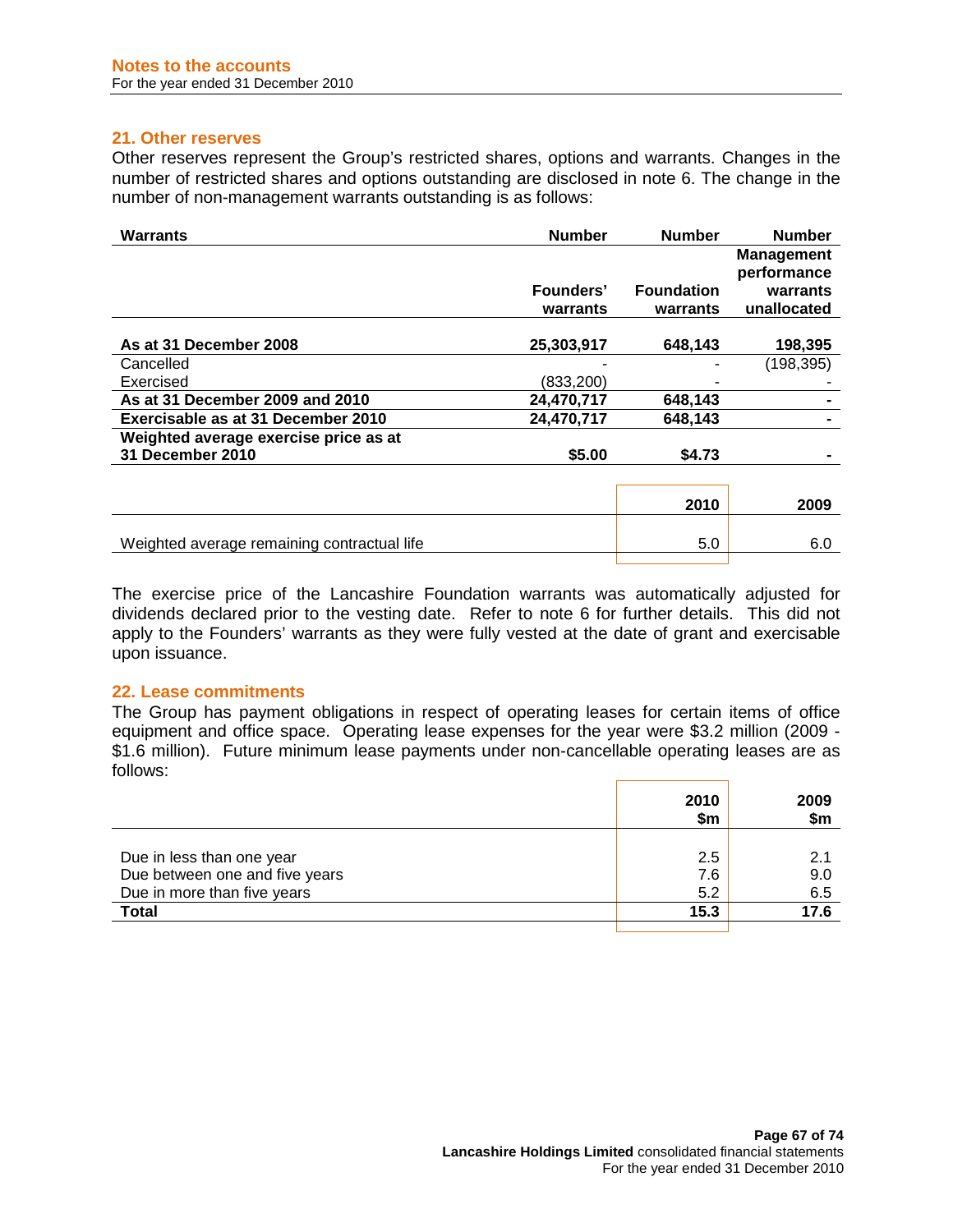## 21. Other reserves

Other reserves represent the Group's restricted shares, options and warrants. Changes in the number of restricted shares and options outstanding are disclosed in note 6. The change in the number of non-management warrants outstanding is as follows:

| Warrants | Number | Number | Number |
|---|---|---|---|
| | Founders' warrants | Foundation warrants | Management performance warrants unallocated |
| **As at 31 December 2008** | **25,303,917** | **648,143** | **198,395** |
| Cancelled | - | - | (198,395) |
| Exercised | (833,200) | - | - |
| **As at 31 December 2009 and 2010** | **24,470,717** | **648,143** | **-** |
| **Exercisable as at 31 December 2010** | **24,470,717** | **648,143** | **-** |
| **Weighted average exercise price as at 31 December 2010** | **$5.00** | **$4.73** | **-** |

| | 2010 | 2009 |
|---|---|---|
| Weighted average remaining contractual life | 5.0 | 6.0 |

The exercise price of the Lancashire Foundation warrants was automatically adjusted for dividends declared prior to the vesting date. Refer to note 6 for further details. This did not apply to the Founders' warrants as they were fully vested at the date of grant and exercisable upon issuance.

## 22. Lease commitments

The Group has payment obligations in respect of operating leases for certain items of office equipment and office space. Operating lease expenses for the year were $3.2 million (2009 - $1.6 million). Future minimum lease payments under non-cancellable operating leases are as follows:

| | 2010 $m | 2009 $m |
|---|---|---|
| Due in less than one year | 2.5 | 2.1 |
| Due between one and five years | 7.6 | 9.0 |
| Due in more than five years | 5.2 | 6.5 |
| **Total** | **15.3** | **17.6** |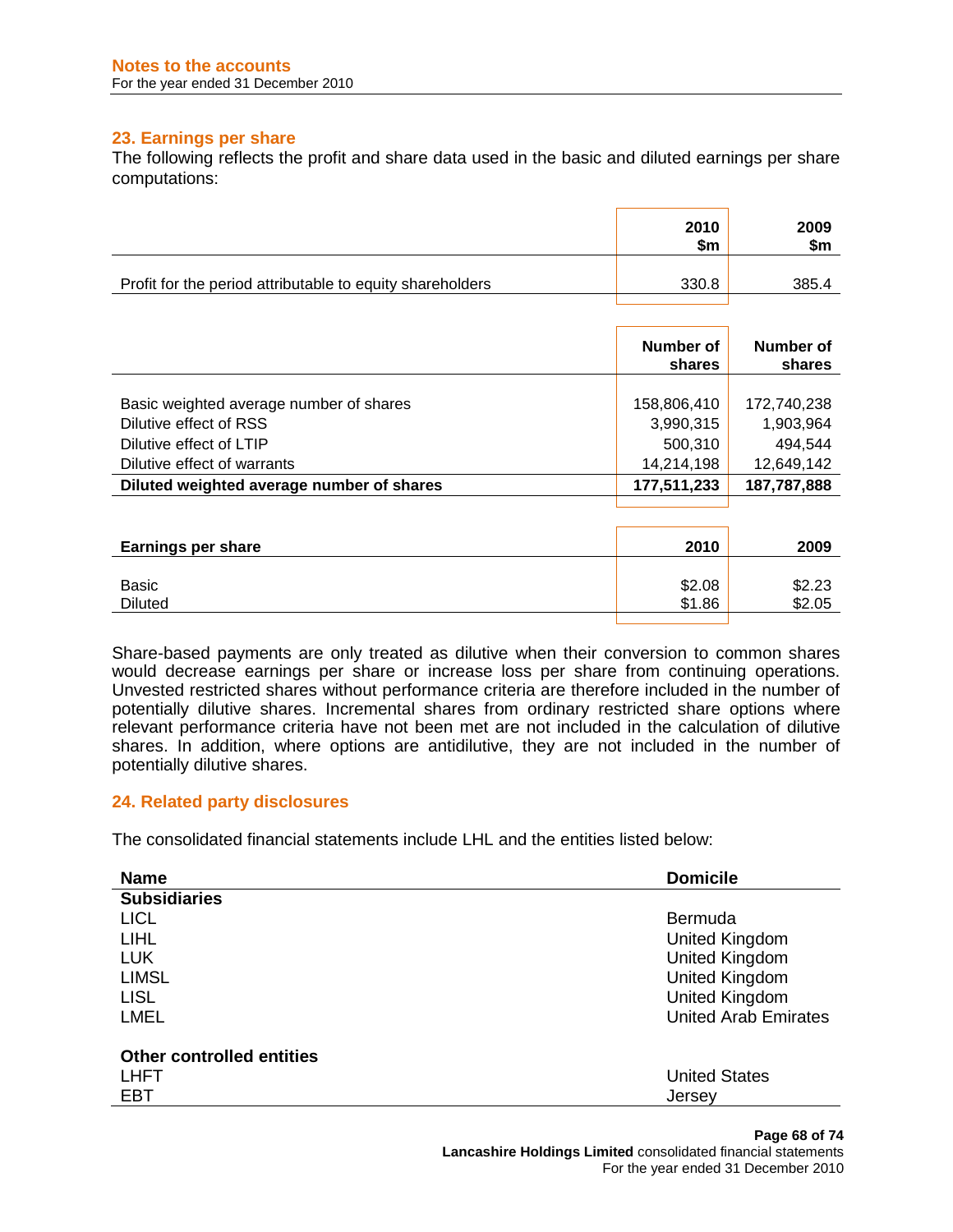## 23. Earnings per share

The following reflects the profit and share data used in the basic and diluted earnings per share computations:

| | 2010 $m | 2009 $m |
|---|---|---|
| Profit for the period attributable to equity shareholders | 330.8 | 385.4 |

| | Number of shares | Number of shares |
|---|---|---|
| Basic weighted average number of shares | 158,806,410 | 172,740,238 |
| Dilutive effect of RSS | 3,990,315 | 1,903,964 |
| Dilutive effect of LTIP | 500,310 | 494,544 |
| Dilutive effect of warrants | 14,214,198 | 12,649,142 |
| **Diluted weighted average number of shares** | **177,511,233** | **187,787,888** |

| **Earnings per share** | **2010** | **2009** |
|---|---|---|
| Basic | $2.08 | $2.23 |
| Diluted | $1.86 | $2.05 |

Share-based payments are only treated as dilutive when their conversion to common shares would decrease earnings per share or increase loss per share from continuing operations. Unvested restricted shares without performance criteria are therefore included in the number of potentially dilutive shares. Incremental shares from ordinary restricted share options where relevant performance criteria have not been met are not included in the calculation of dilutive shares. In addition, where options are antidilutive, they are not included in the number of potentially dilutive shares.

## 24. Related party disclosures

The consolidated financial statements include LHL and the entities listed below:

| **Name** | **Domicile** |
|---|---|
| **Subsidiaries** | |
| LICL | Bermuda |
| LIHL | United Kingdom |
| LUK | United Kingdom |
| LIMSL | United Kingdom |
| LISL | United Kingdom |
| LMEL | United Arab Emirates |
| **Other controlled entities** | |
| LHFT | United States |
| EBT | Jersey |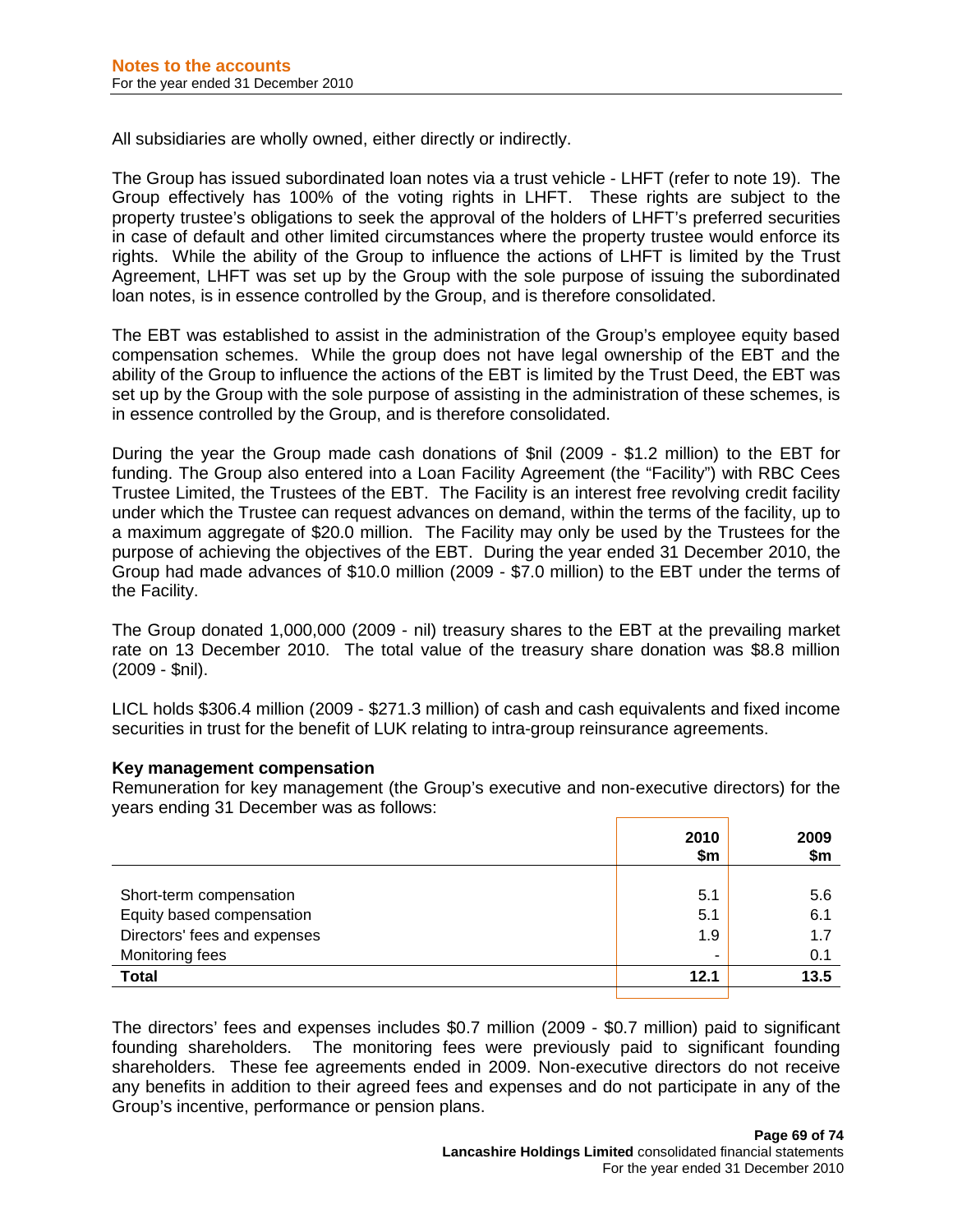All subsidiaries are wholly owned, either directly or indirectly.

The Group has issued subordinated loan notes via a trust vehicle - LHFT (refer to note 19). The Group effectively has 100% of the voting rights in LHFT. These rights are subject to the property trustee's obligations to seek the approval of the holders of LHFT's preferred securities in case of default and other limited circumstances where the property trustee would enforce its rights. While the ability of the Group to influence the actions of LHFT is limited by the Trust Agreement, LHFT was set up by the Group with the sole purpose of issuing the subordinated loan notes, is in essence controlled by the Group, and is therefore consolidated.

The EBT was established to assist in the administration of the Group's employee equity based compensation schemes. While the group does not have legal ownership of the EBT and the ability of the Group to influence the actions of the EBT is limited by the Trust Deed, the EBT was set up by the Group with the sole purpose of assisting in the administration of these schemes, is in essence controlled by the Group, and is therefore consolidated.

During the year the Group made cash donations of $nil (2009 - $1.2 million) to the EBT for funding. The Group also entered into a Loan Facility Agreement (the "Facility") with RBC Cees Trustee Limited, the Trustees of the EBT. The Facility is an interest free revolving credit facility under which the Trustee can request advances on demand, within the terms of the facility, up to a maximum aggregate of $20.0 million. The Facility may only be used by the Trustees for the purpose of achieving the objectives of the EBT. During the year ended 31 December 2010, the Group had made advances of $10.0 million (2009 - $7.0 million) to the EBT under the terms of the Facility.

The Group donated 1,000,000 (2009 - nil) treasury shares to the EBT at the prevailing market rate on 13 December 2010. The total value of the treasury share donation was $8.8 million (2009 - $nil).

LICL holds $306.4 million (2009 - $271.3 million) of cash and cash equivalents and fixed income securities in trust for the benefit of LUK relating to intra-group reinsurance agreements.

**Key management compensation**

Remuneration for key management (the Group's executive and non-executive directors) for the years ending 31 December was as follows:

| | 2010 $m | 2009 $m |
|---|---|---|
| Short-term compensation | 5.1 | 5.6 |
| Equity based compensation | 5.1 | 6.1 |
| Directors' fees and expenses | 1.9 | 1.7 |
| Monitoring fees | - | 0.1 |
| **Total** | **12.1** | **13.5** |

The directors' fees and expenses includes $0.7 million (2009 - $0.7 million) paid to significant founding shareholders. The monitoring fees were previously paid to significant founding shareholders. These fee agreements ended in 2009. Non-executive directors do not receive any benefits in addition to their agreed fees and expenses and do not participate in any of the Group's incentive, performance or pension plans.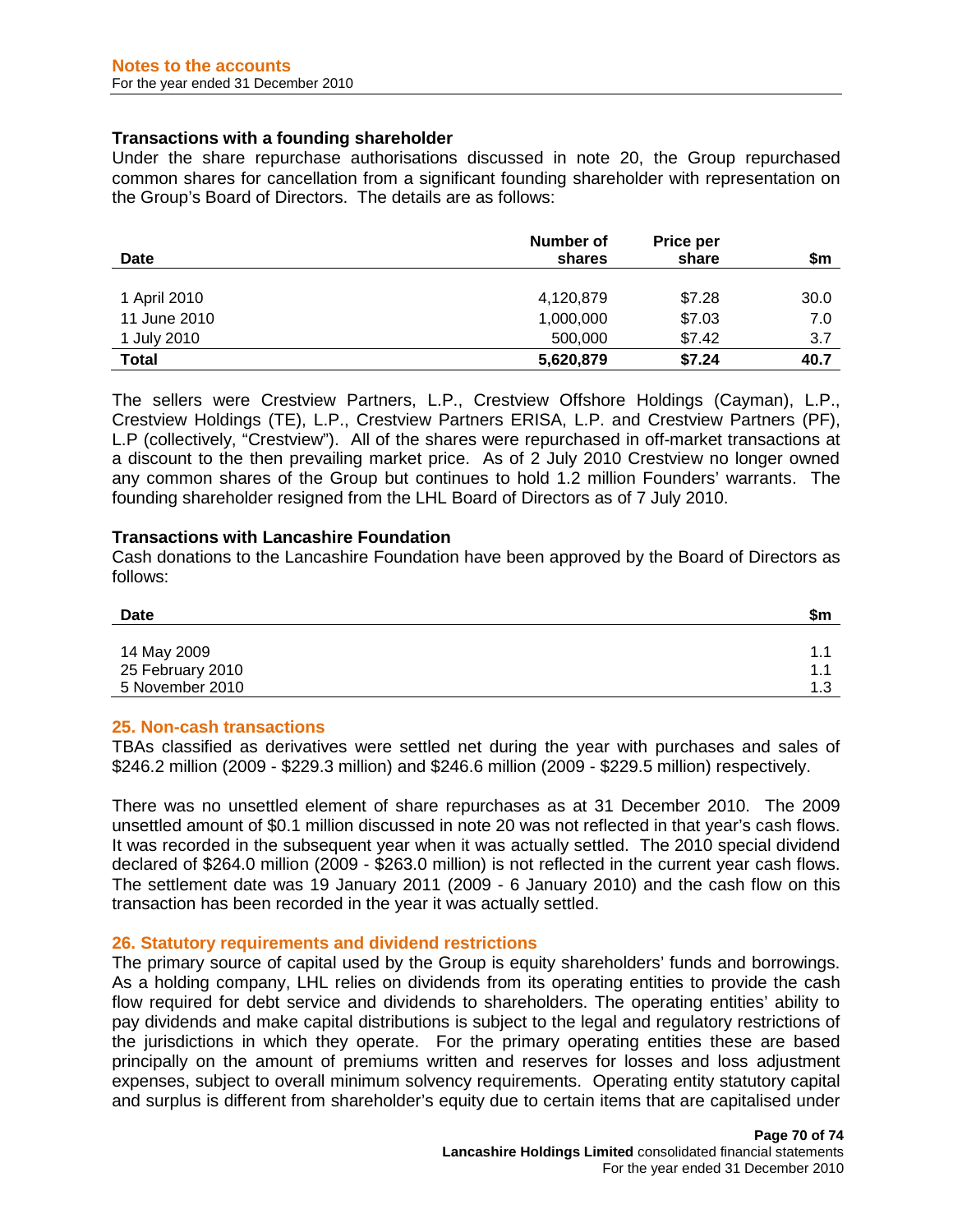### Transactions with a founding shareholder

Under the share repurchase authorisations discussed in note 20, the Group repurchased common shares for cancellation from a significant founding shareholder with representation on the Group's Board of Directors. The details are as follows:

| Date | Number of shares | Price per share | $m |
|---|---|---|---|
| 1 April 2010 | 4,120,879 | $7.28 | 30.0 |
| 11 June 2010 | 1,000,000 | $7.03 | 7.0 |
| 1 July 2010 | 500,000 | $7.42 | 3.7 |
| **Total** | **5,620,879** | **$7.24** | **40.7** |

The sellers were Crestview Partners, L.P., Crestview Offshore Holdings (Cayman), L.P., Crestview Holdings (TE), L.P., Crestview Partners ERISA, L.P. and Crestview Partners (PF), L.P (collectively, "Crestview"). All of the shares were repurchased in off-market transactions at a discount to the then prevailing market price. As of 2 July 2010 Crestview no longer owned any common shares of the Group but continues to hold 1.2 million Founders' warrants. The founding shareholder resigned from the LHL Board of Directors as of 7 July 2010.

### Transactions with Lancashire Foundation

Cash donations to the Lancashire Foundation have been approved by the Board of Directors as follows:

| Date | $m |
|---|---|
| 14 May 2009 | 1.1 |
| 25 February 2010 | 1.1 |
| 5 November 2010 | 1.3 |

## 25. Non-cash transactions

TBAs classified as derivatives were settled net during the year with purchases and sales of $246.2 million (2009 - $229.3 million) and $246.6 million (2009 - $229.5 million) respectively.

There was no unsettled element of share repurchases as at 31 December 2010. The 2009 unsettled amount of $0.1 million discussed in note 20 was not reflected in that year's cash flows. It was recorded in the subsequent year when it was actually settled. The 2010 special dividend declared of $264.0 million (2009 - $263.0 million) is not reflected in the current year cash flows. The settlement date was 19 January 2011 (2009 - 6 January 2010) and the cash flow on this transaction has been recorded in the year it was actually settled.

## 26. Statutory requirements and dividend restrictions

The primary source of capital used by the Group is equity shareholders' funds and borrowings. As a holding company, LHL relies on dividends from its operating entities to provide the cash flow required for debt service and dividends to shareholders. The operating entities' ability to pay dividends and make capital distributions is subject to the legal and regulatory restrictions of the jurisdictions in which they operate. For the primary operating entities these are based principally on the amount of premiums written and reserves for losses and loss adjustment expenses, subject to overall minimum solvency requirements. Operating entity statutory capital and surplus is different from shareholder's equity due to certain items that are capitalised under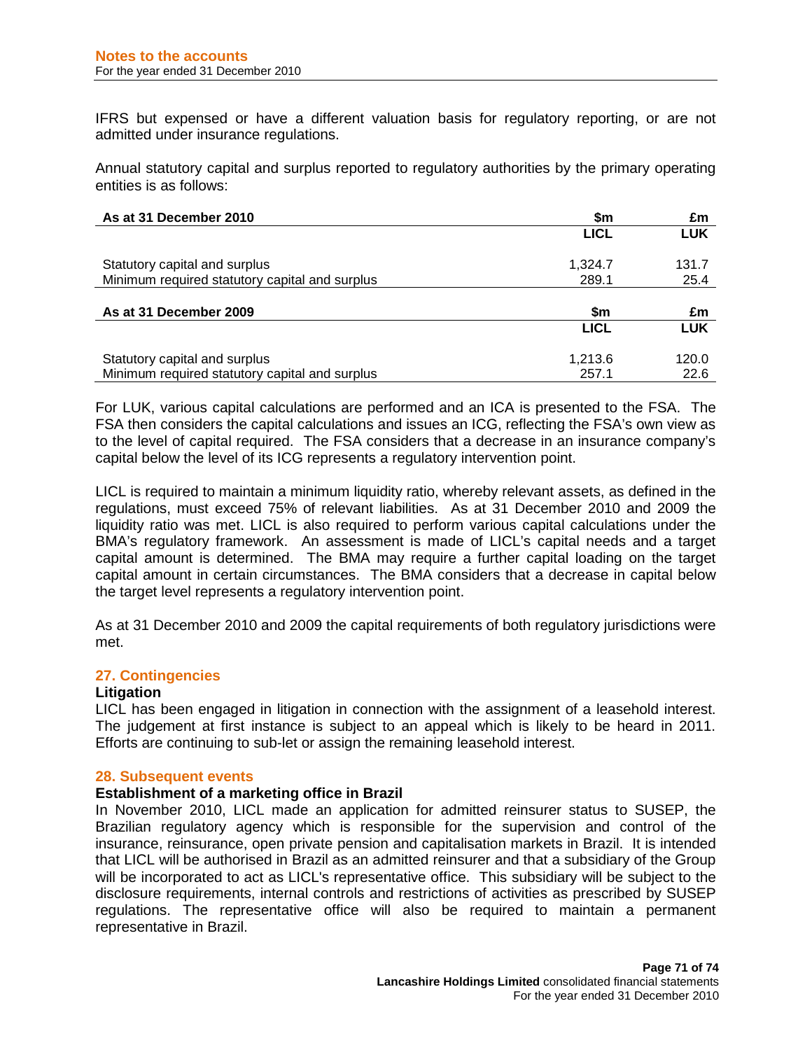IFRS but expensed or have a different valuation basis for regulatory reporting, or are not admitted under insurance regulations.

Annual statutory capital and surplus reported to regulatory authorities by the primary operating entities is as follows:

| As at 31 December 2010 | $m | £m |
|---|---|---|
| | LICL | LUK |
| Statutory capital and surplus | 1,324.7 | 131.7 |
| Minimum required statutory capital and surplus | 289.1 | 25.4 |

| As at 31 December 2009 | $m | £m |
|---|---|---|
| | LICL | LUK |
| Statutory capital and surplus | 1,213.6 | 120.0 |
| Minimum required statutory capital and surplus | 257.1 | 22.6 |

For LUK, various capital calculations are performed and an ICA is presented to the FSA. The FSA then considers the capital calculations and issues an ICG, reflecting the FSA's own view as to the level of capital required. The FSA considers that a decrease in an insurance company's capital below the level of its ICG represents a regulatory intervention point.

LICL is required to maintain a minimum liquidity ratio, whereby relevant assets, as defined in the regulations, must exceed 75% of relevant liabilities. As at 31 December 2010 and 2009 the liquidity ratio was met. LICL is also required to perform various capital calculations under the BMA's regulatory framework. An assessment is made of LICL's capital needs and a target capital amount is determined. The BMA may require a further capital loading on the target capital amount in certain circumstances. The BMA considers that a decrease in capital below the target level represents a regulatory intervention point.

As at 31 December 2010 and 2009 the capital requirements of both regulatory jurisdictions were met.

## 27. Contingencies

### Litigation

LICL has been engaged in litigation in connection with the assignment of a leasehold interest. The judgement at first instance is subject to an appeal which is likely to be heard in 2011. Efforts are continuing to sub-let or assign the remaining leasehold interest.

## 28. Subsequent events

### Establishment of a marketing office in Brazil

In November 2010, LICL made an application for admitted reinsurer status to SUSEP, the Brazilian regulatory agency which is responsible for the supervision and control of the insurance, reinsurance, open private pension and capitalisation markets in Brazil. It is intended that LICL will be authorised in Brazil as an admitted reinsurer and that a subsidiary of the Group will be incorporated to act as LICL's representative office. This subsidiary will be subject to the disclosure requirements, internal controls and restrictions of activities as prescribed by SUSEP regulations. The representative office will also be required to maintain a permanent representative in Brazil.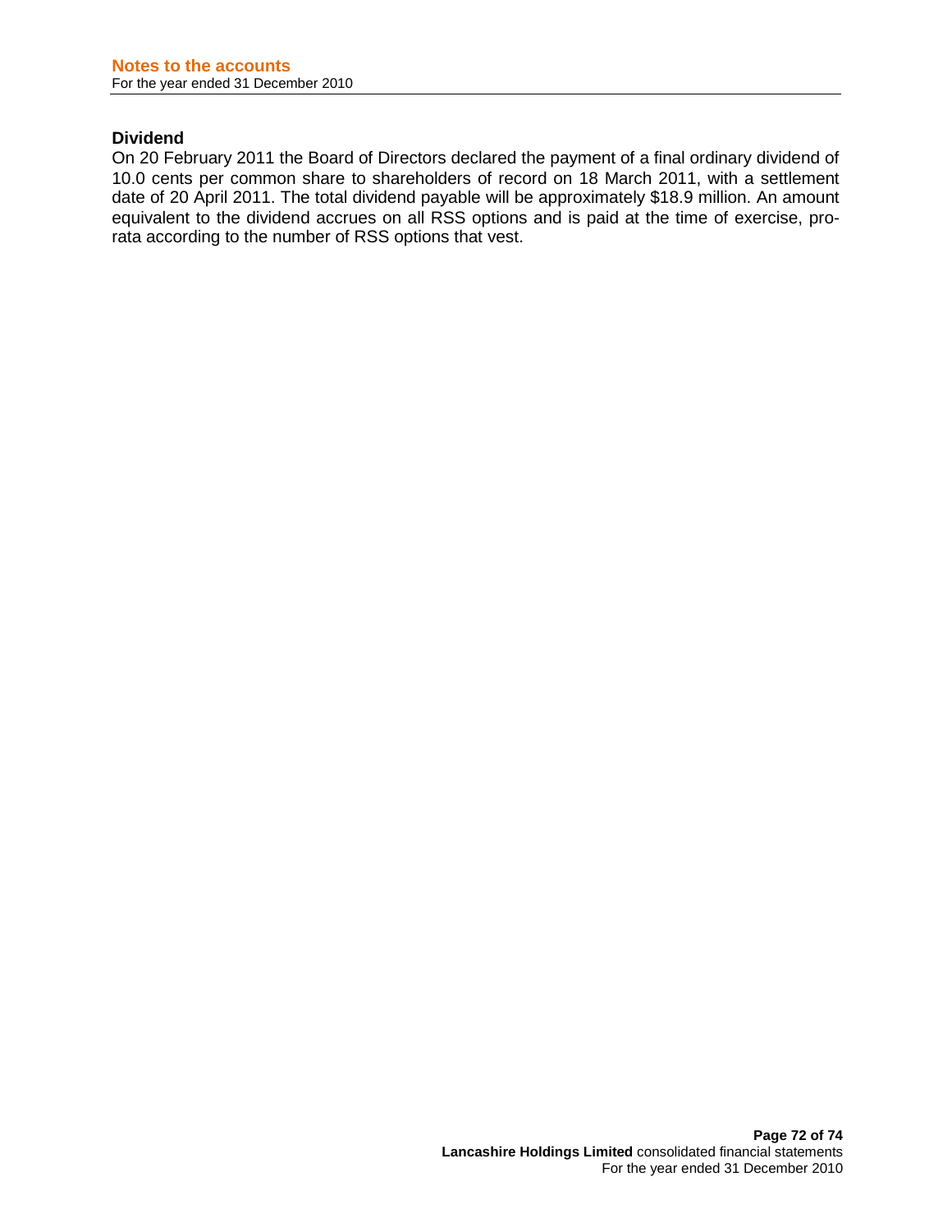### Dividend

On 20 February 2011 the Board of Directors declared the payment of a final ordinary dividend of 10.0 cents per common share to shareholders of record on 18 March 2011, with a settlement date of 20 April 2011. The total dividend payable will be approximately $18.9 million. An amount equivalent to the dividend accrues on all RSS options and is paid at the time of exercise, pro-rata according to the number of RSS options that vest.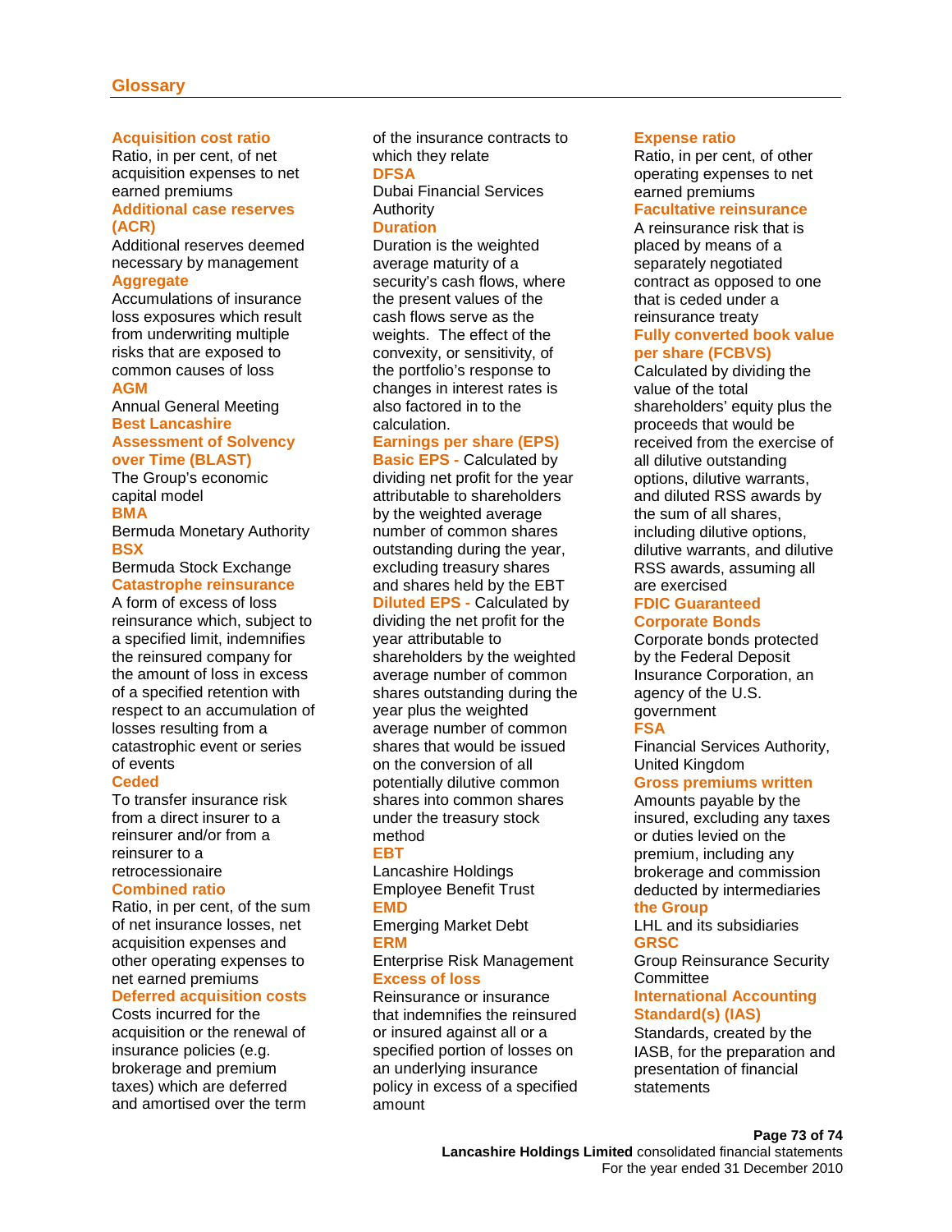## Glossary

**Acquisition cost ratio**
Ratio, in per cent, of net acquisition expenses to net earned premiums

**Additional case reserves (ACR)**
Additional reserves deemed necessary by management

**Aggregate**
Accumulations of insurance loss exposures which result from underwriting multiple risks that are exposed to common causes of loss

**AGM**
Annual General Meeting

**Best Lancashire Assessment of Solvency over Time (BLAST)**
The Group's economic capital model

**BMA**
Bermuda Monetary Authority

**BSX**
Bermuda Stock Exchange

**Catastrophe reinsurance**
A form of excess of loss reinsurance which, subject to a specified limit, indemnifies the reinsured company for the amount of loss in excess of a specified retention with respect to an accumulation of losses resulting from a catastrophic event or series of events

**Ceded**
To transfer insurance risk from a direct insurer to a reinsurer and/or from a reinsurer to a retrocessionaire

**Combined ratio**
Ratio, in per cent, of the sum of net insurance losses, net acquisition expenses and other operating expenses to net earned premiums

**Deferred acquisition costs**
Costs incurred for the acquisition or the renewal of insurance policies (e.g. brokerage and premium taxes) which are deferred and amortised over the term of the insurance contracts to which they relate

**DFSA**
Dubai Financial Services Authority

**Duration**
Duration is the weighted average maturity of a security's cash flows, where the present values of the cash flows serve as the weights. The effect of the convexity, or sensitivity, of the portfolio's response to changes in interest rates is also factored in to the calculation.

**Earnings per share (EPS)**

**Basic EPS -** Calculated by dividing net profit for the year attributable to shareholders by the weighted average number of common shares outstanding during the year, excluding treasury shares and shares held by the EBT

**Diluted EPS -** Calculated by dividing the net profit for the year attributable to shareholders by the weighted average number of common shares outstanding during the year plus the weighted average number of common shares that would be issued on the conversion of all potentially dilutive common shares into common shares under the treasury stock method

**EBT**
Lancashire Holdings Employee Benefit Trust

**EMD**
Emerging Market Debt

**ERM**
Enterprise Risk Management

**Excess of loss**
Reinsurance or insurance that indemnifies the reinsured or insured against all or a specified portion of losses on an underlying insurance policy in excess of a specified amount

**Expense ratio**
Ratio, in per cent, of other operating expenses to net earned premiums

**Facultative reinsurance**
A reinsurance risk that is placed by means of a separately negotiated contract as opposed to one that is ceded under a reinsurance treaty

**Fully converted book value per share (FCBVS)**
Calculated by dividing the value of the total shareholders' equity plus the proceeds that would be received from the exercise of all dilutive outstanding options, dilutive warrants, and diluted RSS awards by the sum of all shares, including dilutive options, dilutive warrants, and dilutive RSS awards, assuming all are exercised

**FDIC Guaranteed Corporate Bonds**
Corporate bonds protected by the Federal Deposit Insurance Corporation, an agency of the U.S. government

**FSA**
Financial Services Authority, United Kingdom

**Gross premiums written**
Amounts payable by the insured, excluding any taxes or duties levied on the premium, including any brokerage and commission deducted by intermediaries

**the Group**
LHL and its subsidiaries

**GRSC**
Group Reinsurance Security Committee

**International Accounting Standard(s) (IAS)**
Standards, created by the IASB, for the preparation and presentation of financial statements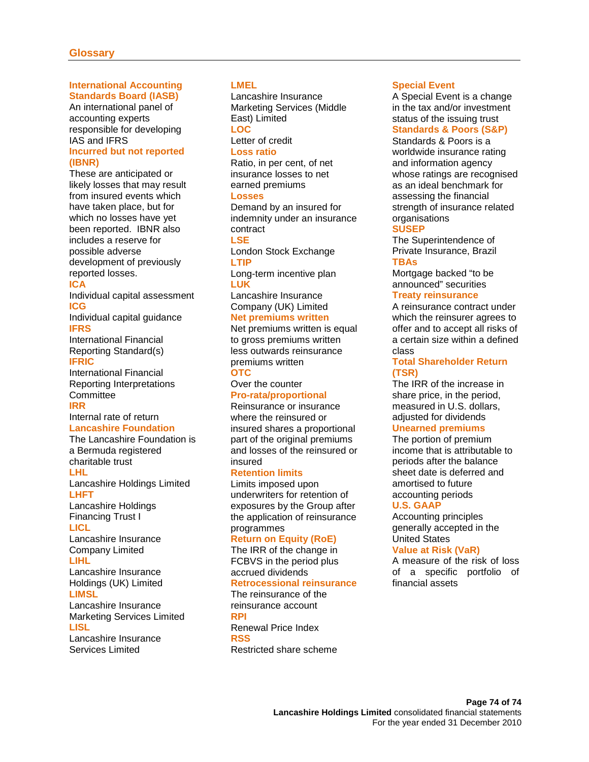## Glossary

**International Accounting Standards Board (IASB)**
An international panel of accounting experts responsible for developing IAS and IFRS

**Incurred but not reported (IBNR)**
These are anticipated or likely losses that may result from insured events which have taken place, but for which no losses have yet been reported. IBNR also includes a reserve for possible adverse development of previously reported losses.

**ICA**
Individual capital assessment

**ICG**
Individual capital guidance

**IFRS**
International Financial Reporting Standard(s)

**IFRIC**
International Financial Reporting Interpretations Committee

**IRR**
Internal rate of return

**Lancashire Foundation**
The Lancashire Foundation is a Bermuda registered charitable trust

**LHL**
Lancashire Holdings Limited

**LHFT**
Lancashire Holdings Financing Trust I

**LICL**
Lancashire Insurance Company Limited

**LIHL**
Lancashire Insurance Holdings (UK) Limited

**LIMSL**
Lancashire Insurance Marketing Services Limited

**LISL**
Lancashire Insurance Services Limited

**LMEL**
Lancashire Insurance Marketing Services (Middle East) Limited

**LOC**
Letter of credit

**Loss ratio**
Ratio, in per cent, of net insurance losses to net earned premiums

**Losses**
Demand by an insured for indemnity under an insurance contract

**LSE**
London Stock Exchange

**LTIP**
Long-term incentive plan

**LUK**
Lancashire Insurance Company (UK) Limited

**Net premiums written**
Net premiums written is equal to gross premiums written less outwards reinsurance premiums written

**OTC**
Over the counter

**Pro-rata/proportional**
Reinsurance or insurance where the reinsured or insured shares a proportional part of the original premiums and losses of the reinsured or insured

**Retention limits**
Limits imposed upon underwriters for retention of exposures by the Group after the application of reinsurance programmes

**Return on Equity (RoE)**
The IRR of the change in FCBVS in the period plus accrued dividends

**Retrocessional reinsurance**
The reinsurance of the reinsurance account

**RPI**
Renewal Price Index

**RSS**
Restricted share scheme

**Special Event**
A Special Event is a change in the tax and/or investment status of the issuing trust

**Standards & Poors (S&P)**
Standards & Poors is a worldwide insurance rating and information agency whose ratings are recognised as an ideal benchmark for assessing the financial strength of insurance related organisations

**SUSEP**
The Superintendence of Private Insurance, Brazil

**TBAs**
Mortgage backed "to be announced" securities

**Treaty reinsurance**
A reinsurance contract under which the reinsurer agrees to offer and to accept all risks of a certain size within a defined class

**Total Shareholder Return (TSR)**
The IRR of the increase in share price, in the period, measured in U.S. dollars, adjusted for dividends

**Unearned premiums**
The portion of premium income that is attributable to periods after the balance sheet date is deferred and amortised to future accounting periods

**U.S. GAAP**
Accounting principles generally accepted in the United States

**Value at Risk (VaR)**
A measure of the risk of loss of a specific portfolio of financial assets